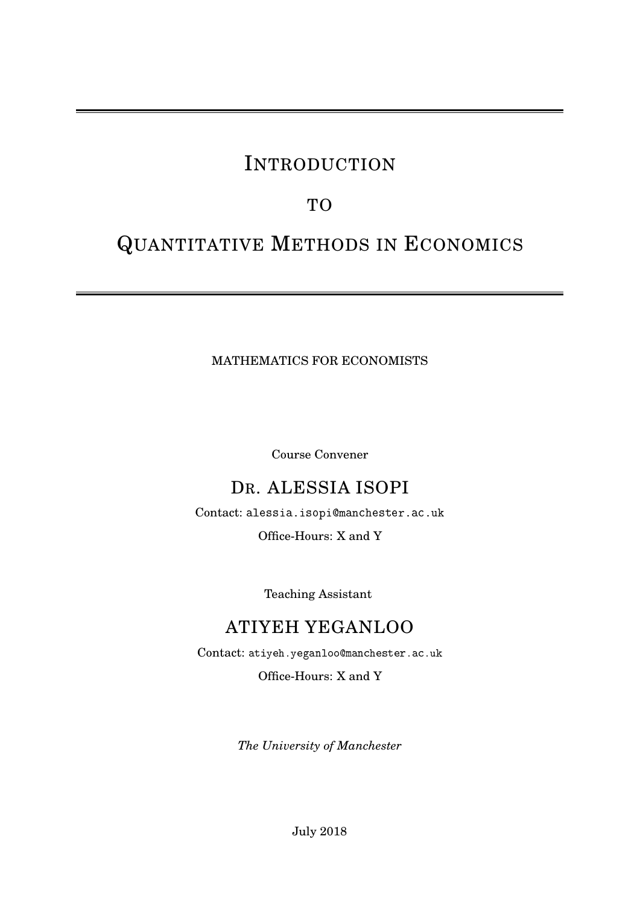---

# Introduction

# to

# Quantitative Methods in Economics

---

MATHEMATICS FOR ECONOMISTS

Course Convener

## Dr. ALESSIA ISOPI

Contact: alessia.isopi@manchester.ac.uk

Office-Hours: X and Y

Teaching Assistant

## ATIYEH YEGANLOO

Contact: atiyeh.yeganloo@manchester.ac.uk

Office-Hours: X and Y

*The University of Manchester*

July 2018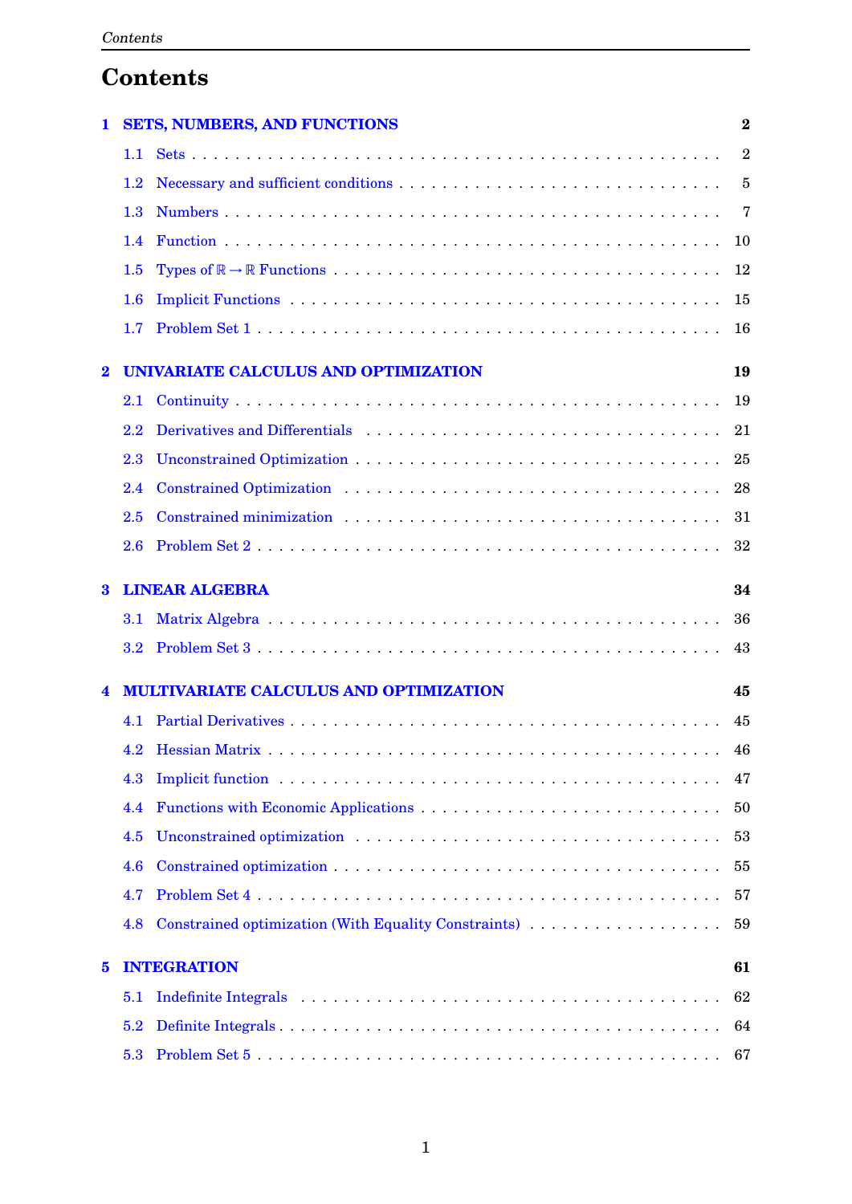# Contents

**1 SETS, NUMBERS, AND FUNCTIONS** **2**

- 1.1 Sets . . . 2
- 1.2 Necessary and sufficient conditions . . . 5
- 1.3 Numbers . . . 7
- 1.4 Function . . . 10
- 1.5 Types of $\mathbb{R} \to \mathbb{R}$ Functions . . . 12
- 1.6 Implicit Functions . . . 15
- 1.7 Problem Set 1 . . . 16

**2 UNIVARIATE CALCULUS AND OPTIMIZATION** **19**

- 2.1 Continuity . . . 19
- 2.2 Derivatives and Differentials . . . 21
- 2.3 Unconstrained Optimization . . . 25
- 2.4 Constrained Optimization . . . 28
- 2.5 Constrained minimization . . . 31
- 2.6 Problem Set 2 . . . 32

**3 LINEAR ALGEBRA** **34**

- 3.1 Matrix Algebra . . . 36
- 3.2 Problem Set 3 . . . 43

**4 MULTIVARIATE CALCULUS AND OPTIMIZATION** **45**

- 4.1 Partial Derivatives . . . 45
- 4.2 Hessian Matrix . . . 46
- 4.3 Implicit function . . . 47
- 4.4 Functions with Economic Applications . . . 50
- 4.5 Unconstrained optimization . . . 53
- 4.6 Constrained optimization . . . 55
- 4.7 Problem Set 4 . . . 57
- 4.8 Constrained optimization (With Equality Constraints) . . . 59

**5 INTEGRATION** **61**

- 5.1 Indefinite Integrals . . . 62
- 5.2 Definite Integrals . . . 64
- 5.3 Problem Set 5 . . . 67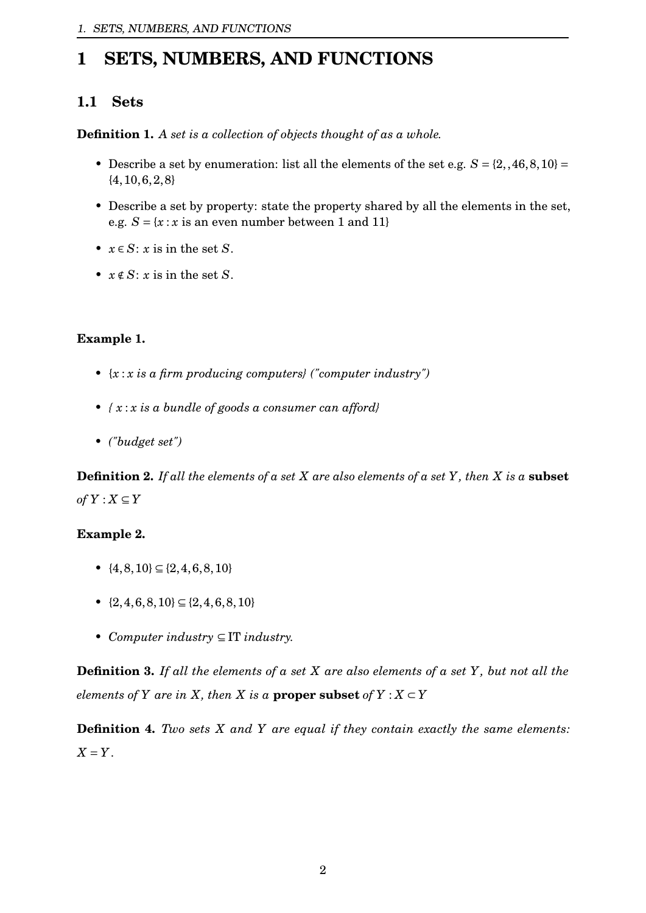# 1 SETS, NUMBERS, AND FUNCTIONS

## 1.1 Sets

**Definition 1.** *A set is a collection of objects thought of as a whole.*

- Describe a set by enumeration: list all the elements of the set e.g. $S = \{2,,46,8,10\} = \{4,10,6,2,8\}$
- Describe a set by property: state the property shared by all the elements in the set, e.g. $S = \{x : x \text{ is an even number between 1 and 11}\}$
- $x \in S$: $x$ is in the set $S$.
- $x \notin S$: $x$ is in the set $S$.

**Example 1.**

- $\{x : x$ *is a firm producing computers}* *("computer industry")*
- *{* $x : x$ *is a bundle of goods a consumer can afford}*
- *("budget set")*

**Definition 2.** *If all the elements of a set $X$ are also elements of a set $Y$, then $X$ is a* **subset** *of* $Y : X \subseteq Y$

**Example 2.**

- $\{4,8,10\} \subseteq \{2,4,6,8,10\}$
- $\{2,4,6,8,10\} \subseteq \{2,4,6,8,10\}$
- *Computer industry* $\subseteq$ IT *industry.*

**Definition 3.** *If all the elements of a set $X$ are also elements of a set $Y$, but not all the elements of $Y$ are in $X$, then $X$ is a* **proper subset** *of* $Y : X \subset Y$

**Definition 4.** *Two sets $X$ and $Y$ are equal if they contain exactly the same elements:* $X = Y$.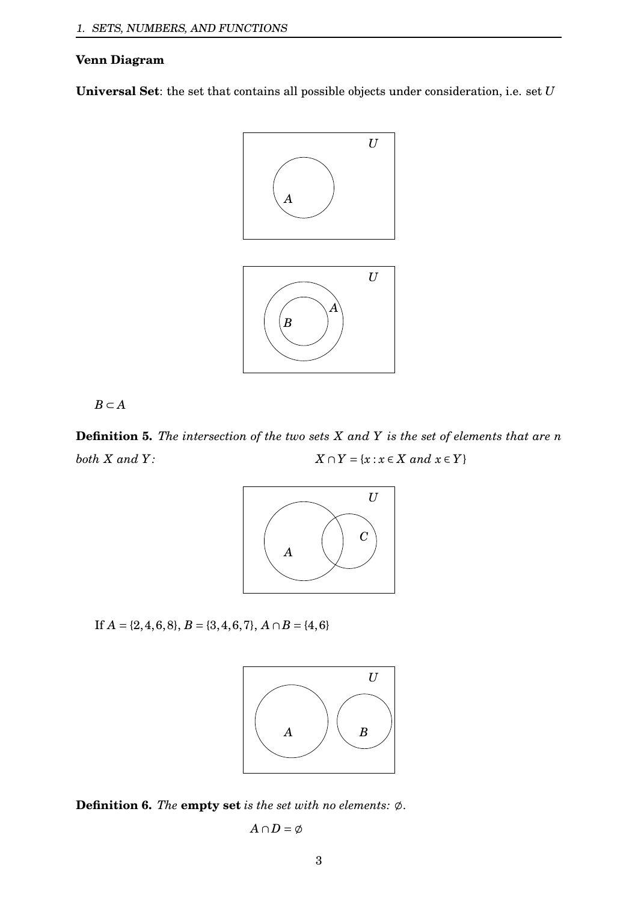**Venn Diagram**

**Universal Set**: the set that contains all possible objects under consideration, i.e. set $U$

$B \subset A$

**Definition 5.** *The intersection of the two sets $X$ and $Y$ is the set of elements that are n both $X$ and $Y$:* $X \cap Y = \{x : x \in X \text{ and } x \in Y\}$

If $A = \{2,4,6,8\}$, $B = \{3,4,6,7\}$, $A \cap B = \{4,6\}$

**Definition 6.** *The* **empty set** *is the set with no elements:* $\emptyset$.

$$A \cap D = \emptyset$$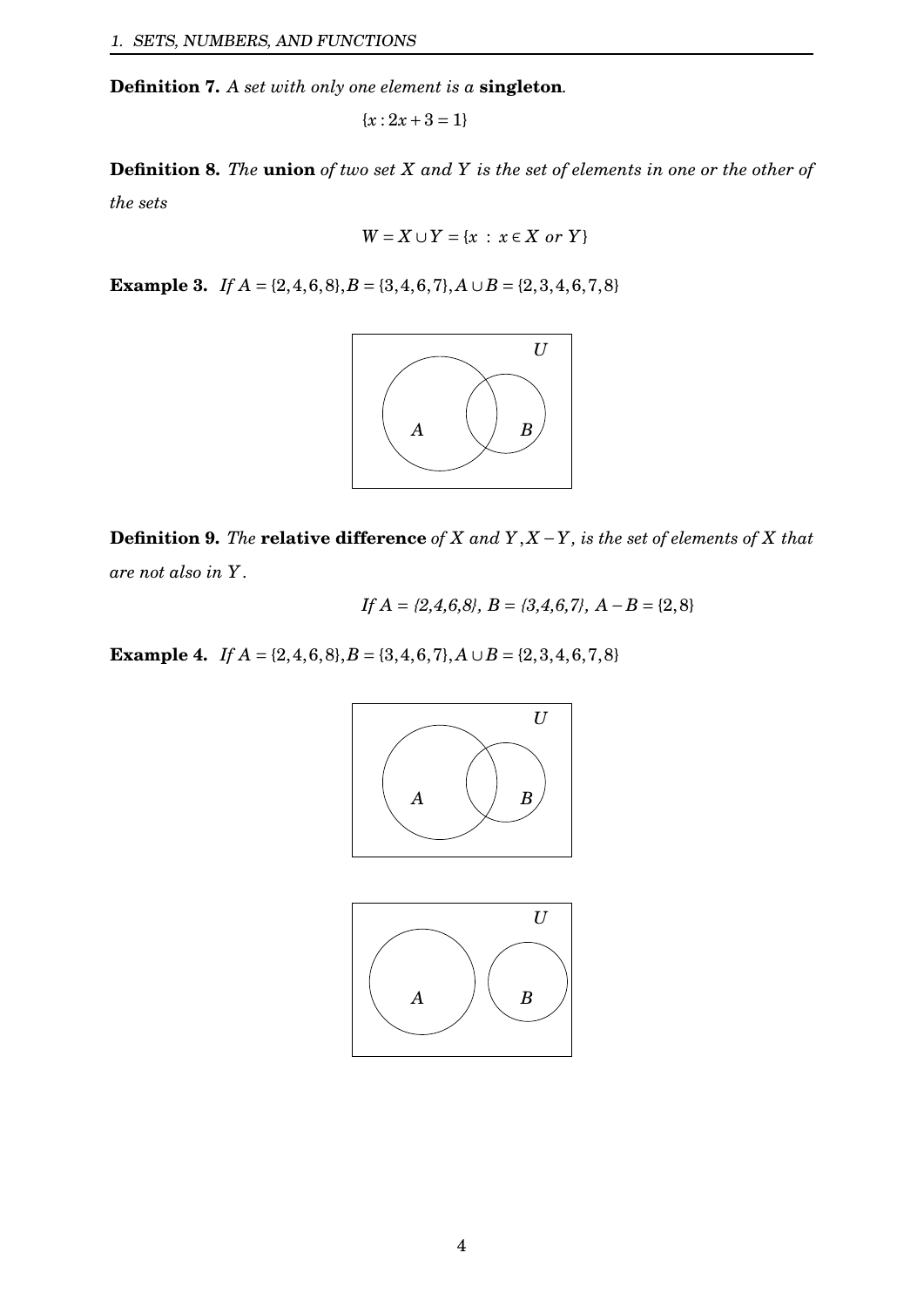**Definition 7.** *A set with only one element is a* **singleton***.*

$$\{x : 2x + 3 = 1\}$$

**Definition 8.** *The* **union** *of two set $X$ and $Y$ is the set of elements in one or the other of the sets*

$$W = X \cup Y = \{x \; : \; x \in X \; or \; Y\}$$

**Example 3.** *If* $A = \{2,4,6,8\}, B = \{3,4,6,7\}, A \cup B = \{2,3,4,6,7,8\}$

**Definition 9.** *The* **relative difference** *of $X$ and $Y$, $X - Y$, is the set of elements of $X$ that are not also in $Y$.*

$$If\ A = \{2,4,6,8\},\ B = \{3,4,6,7\},\ A - B = \{2,8\}$$

**Example 4.** *If* $A = \{2,4,6,8\}, B = \{3,4,6,7\}, A \cup B = \{2,3,4,6,7,8\}$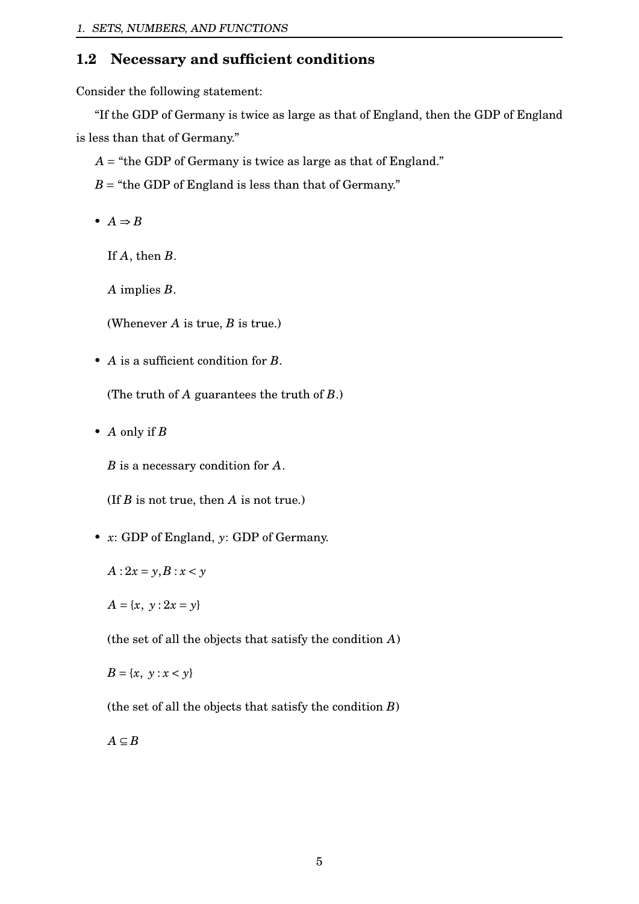## 1.2 Necessary and sufficient conditions

Consider the following statement:

"If the GDP of Germany is twice as large as that of England, then the GDP of England is less than that of Germany."

$A$ = "the GDP of Germany is twice as large as that of England."

$B$ = "the GDP of England is less than that of Germany."

- $A \Rightarrow B$

  If $A$, then $B$.

  $A$ implies $B$.

  (Whenever $A$ is true, $B$ is true.)

- $A$ is a sufficient condition for $B$.

  (The truth of $A$ guarantees the truth of $B$.)

- $A$ only if $B$

  $B$ is a necessary condition for $A$.

  (If $B$ is not true, then $A$ is not true.)

- $x$: GDP of England, $y$: GDP of Germany.

  $A : 2x = y, B : x < y$

  $A = \{x,\ y : 2x = y\}$

  (the set of all the objects that satisfy the condition $A$)

  $B = \{x,\ y : x < y\}$

  (the set of all the objects that satisfy the condition $B$)

  $A \subseteq B$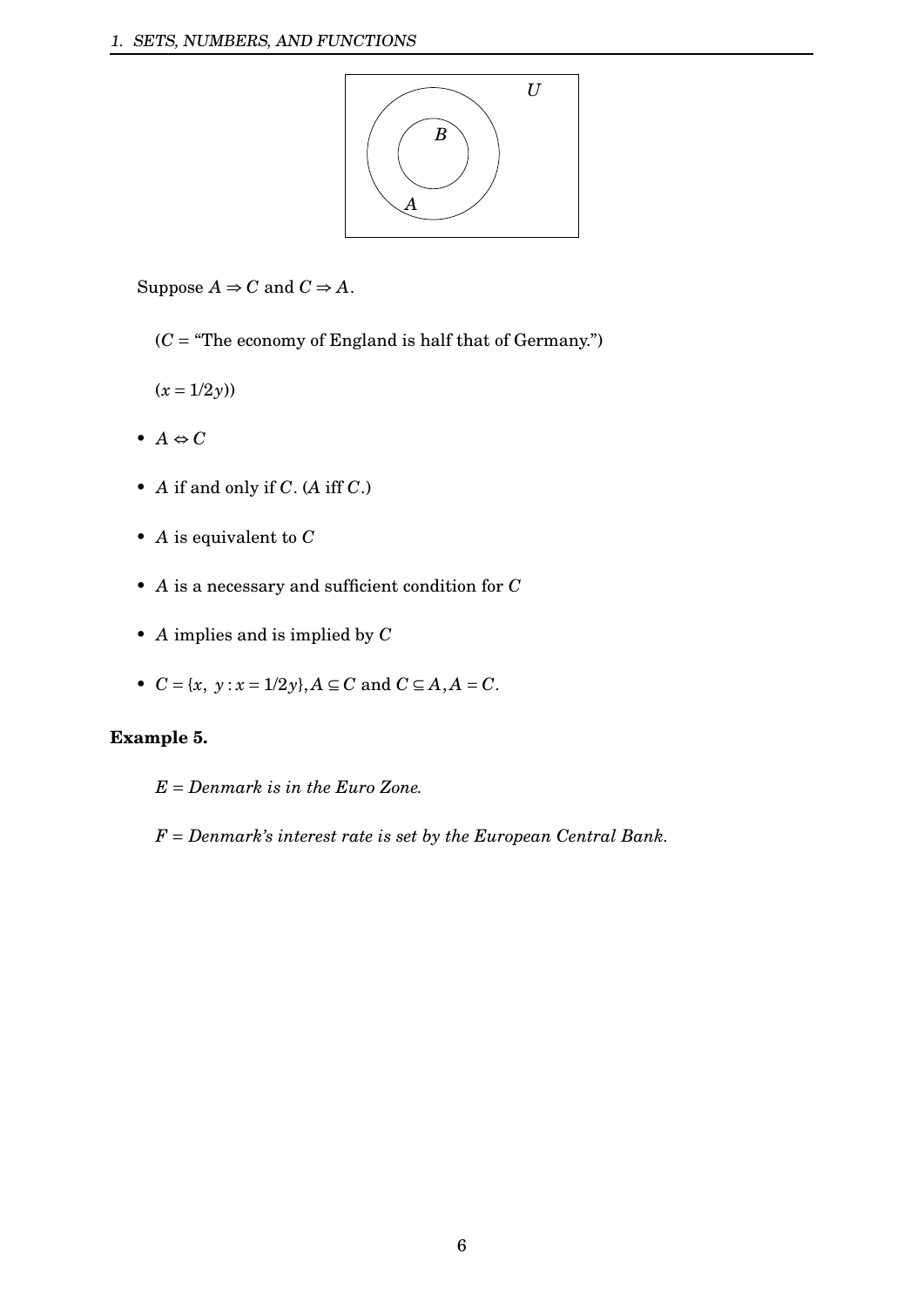Suppose $A \Rightarrow C$ and $C \Rightarrow A$.

($C$ = "The economy of England is half that of Germany.")

($x = 1/2y$))

- $A \Leftrightarrow C$
- $A$ if and only if $C$. ($A$ iff $C$.)
- $A$ is equivalent to $C$
- $A$ is a necessary and sufficient condition for $C$
- $A$ implies and is implied by $C$
- $C = \{x,\ y : x = 1/2y\}, A \subseteq C$ and $C \subseteq A, A = C$.

**Example 5.**

*$E$ = Denmark is in the Euro Zone.*

*$F$ = Denmark's interest rate is set by the European Central Bank.*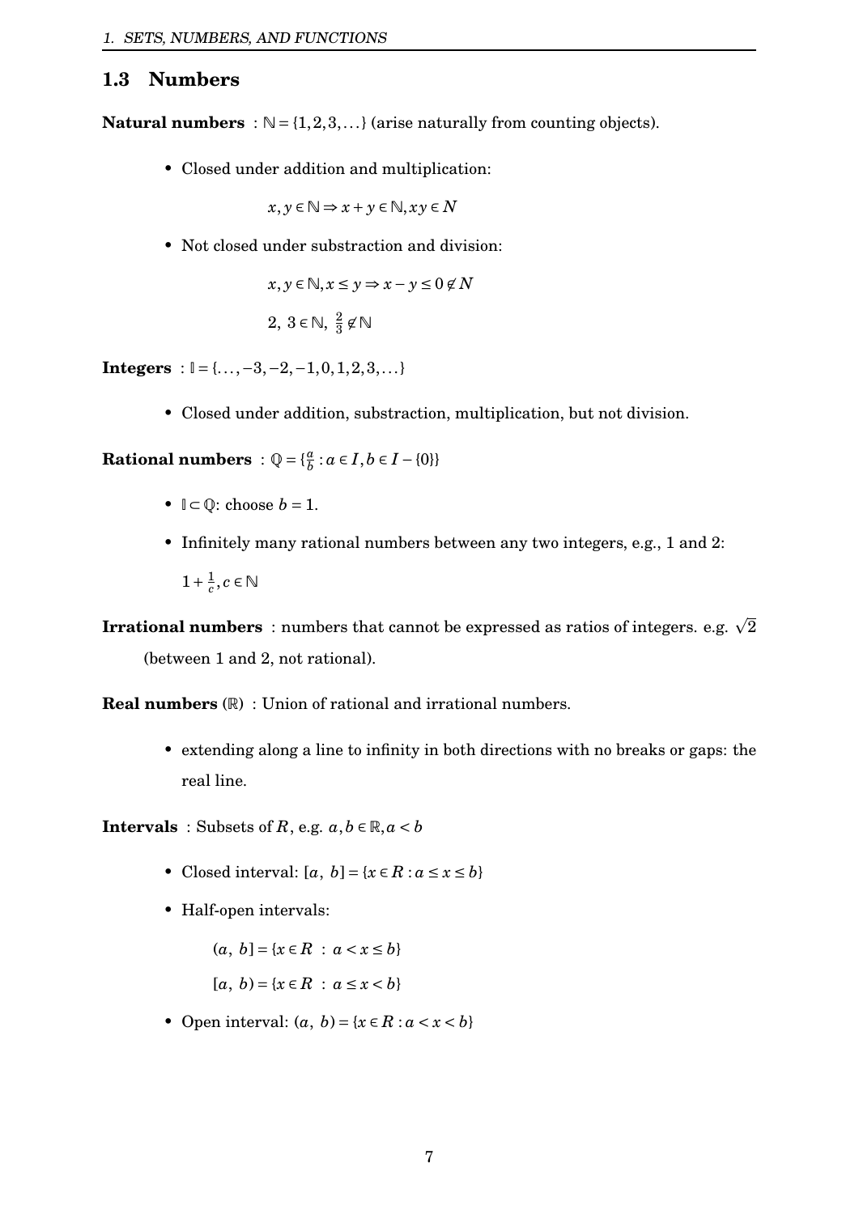## 1.3 Numbers

**Natural numbers** : $\mathbb{N} = \{1, 2, 3, \dots\}$ (arise naturally from counting objects).

- Closed under addition and multiplication:

  $$x, y \in \mathbb{N} \Rightarrow x + y \in \mathbb{N}, xy \in N$$

- Not closed under substraction and division:

  $$x, y \in \mathbb{N}, x \leq y \Rightarrow x - y \leq 0 \notin N$$

  $$2,\ 3 \in \mathbb{N},\ \tfrac{2}{3} \notin \mathbb{N}$$

**Integers** : $\mathbb{I} = \{\dots, -3, -2, -1, 0, 1, 2, 3, \dots\}$

- Closed under addition, substraction, multiplication, but not division.

**Rational numbers** : $\mathbb{Q} = \{\frac{a}{b} : a \in I, b \in I - \{0\}\}$

- $\mathbb{I} \subset \mathbb{Q}$: choose $b = 1$.
- Infinitely many rational numbers between any two integers, e.g., 1 and 2:

  $1 + \frac{1}{c}, c \in \mathbb{N}$

**Irrational numbers** : numbers that cannot be expressed as ratios of integers. e.g. $\sqrt{2}$ (between 1 and 2, not rational).

**Real numbers** ($\mathbb{R}$) : Union of rational and irrational numbers.

- extending along a line to infinity in both directions with no breaks or gaps: the real line.

**Intervals** : Subsets of $R$, e.g. $a, b \in \mathbb{R}, a < b$

- Closed interval: $[a,\ b] = \{x \in R : a \leq x \leq b\}$
- Half-open intervals:

  $(a,\ b] = \{x \in R\ :\ a < x \leq b\}$

  $[a,\ b) = \{x \in R\ :\ a \leq x < b\}$

- Open interval: $(a,\ b) = \{x \in R : a < x < b\}$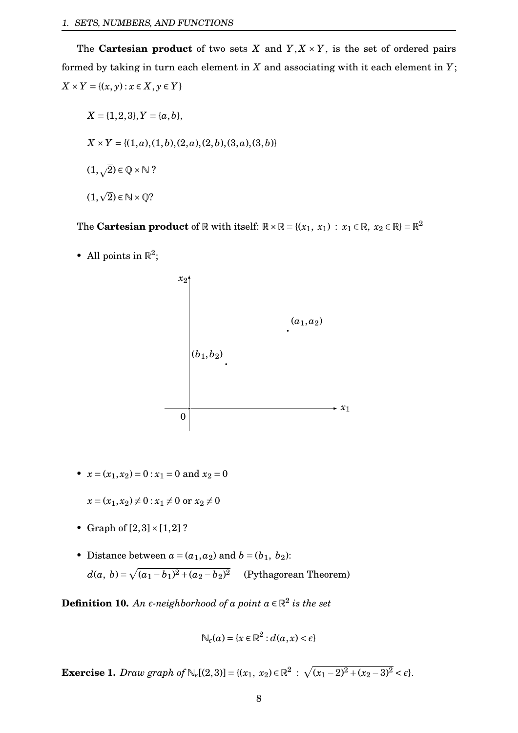The **Cartesian product** of two sets $X$ and $Y, X \times Y$, is the set of ordered pairs formed by taking in turn each element in $X$ and associating with it each element in $Y$; $X \times Y = \{(x, y) : x \in X, y \in Y\}$

$X = \{1, 2, 3\}, Y = \{a, b\}$,

$X \times Y = \{(1, a), (1, b), (2, a), (2, b), (3, a), (3, b)\}$

$(1, \sqrt{2}) \in \mathbb{Q} \times \mathbb{N}$ ?

$(1, \sqrt{2}) \in \mathbb{N} \times \mathbb{Q}$?

The **Cartesian product** of $\mathbb{R}$ with itself: $\mathbb{R} \times \mathbb{R} = \{(x_1,\ x_1) \ : \ x_1 \in \mathbb{R},\ x_2 \in \mathbb{R}\} = \mathbb{R}^2$

- All points in $\mathbb{R}^2$;

- $x = (x_1, x_2) = 0 : x_1 = 0$ and $x_2 = 0$

  $x = (x_1, x_2) \neq 0 : x_1 \neq 0$ or $x_2 \neq 0$

- Graph of $[2, 3] \times [1, 2]$ ?

- Distance between $a = (a_1, a_2)$ and $b = (b_1,\ b_2)$:
  $d(a,\ b) = \sqrt{(a_1 - b_1)^2 + (a_2 - b_2)^2}$ (Pythagorean Theorem)

**Definition 10.** *An $\epsilon$-neighborhood of a point $a \in \mathbb{R}^2$ is the set*

$$\mathbb{N}_\epsilon(a) = \{x \in \mathbb{R}^2 : d(a, x) < \epsilon\}$$

**Exercise 1.** *Draw graph of* $\mathbb{N}_\epsilon[(2, 3)] = \{(x_1,\ x_2) \in \mathbb{R}^2 \ : \ \sqrt{(x_1 - 2)^2 + (x_2 - 3)^2} < \epsilon\}$.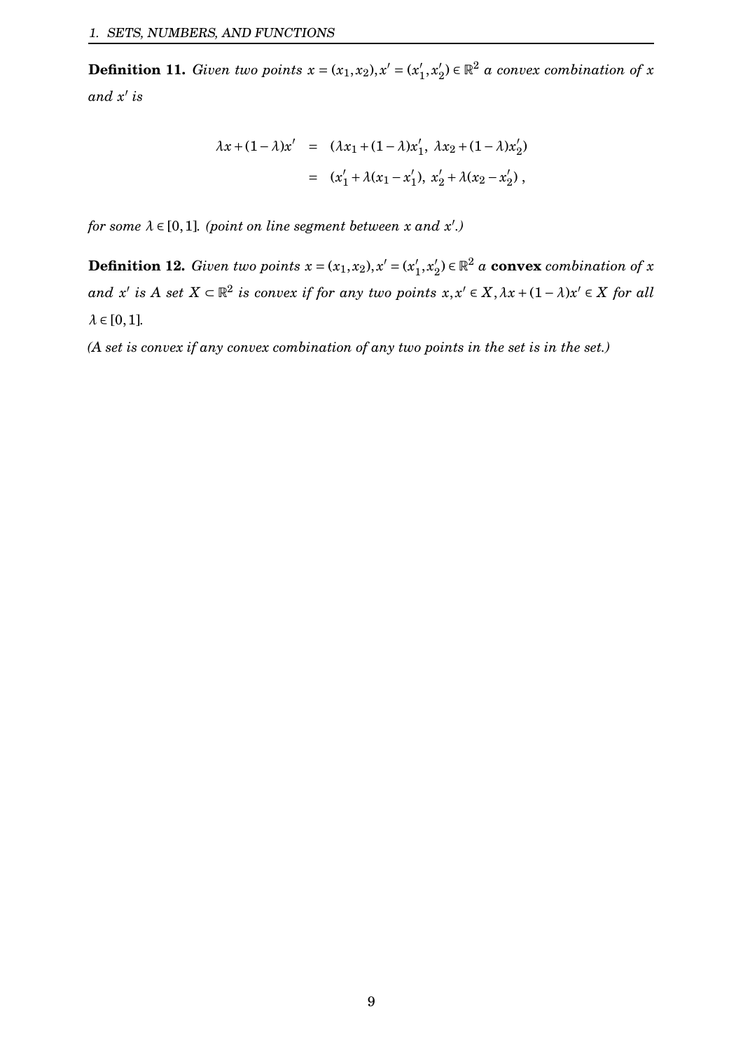**Definition 11.** *Given two points $x = (x_1, x_2), x' = (x'_1, x'_2) \in \mathbb{R}^2$ a convex combination of $x$ and $x'$ is*

$$
\begin{aligned}
\lambda x + (1-\lambda)x' &= (\lambda x_1 + (1-\lambda)x'_1,\ \lambda x_2 + (1-\lambda)x'_2) \\
&= (x'_1 + \lambda(x_1 - x'_1),\ x'_2 + \lambda(x_2 - x'_2)),
\end{aligned}
$$

*for some $\lambda \in [0,1]$. (point on line segment between $x$ and $x'$.)*

**Definition 12.** *Given two points $x = (x_1, x_2), x' = (x'_1, x'_2) \in \mathbb{R}^2$ a* **convex** *combination of $x$ and $x'$ is A set $X \subset \mathbb{R}^2$ is convex if for any two points $x, x' \in X, \lambda x + (1-\lambda)x' \in X$ for all $\lambda \in [0,1]$.*

*(A set is convex if any convex combination of any two points in the set is in the set.)*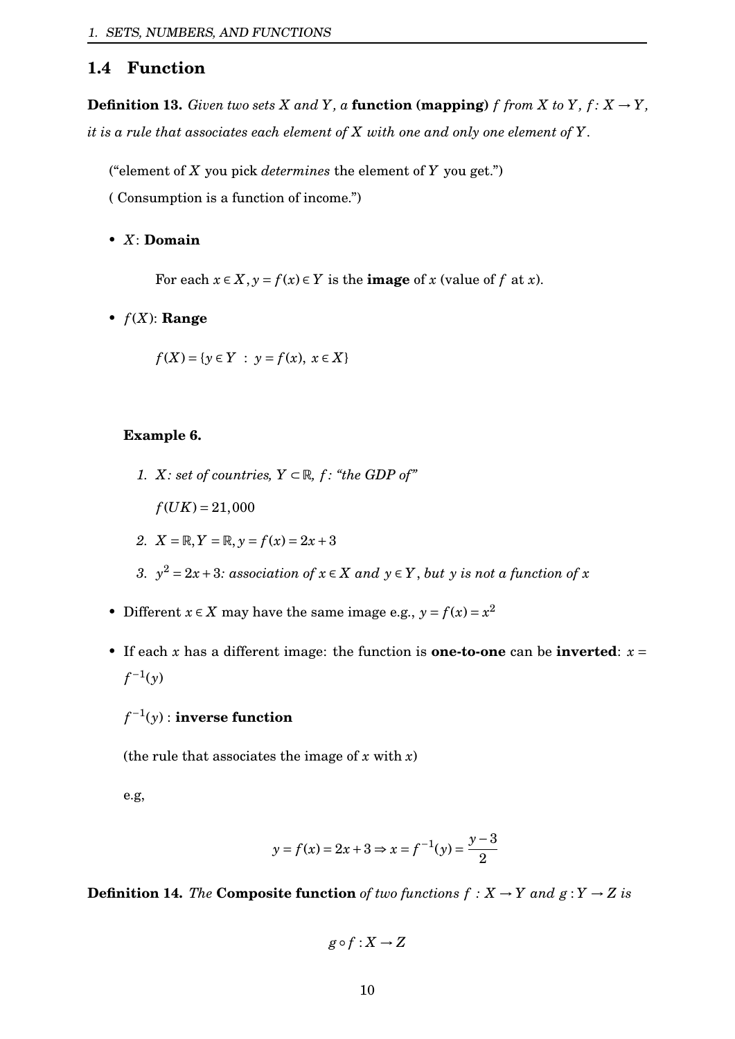## 1.4 Function

**Definition 13.** *Given two sets $X$ and $Y$, a* **function (mapping)** *$f$ from $X$ to $Y$, $f : X \to Y$, it is a rule that associates each element of $X$ with one and only one element of $Y$.*

("element of $X$ you pick *determines* the element of $Y$ you get.")

( Consumption is a function of income.")

- $X$: **Domain**

  For each $x \in X, y = f(x) \in Y$ is the **image** of $x$ (value of $f$ at $x$).

- $f(X)$: **Range**

  $f(X) = \{y \in Y \ : \ y = f(x), \ x \in X\}$

**Example 6.**

1. *$X$: set of countries, $Y \subset \mathbb{R}$, $f$: "the GDP of"*

   $f(UK) = 21,000$

2. $X = \mathbb{R}, Y = \mathbb{R}, y = f(x) = 2x + 3$

3. *$y^2 = 2x + 3$: association of $x \in X$ and $y \in Y$, but $y$ is not a function of $x$*

- Different $x \in X$ may have the same image e.g., $y = f(x) = x^2$

- If each $x$ has a different image: the function is **one-to-one** can be **inverted**: $x = f^{-1}(y)$

  $f^{-1}(y)$ : **inverse function**

  (the rule that associates the image of $x$ with $x$)

  e.g,

$$y = f(x) = 2x + 3 \Rightarrow x = f^{-1}(y) = \frac{y-3}{2}$$

**Definition 14.** *The* **Composite function** *of two functions $f : X \to Y$ and $g : Y \to Z$ is*

$$g \circ f : X \to Z$$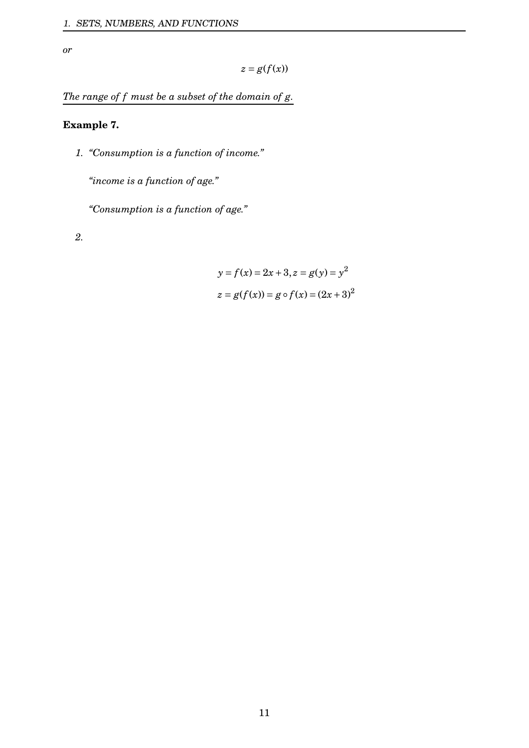*or*

$$z = g(f(x))$$

*The range of $f$ must be a subset of the domain of $g$.*

**Example 7.**

1. *"Consumption is a function of income."*

   *"income is a function of age."*

   *"Consumption is a function of age."*

2. 

$$y = f(x) = 2x + 3, z = g(y) = y^2$$

$$z = g(f(x)) = g \circ f(x) = (2x + 3)^2$$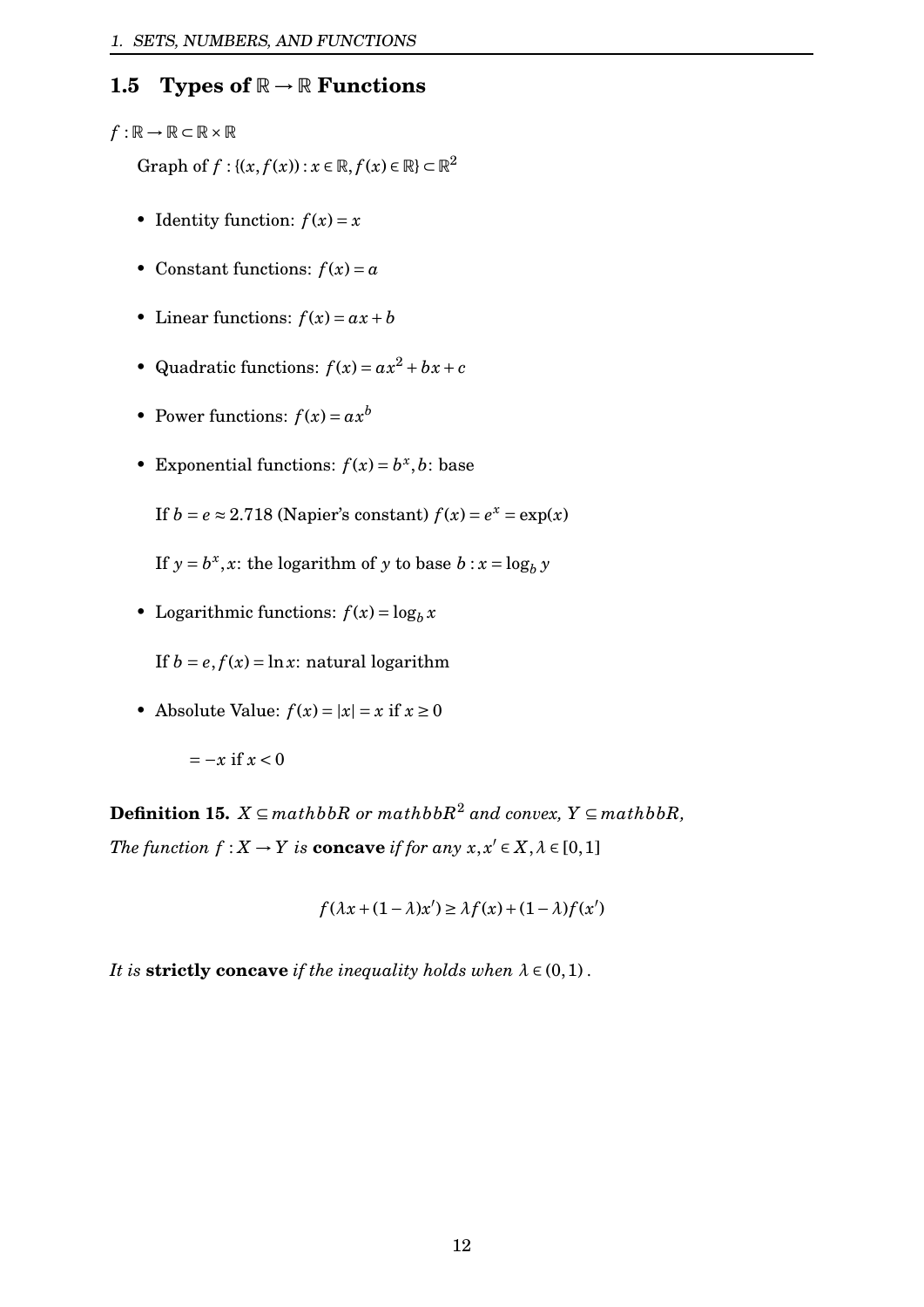## 1.5 Types of $\mathbb{R} \to \mathbb{R}$ Functions

$f : \mathbb{R} \to \mathbb{R} \subset \mathbb{R} \times \mathbb{R}$

Graph of $f : \{(x, f(x)) : x \in \mathbb{R}, f(x) \in \mathbb{R}\} \subset \mathbb{R}^2$

- Identity function: $f(x) = x$
- Constant functions: $f(x) = a$
- Linear functions: $f(x) = ax + b$
- Quadratic functions: $f(x) = ax^2 + bx + c$
- Power functions: $f(x) = ax^b$
- Exponential functions: $f(x) = b^x, b$: base

  If $b = e \approx 2.718$ (Napier's constant) $f(x) = e^x = \exp(x)$

  If $y = b^x, x$: the logarithm of $y$ to base $b : x = \log_b y$
- Logarithmic functions: $f(x) = \log_b x$

  If $b = e, f(x) = \ln x$: natural logarithm
- Absolute Value: $f(x) = |x| = x$ if $x \geq 0$

  $= -x$ if $x < 0$

**Definition 15.** *$X \subseteq mathbbR$ or $mathbbR^2$ and convex, $Y \subseteq mathbbR$,*
*The function $f : X \to Y$ is* **concave** *if for any $x, x' \in X, \lambda \in [0,1]$*

$$f(\lambda x + (1-\lambda)x') \geq \lambda f(x) + (1-\lambda) f(x')$$

*It is* **strictly concave** *if the inequality holds when $\lambda \in (0,1)$.*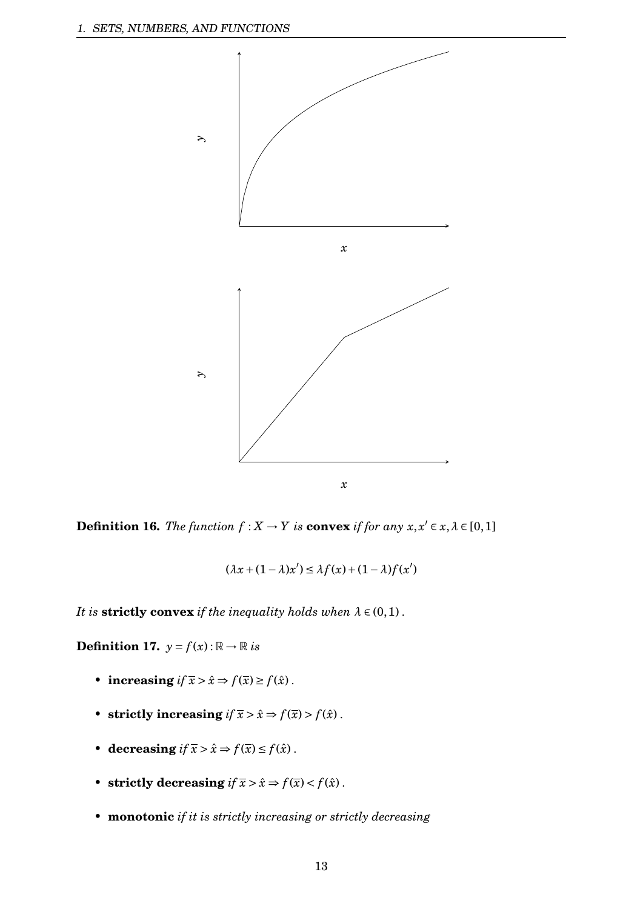**Definition 16.** *The function* $f : X \to Y$ *is* **convex** *if for any* $x, x' \in x, \lambda \in [0,1]$

$$(\lambda x + (1-\lambda)x') \leq \lambda f(x) + (1-\lambda) f(x')$$

*It is* **strictly convex** *if the inequality holds when* $\lambda \in (0,1)$.

**Definition 17.** $y = f(x) : \mathbb{R} \to \mathbb{R}$ *is*

- **increasing** *if* $\overline{x} > \hat{x} \Rightarrow f(\overline{x}) \geq f(\hat{x})$.
- **strictly increasing** *if* $\overline{x} > \hat{x} \Rightarrow f(\overline{x}) > f(\hat{x})$.
- **decreasing** *if* $\overline{x} > \hat{x} \Rightarrow f(\overline{x}) \leq f(\hat{x})$.
- **strictly decreasing** *if* $\overline{x} > \hat{x} \Rightarrow f(\overline{x}) < f(\hat{x})$.
- **monotonic** *if it is strictly increasing or strictly decreasing*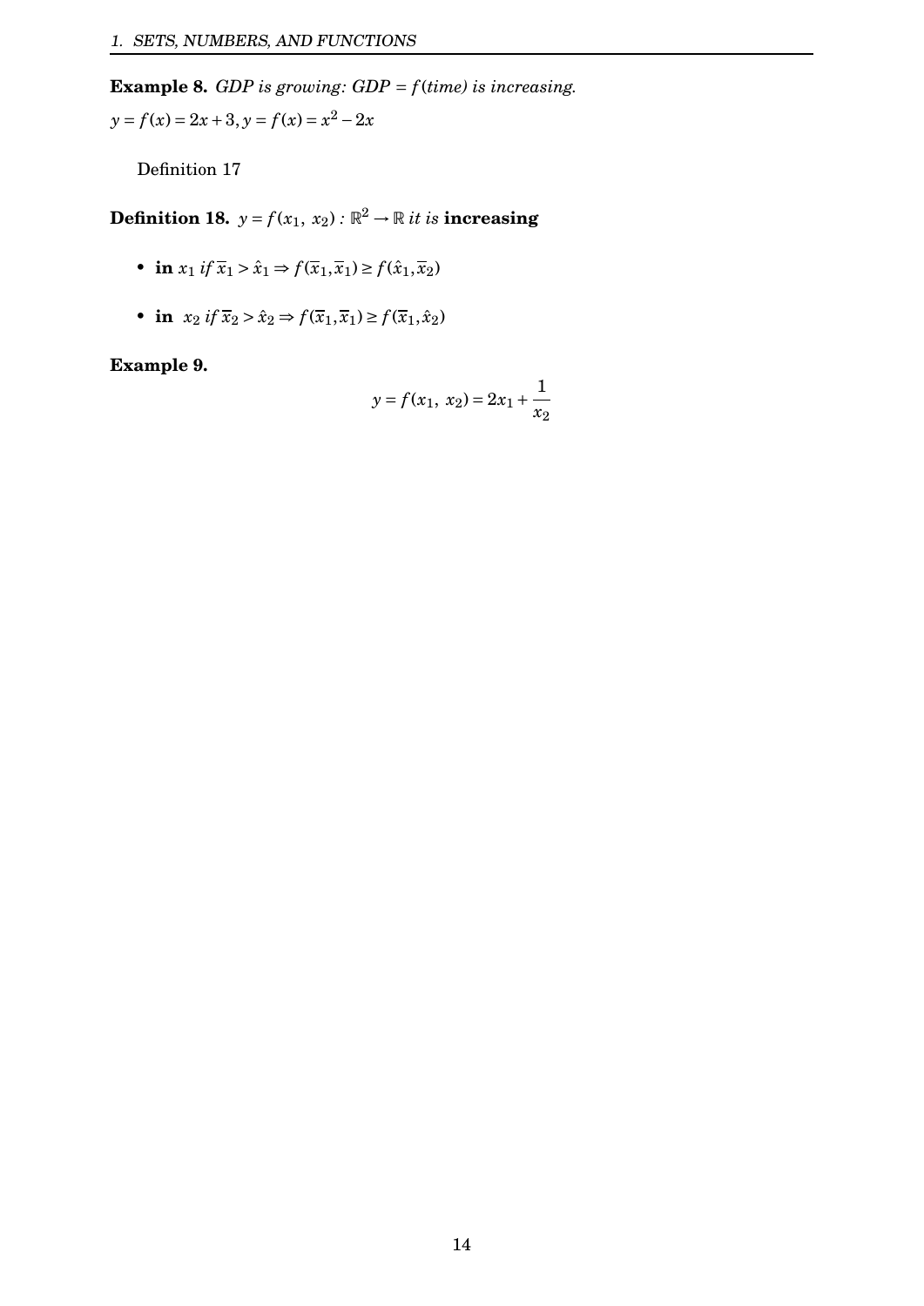**Example 8.** *GDP is growing: GDP = f(time) is increasing.*

$y = f(x) = 2x + 3, y = f(x) = x^2 - 2x$

Definition 17

**Definition 18.** $y = f(x_1,\ x_2) : \mathbb{R}^2 \to \mathbb{R}$ *it is* **increasing**

- **in** $x_1$ *if* $\overline{x}_1 > \hat{x}_1 \Rightarrow f(\overline{x}_1, \overline{x}_1) \geq f(\hat{x}_1, \overline{x}_2)$
- **in** $x_2$ *if* $\overline{x}_2 > \hat{x}_2 \Rightarrow f(\overline{x}_1, \overline{x}_1) \geq f(\overline{x}_1, \hat{x}_2)$

**Example 9.**

$$y = f(x_1,\ x_2) = 2x_1 + \frac{1}{x_2}$$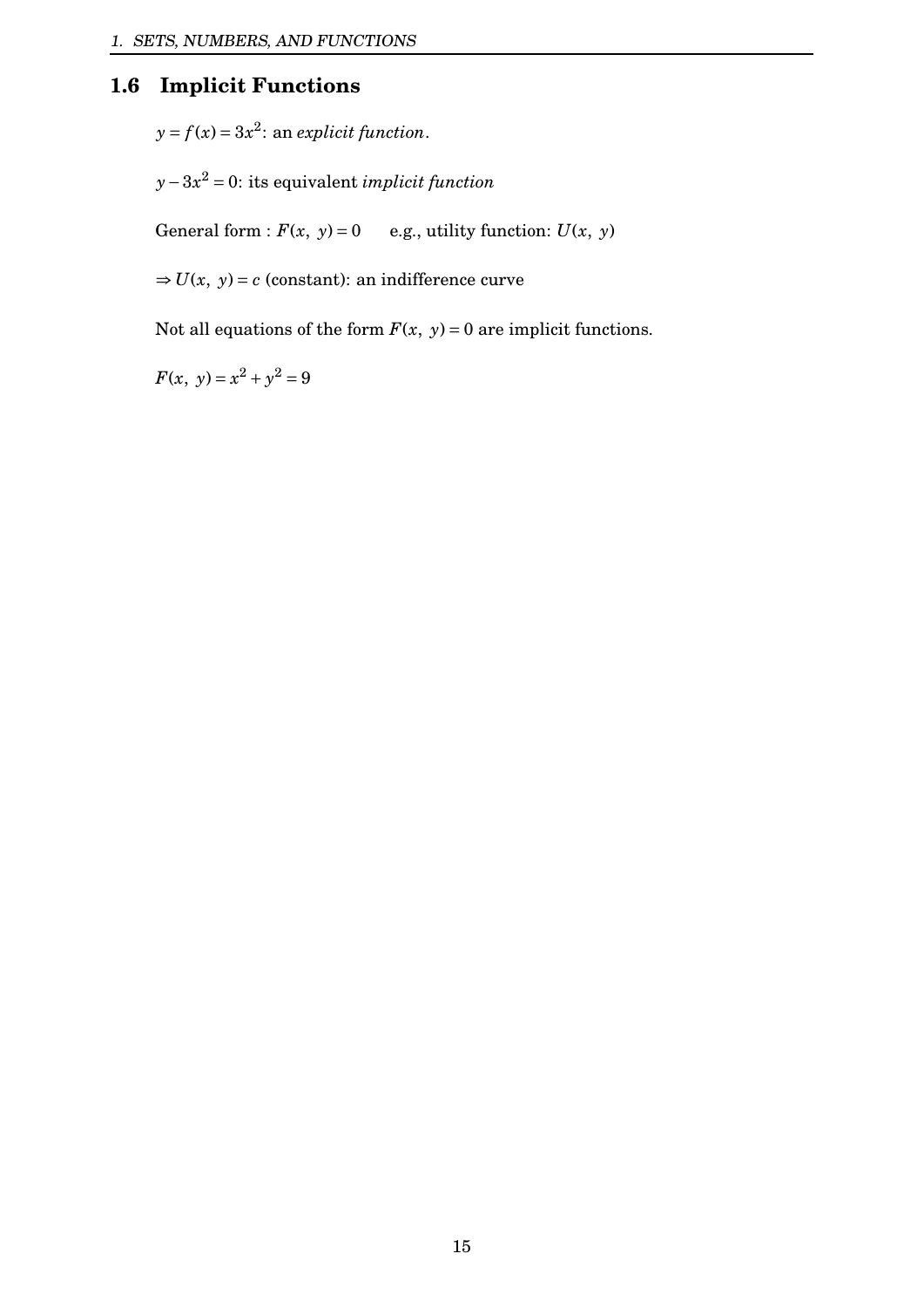## 1.6 Implicit Functions

$y = f(x) = 3x^2$: an *explicit function*.

$y - 3x^2 = 0$: its equivalent *implicit function*

General form : $F(x, y) = 0$ e.g., utility function: $U(x, y)$

$\Rightarrow U(x, y) = c$ (constant): an indifference curve

Not all equations of the form $F(x, y) = 0$ are implicit functions.

$F(x, y) = x^2 + y^2 = 9$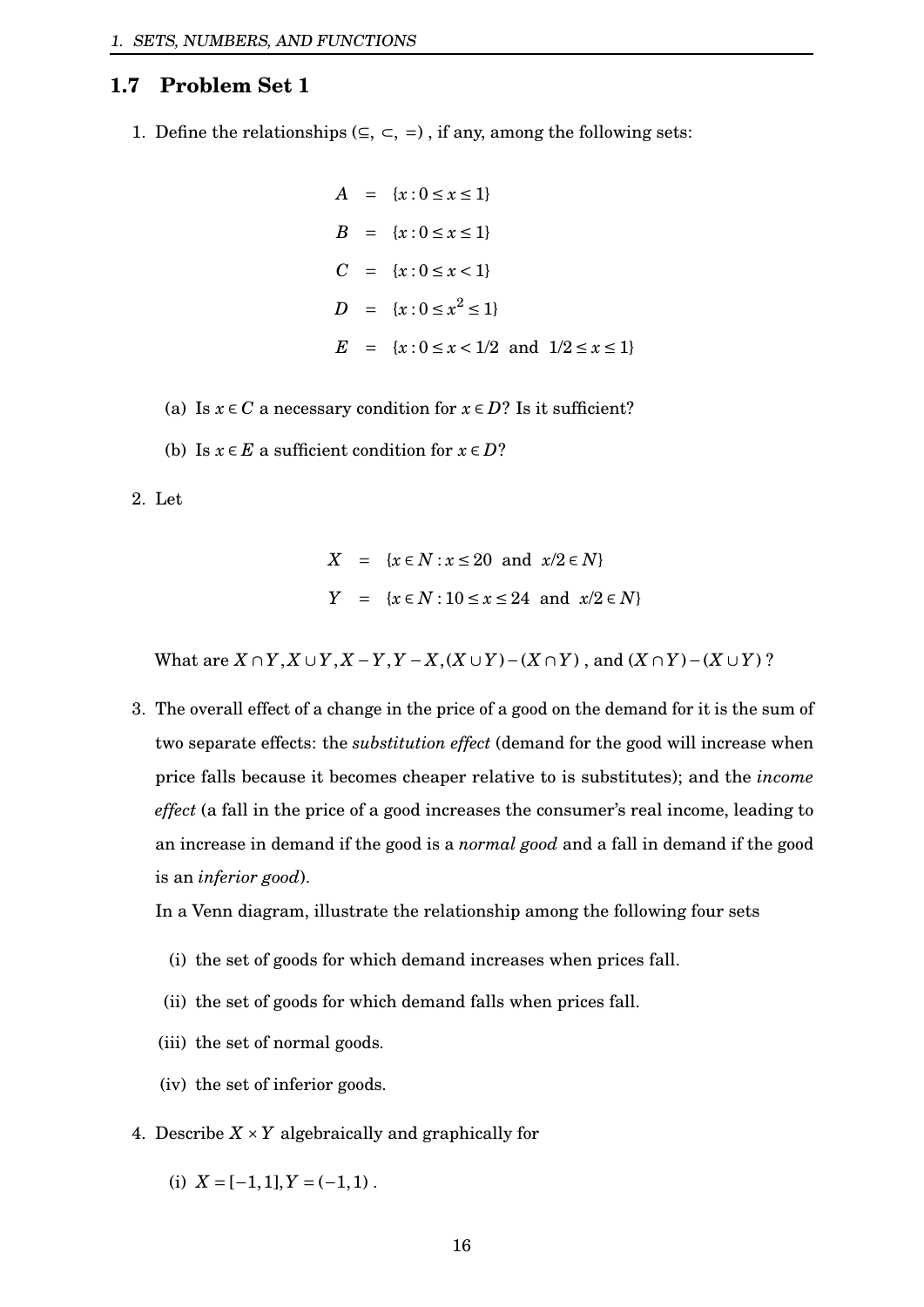## 1.7 Problem Set 1

1. Define the relationships ($\subseteq$, $\subset$, $=$), if any, among the following sets:

$$
\begin{aligned}
A &= \{x : 0 \le x \le 1\} \\
B &= \{x : 0 \le x \le 1\} \\
C &= \{x : 0 \le x < 1\} \\
D &= \{x : 0 \le x^2 \le 1\} \\
E &= \{x : 0 \le x < 1/2 \text{ and } 1/2 \le x \le 1\}
\end{aligned}
$$

   (a) Is $x \in C$ a necessary condition for $x \in D$? Is it sufficient?

   (b) Is $x \in E$ a sufficient condition for $x \in D$?

2. Let

$$
\begin{aligned}
X &= \{x \in N : x \le 20 \text{ and } x/2 \in N\} \\
Y &= \{x \in N : 10 \le x \le 24 \text{ and } x/2 \in N\}
\end{aligned}
$$

   What are $X \cap Y, X \cup Y, X - Y, Y - X, (X \cup Y) - (X \cap Y)$, and $(X \cap Y) - (X \cup Y)$?

3. The overall effect of a change in the price of a good on the demand for it is the sum of two separate effects: the *substitution effect* (demand for the good will increase when price falls because it becomes cheaper relative to is substitutes); and the *income effect* (a fall in the price of a good increases the consumer's real income, leading to an increase in demand if the good is a *normal good* and a fall in demand if the good is an *inferior good*).

   In a Venn diagram, illustrate the relationship among the following four sets

   (i) the set of goods for which demand increases when prices fall.

   (ii) the set of goods for which demand falls when prices fall.

   (iii) the set of normal goods.

   (iv) the set of inferior goods.

4. Describe $X \times Y$ algebraically and graphically for

   (i) $X = [-1, 1], Y = (-1, 1)$.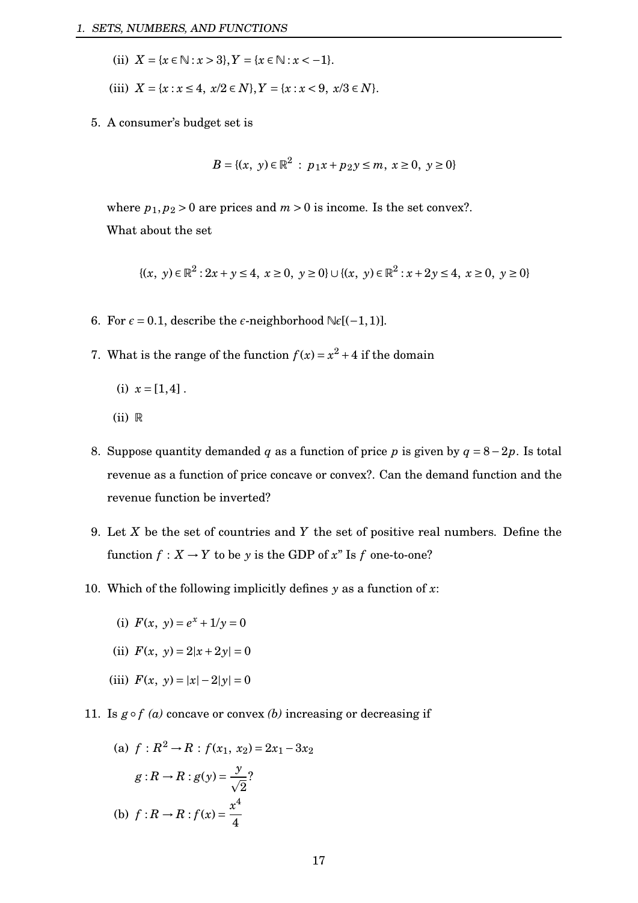(ii) $X = \{x \in \mathbb{N} : x > 3\}, Y = \{x \in \mathbb{N} : x < -1\}$.

(iii) $X = \{x : x \leq 4,\ x/2 \in N\}, Y = \{x : x < 9,\ x/3 \in N\}$.

5. A consumer's budget set is

$$B = \{(x,\ y) \in \mathbb{R}^2\ :\ p_1 x + p_2 y \leq m,\ x \geq 0,\ y \geq 0\}$$

where $p_1, p_2 > 0$ are prices and $m > 0$ is income. Is the set convex?.

What about the set

$$\{(x,\ y) \in \mathbb{R}^2 : 2x + y \leq 4,\ x \geq 0,\ y \geq 0\} \cup \{(x,\ y) \in \mathbb{R}^2 : x + 2y \leq 4,\ x \geq 0,\ y \geq 0\}$$

6. For $\epsilon = 0.1$, describe the $\epsilon$-neighborhood $\mathbb{N}\epsilon[(-1, 1)]$.

7. What is the range of the function $f(x) = x^2 + 4$ if the domain

(i) $x = [1, 4]$ .

(ii) $\mathbb{R}$

8. Suppose quantity demanded $q$ as a function of price $p$ is given by $q = 8 - 2p$. Is total revenue as a function of price concave or convex?. Can the demand function and the revenue function be inverted?

9. Let $X$ be the set of countries and $Y$ the set of positive real numbers. Define the function $f : X \to Y$ to be $y$ is the GDP of $x$" Is $f$ one-to-one?

10. Which of the following implicitly defines $y$ as a function of $x$:

(i) $F(x,\ y) = e^x + 1/y = 0$

(ii) $F(x,\ y) = 2|x + 2y| = 0$

(iii) $F(x,\ y) = |x| - 2|y| = 0$

11. Is $g \circ f$ *(a)* concave or convex *(b)* increasing or decreasing if

(a) $f : R^2 \to R : f(x_1,\ x_2) = 2x_1 - 3x_2$

$g : R \to R : g(y) = \frac{y}{\sqrt{2}}$?

(b) $f : R \to R : f(x) = \frac{x^4}{4}$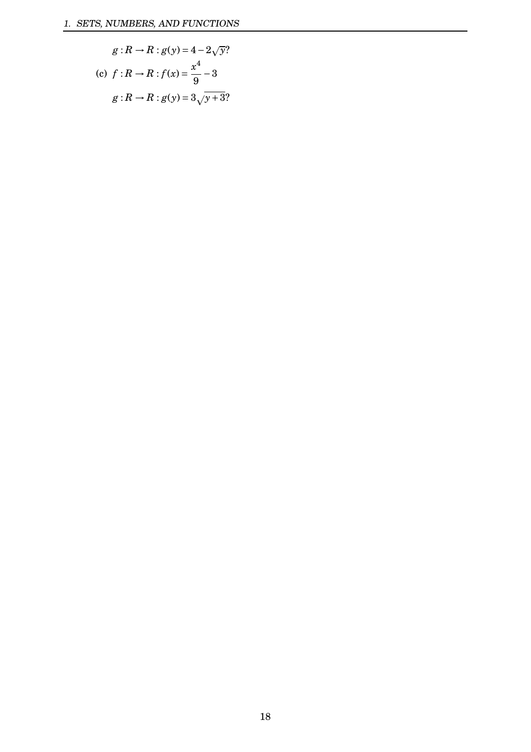$g : R \to R : g(y) = 4 - 2\sqrt{y}$?

(c) $f : R \to R : f(x) = \dfrac{x^4}{9} - 3$

$g : R \to R : g(y) = 3\sqrt{y+3}$?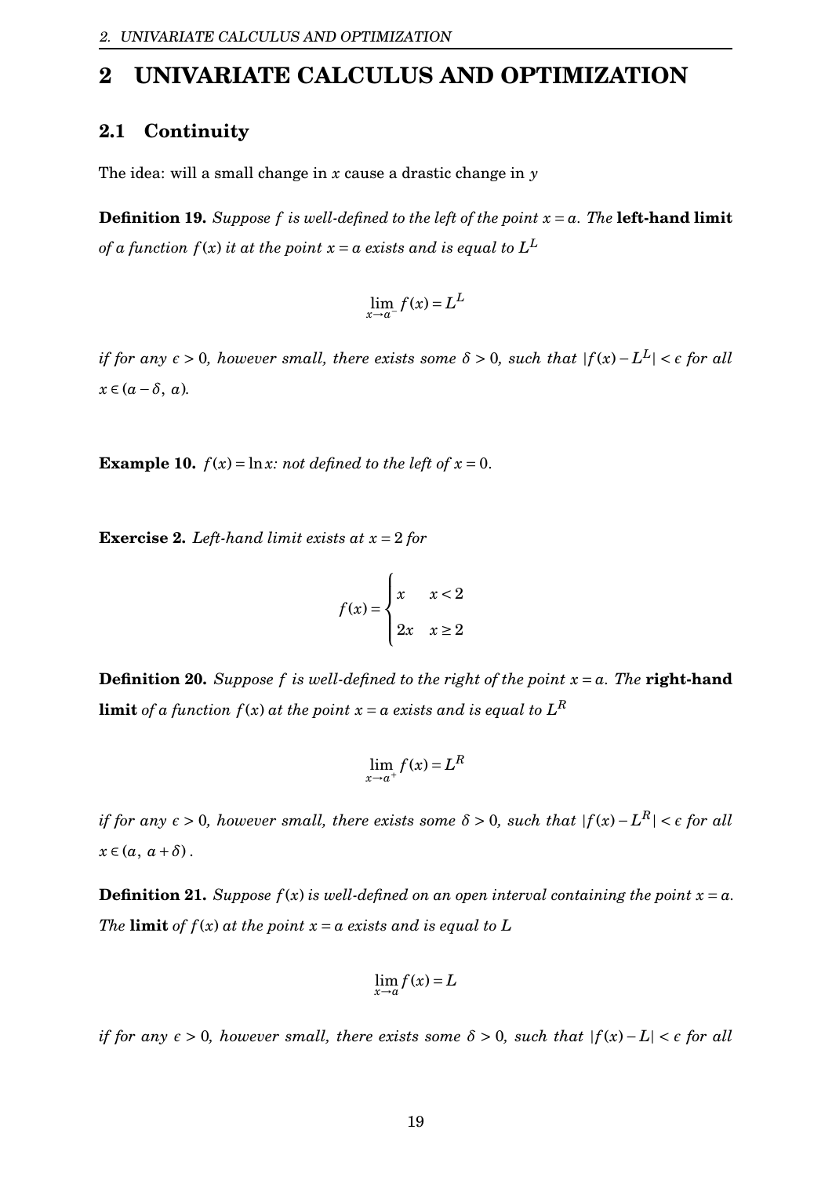# 2 UNIVARIATE CALCULUS AND OPTIMIZATION

## 2.1 Continuity

The idea: will a small change in $x$ cause a drastic change in $y$

**Definition 19.** *Suppose $f$ is well-defined to the left of the point $x = a$. The* **left-hand limit** *of a function $f(x)$ it at the point $x = a$ exists and is equal to $L^L$*

$$\lim_{x \to a^-} f(x) = L^L$$

*if for any $\epsilon > 0$, however small, there exists some $\delta > 0$, such that $|f(x) - L^L| < \epsilon$ for all $x \in (a - \delta,\ a)$.*

**Example 10.** *$f(x) = \ln x$: not defined to the left of $x = 0$.*

**Exercise 2.** *Left-hand limit exists at $x = 2$ for*

$$f(x) = \begin{cases} x & x < 2 \\ 2x & x \geq 2 \end{cases}$$

**Definition 20.** *Suppose $f$ is well-defined to the right of the point $x = a$. The* **right-hand limit** *of a function $f(x)$ at the point $x = a$ exists and is equal to $L^R$*

$$\lim_{x \to a^+} f(x) = L^R$$

*if for any $\epsilon > 0$, however small, there exists some $\delta > 0$, such that $|f(x) - L^R| < \epsilon$ for all $x \in (a,\ a + \delta)$.*

**Definition 21.** *Suppose $f(x)$ is well-defined on an open interval containing the point $x = a$. The* **limit** *of $f(x)$ at the point $x = a$ exists and is equal to $L$*

$$\lim_{x \to a} f(x) = L$$

*if for any $\epsilon > 0$, however small, there exists some $\delta > 0$, such that $|f(x) - L| < \epsilon$ for all*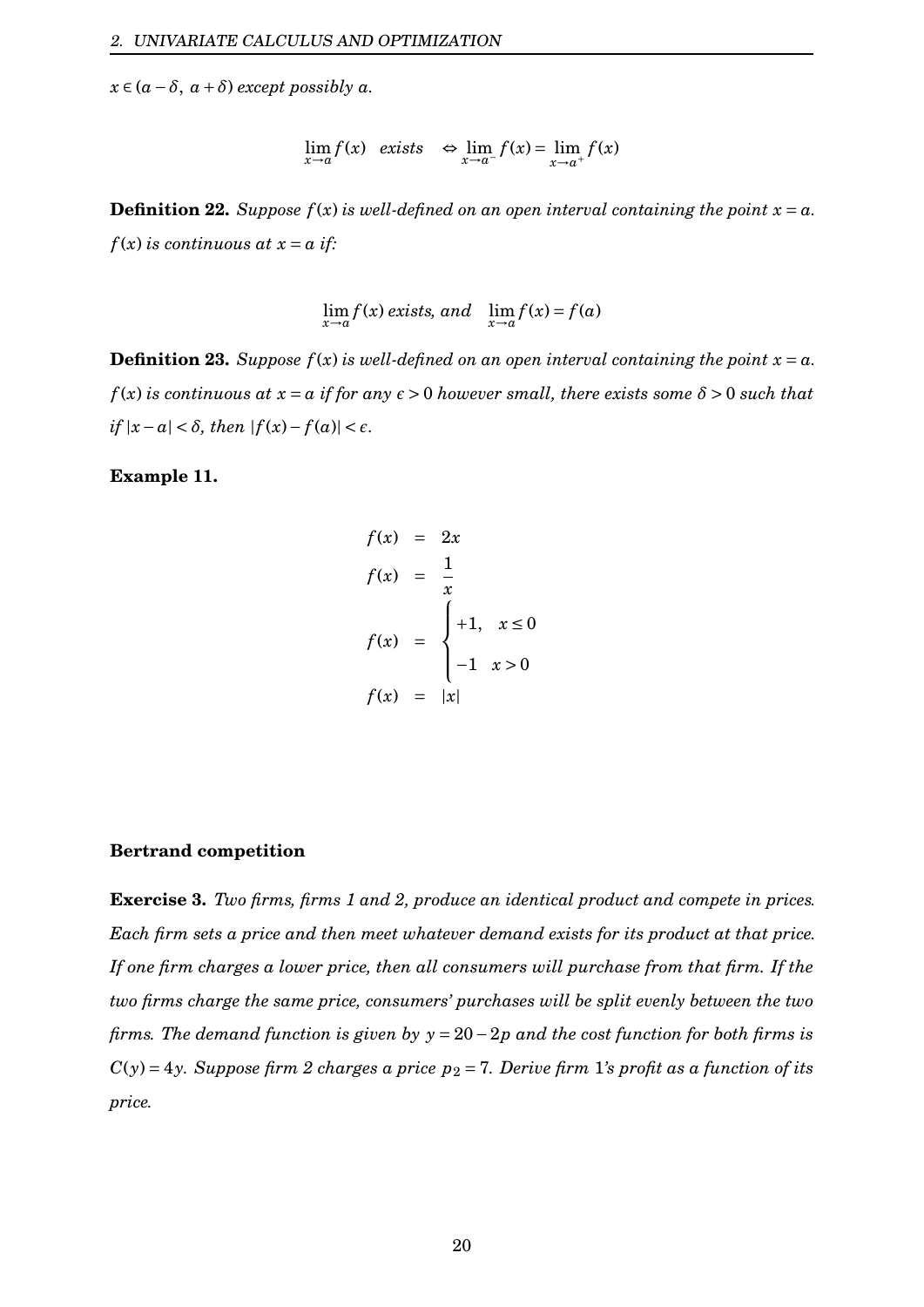*$x \in (a-\delta,\ a+\delta)$ except possibly $a$.*

$$\lim_{x \to a} f(x) \quad \textit{exists} \quad \Leftrightarrow \lim_{x \to a^-} f(x) = \lim_{x \to a^+} f(x)$$

**Definition 22.** *Suppose $f(x)$ is well-defined on an open interval containing the point $x = a$. $f(x)$ is continuous at $x = a$ if:*

$$\lim_{x \to a} f(x) \textit{ exists, and } \quad \lim_{x \to a} f(x) = f(a)$$

**Definition 23.** *Suppose $f(x)$ is well-defined on an open interval containing the point $x = a$. $f(x)$ is continuous at $x = a$ if for any $\epsilon > 0$ however small, there exists some $\delta > 0$ such that if $|x - a| < \delta$, then $|f(x) - f(a)| < \epsilon$.*

**Example 11.**

$$\begin{aligned}
f(x) &= 2x \\
f(x) &= \frac{1}{x} \\
f(x) &= \begin{cases} +1, & x \le 0 \\ -1 & x > 0 \end{cases} \\
f(x) &= |x|
\end{aligned}$$

**Bertrand competition**

**Exercise 3.** *Two firms, firms 1 and 2, produce an identical product and compete in prices. Each firm sets a price and then meet whatever demand exists for its product at that price. If one firm charges a lower price, then all consumers will purchase from that firm. If the two firms charge the same price, consumers' purchases will be split evenly between the two firms. The demand function is given by $y = 20 - 2p$ and the cost function for both firms is $C(y) = 4y$. Suppose firm 2 charges a price $p_2 = 7$. Derive firm 1's profit as a function of its price.*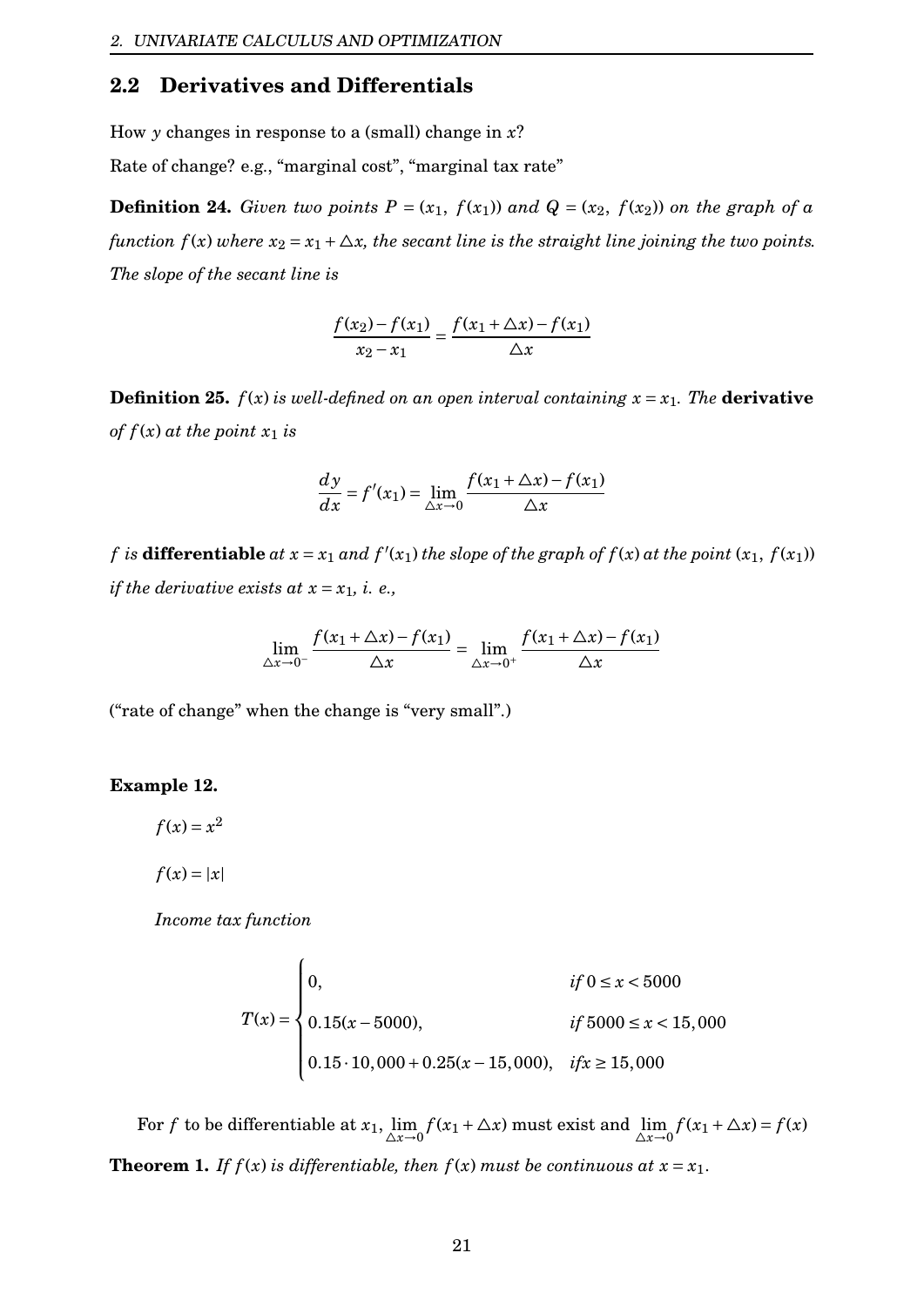## 2.2 Derivatives and Differentials

How $y$ changes in response to a (small) change in $x$?

Rate of change? e.g., "marginal cost", "marginal tax rate"

**Definition 24.** *Given two points $P = (x_1,\ f(x_1))$ and $Q = (x_2,\ f(x_2))$ on the graph of a function $f(x)$ where $x_2 = x_1 + \triangle x$, the secant line is the straight line joining the two points. The slope of the secant line is*

$$\frac{f(x_2) - f(x_1)}{x_2 - x_1} = \frac{f(x_1 + \triangle x) - f(x_1)}{\triangle x}$$

**Definition 25.** *$f(x)$ is well-defined on an open interval containing $x = x_1$. The* **derivative** *of $f(x)$ at the point $x_1$ is*

$$\frac{dy}{dx} = f'(x_1) = \lim_{\triangle x \to 0} \frac{f(x_1 + \triangle x) - f(x_1)}{\triangle x}$$

*$f$ is* **differentiable** *at $x = x_1$ and $f'(x_1)$ the slope of the graph of $f(x)$ at the point $(x_1,\ f(x_1))$ if the derivative exists at $x = x_1$, i. e.,*

$$\lim_{\triangle x \to 0^-} \frac{f(x_1 + \triangle x) - f(x_1)}{\triangle x} = \lim_{\triangle x \to 0^+} \frac{f(x_1 + \triangle x) - f(x_1)}{\triangle x}$$

("rate of change" when the change is "very small".)

**Example 12.**

$f(x) = x^2$

$f(x) = |x|$

*Income tax function*

$$T(x) = \begin{cases} 0, & if\ 0 \le x < 5000 \\ 0.15(x - 5000), & if\ 5000 \le x < 15,000 \\ 0.15 \cdot 10,000 + 0.25(x - 15,000), & if x \ge 15,000 \end{cases}$$

For $f$ to be differentiable at $x_1$, $\lim_{\triangle x \to 0} f(x_1 + \triangle x)$ must exist and $\lim_{\triangle x \to 0} f(x_1 + \triangle x) = f(x)$

**Theorem 1.** *If $f(x)$ is differentiable, then $f(x)$ must be continuous at $x = x_1$.*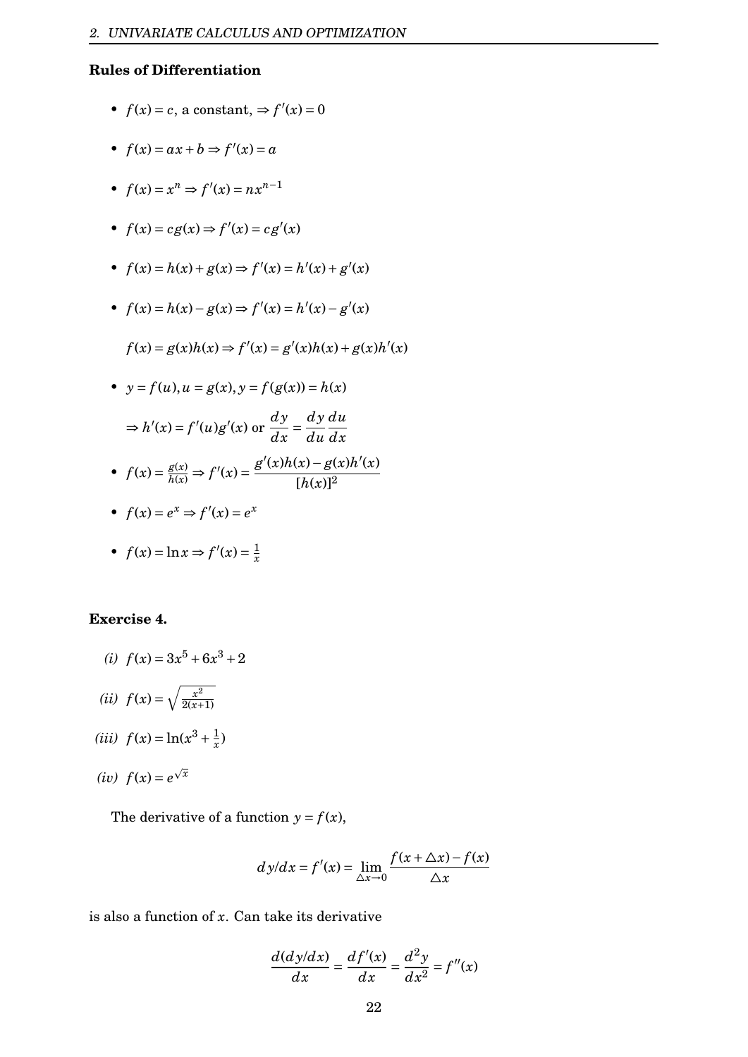### Rules of Differentiation

- $f(x) = c$, a constant, $\Rightarrow f'(x) = 0$
- $f(x) = ax + b \Rightarrow f'(x) = a$
- $f(x) = x^n \Rightarrow f'(x) = nx^{n-1}$
- $f(x) = cg(x) \Rightarrow f'(x) = cg'(x)$
- $f(x) = h(x) + g(x) \Rightarrow f'(x) = h'(x) + g'(x)$
- $f(x) = h(x) - g(x) \Rightarrow f'(x) = h'(x) - g'(x)$

  $f(x) = g(x)h(x) \Rightarrow f'(x) = g'(x)h(x) + g(x)h'(x)$
- $y = f(u), u = g(x), y = f(g(x)) = h(x)$

  $\Rightarrow h'(x) = f'(u)g'(x)$ or $\dfrac{dy}{dx} = \dfrac{dy}{du}\dfrac{du}{dx}$
- $f(x) = \frac{g(x)}{h(x)} \Rightarrow f'(x) = \dfrac{g'(x)h(x) - g(x)h'(x)}{[h(x)]^2}$
- $f(x) = e^x \Rightarrow f'(x) = e^x$
- $f(x) = \ln x \Rightarrow f'(x) = \frac{1}{x}$

**Exercise 4.**

*(i)* $f(x) = 3x^5 + 6x^3 + 2$

*(ii)* $f(x) = \sqrt{\frac{x^2}{2(x+1)}}$

*(iii)* $f(x) = \ln(x^3 + \frac{1}{x})$

*(iv)* $f(x) = e^{\sqrt{x}}$

The derivative of a function $y = f(x)$,

$$dy/dx = f'(x) = \lim_{\triangle x \to 0} \frac{f(x + \triangle x) - f(x)}{\triangle x}$$

is also a function of $x$. Can take its derivative

$$\frac{d(dy/dx)}{dx} = \frac{df'(x)}{dx} = \frac{d^2y}{dx^2} = f''(x)$$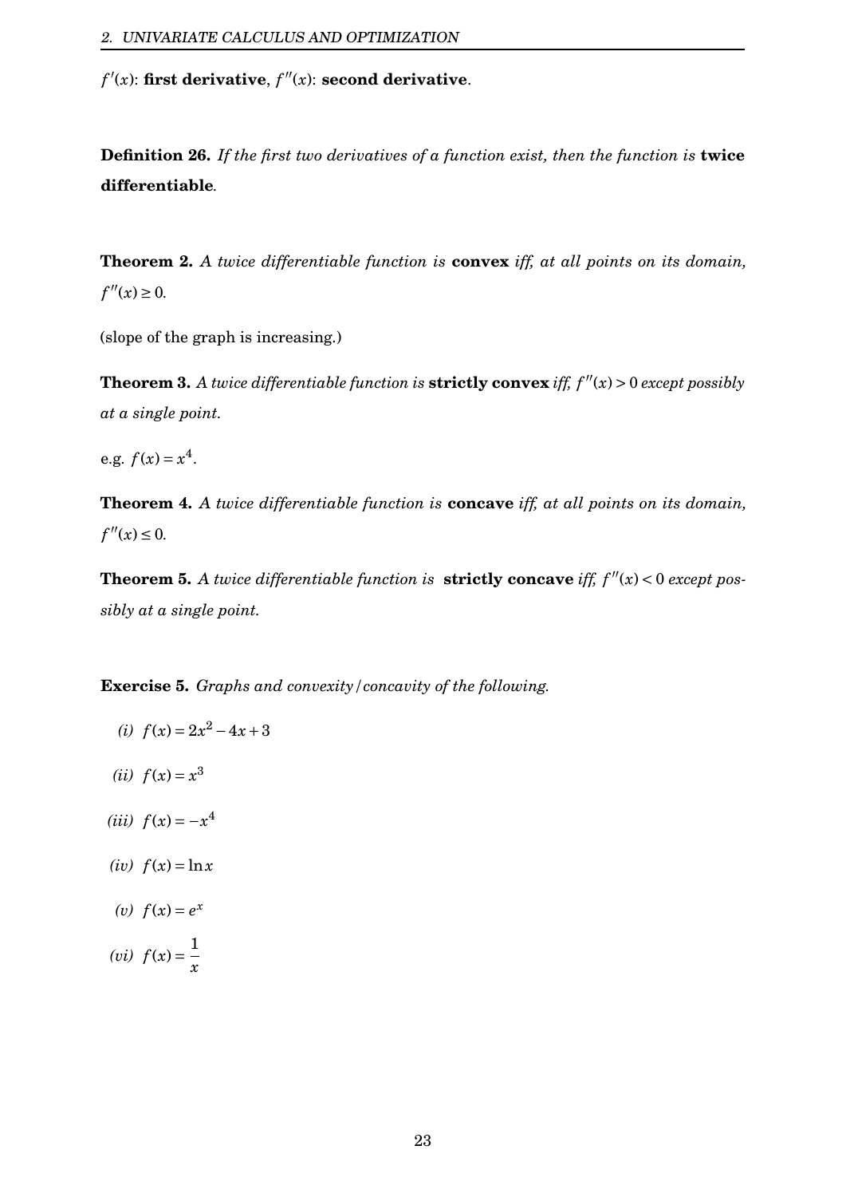$f'(x)$: **first derivative**, $f''(x)$: **second derivative**.

**Definition 26.** *If the first two derivatives of a function exist, then the function is* **twice differentiable**.

**Theorem 2.** *A twice differentiable function is* **convex** *iff, at all points on its domain,* $f''(x) \geq 0$.

(slope of the graph is increasing.)

**Theorem 3.** *A twice differentiable function is* **strictly convex** *iff,* $f''(x) > 0$ *except possibly at a single point.*

e.g. $f(x) = x^4$.

**Theorem 4.** *A twice differentiable function is* **concave** *iff, at all points on its domain,* $f''(x) \leq 0$.

**Theorem 5.** *A twice differentiable function is* **strictly concave** *iff,* $f''(x) < 0$ *except possibly at a single point.*

**Exercise 5.** *Graphs and convexity/concavity of the following.*

*(i)* $f(x) = 2x^2 - 4x + 3$

*(ii)* $f(x) = x^3$

*(iii)* $f(x) = -x^4$

*(iv)* $f(x) = \ln x$

*(v)* $f(x) = e^x$

*(vi)* $f(x) = \dfrac{1}{x}$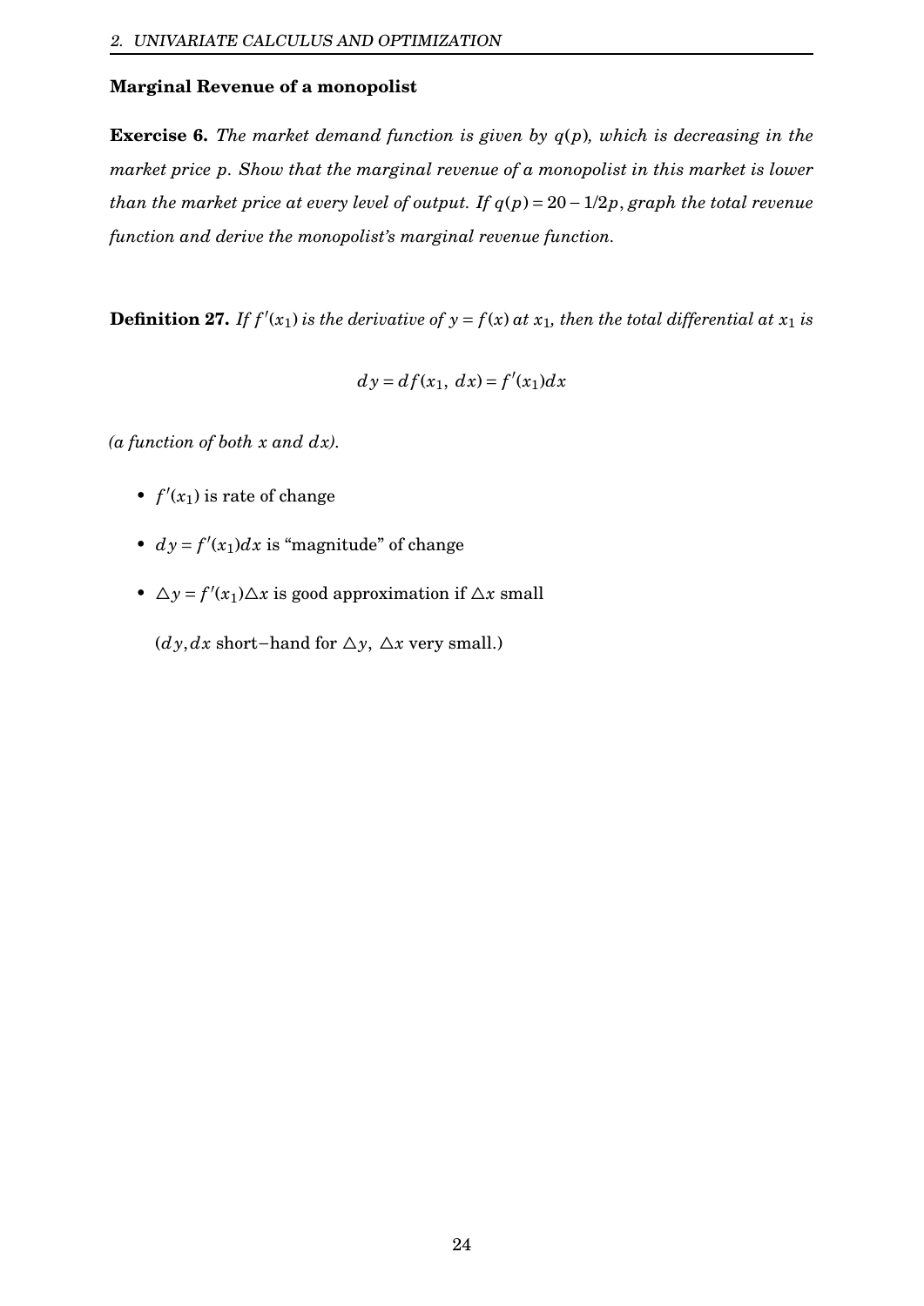**Marginal Revenue of a monopolist**

**Exercise 6.** *The market demand function is given by $q(p)$, which is decreasing in the market price $p$. Show that the marginal revenue of a monopolist in this market is lower than the market price at every level of output. If $q(p) = 20 - 1/2p$, graph the total revenue function and derive the monopolist's marginal revenue function.*

**Definition 27.** *If $f'(x_1)$ is the derivative of $y = f(x)$ at $x_1$, then the total differential at $x_1$ is*

$$dy = df(x_1,\ dx) = f'(x_1)dx$$

*(a function of both $x$ and $dx$).*

- $f'(x_1)$ is rate of change
- $dy = f'(x_1)dx$ is "magnitude" of change
- $\triangle y = f'(x_1)\triangle x$ is good approximation if $\triangle x$ small

  ($dy, dx$ short−hand for $\triangle y,\ \triangle x$ very small.)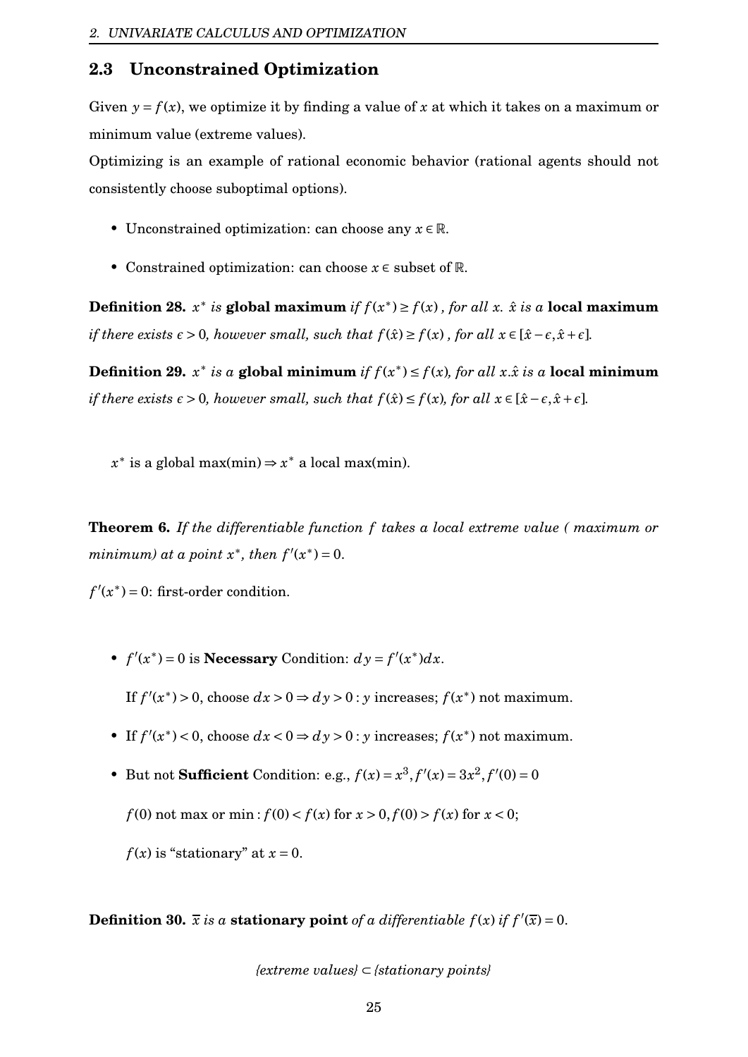## 2.3 Unconstrained Optimization

Given $y = f(x)$, we optimize it by finding a value of $x$ at which it takes on a maximum or minimum value (extreme values).

Optimizing is an example of rational economic behavior (rational agents should not consistently choose suboptimal options).

- Unconstrained optimization: can choose any $x \in \mathbb{R}$.
- Constrained optimization: can choose $x \in$ subset of $\mathbb{R}$.

**Definition 28.** *$x^*$ is* **global maximum** *if $f(x^*) \geq f(x)$, for all $x$. $\hat{x}$ is a* **local maximum** *if there exists $\epsilon > 0$, however small, such that $f(\hat{x}) \geq f(x)$, for all $x \in [\hat{x} - \epsilon, \hat{x} + \epsilon]$.*

**Definition 29.** *$x^*$ is a* **global minimum** *if $f(x^*) \leq f(x)$, for all $x$.$\hat{x}$ is a* **local minimum** *if there exists $\epsilon > 0$, however small, such that $f(\hat{x}) \leq f(x)$, for all $x \in [\hat{x} - \epsilon, \hat{x} + \epsilon]$.*

$x^*$ is a global max(min) $\Rightarrow x^*$ a local max(min).

**Theorem 6.** *If the differentiable function $f$ takes a local extreme value ( maximum or minimum) at a point $x^*$, then $f'(x^*) = 0$.*

$f'(x^*) = 0$: first-order condition.

- $f'(x^*) = 0$ is **Necessary** Condition: $dy = f'(x^*)dx$.

  If $f'(x^*) > 0$, choose $dx > 0 \Rightarrow dy > 0 : y$ increases; $f(x^*)$ not maximum.

- If $f'(x^*) < 0$, choose $dx < 0 \Rightarrow dy > 0 : y$ increases; $f(x^*)$ not maximum.
- But not **Sufficient** Condition: e.g., $f(x) = x^3, f'(x) = 3x^2, f'(0) = 0$

  $f(0)$ not max or min $: f(0) < f(x)$ for $x > 0, f(0) > f(x)$ for $x < 0$;

  $f(x)$ is "stationary" at $x = 0$.

**Definition 30.** *$\bar{x}$ is a* **stationary point** *of a differentiable $f(x)$ if $f'(\bar{x}) = 0$.*

*{extreme values} $\subset$ {stationary points}*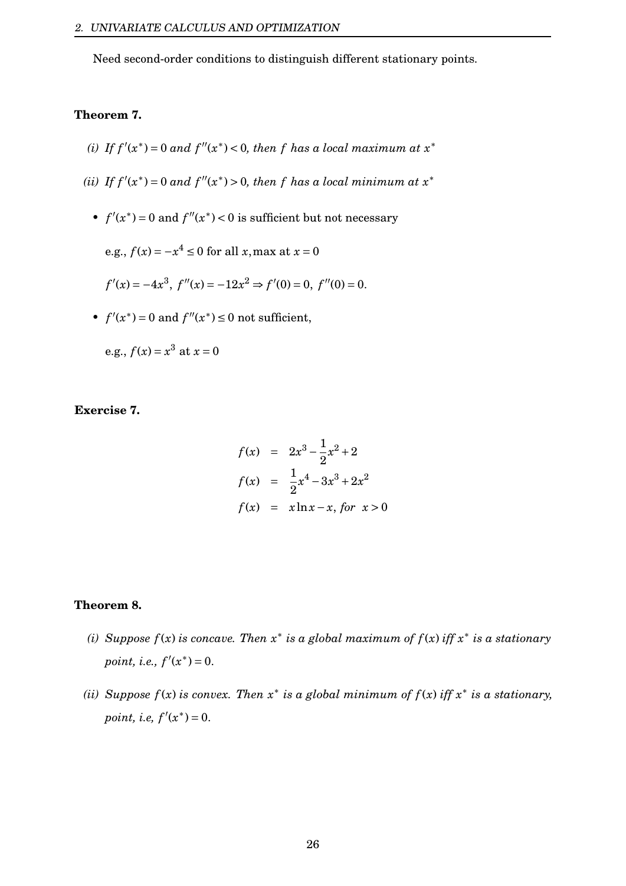Need second-order conditions to distinguish different stationary points.

**Theorem 7.**

*(i) If $f'(x^*) = 0$ and $f''(x^*) < 0$, then $f$ has a local maximum at $x^*$*

*(ii) If $f'(x^*) = 0$ and $f''(x^*) > 0$, then $f$ has a local minimum at $x^*$*

- $f'(x^*) = 0$ and $f''(x^*) < 0$ is sufficient but not necessary

  e.g., $f(x) = -x^4 \le 0$ for all $x$, max at $x = 0$

  $f'(x) = -4x^3,\ f''(x) = -12x^2 \Rightarrow f'(0) = 0,\ f''(0) = 0.$

- $f'(x^*) = 0$ and $f''(x^*) \le 0$ not sufficient,

  e.g., $f(x) = x^3$ at $x = 0$

**Exercise 7.**

$$
\begin{aligned}
f(x) &= 2x^3 - \frac{1}{2}x^2 + 2 \\
f(x) &= \frac{1}{2}x^4 - 3x^3 + 2x^2 \\
f(x) &= x\ln x - x, \text{ for } x > 0
\end{aligned}
$$

**Theorem 8.**

*(i) Suppose $f(x)$ is concave. Then $x^*$ is a global maximum of $f(x)$ iff $x^*$ is a stationary point, i.e., $f'(x^*) = 0$.*

*(ii) Suppose $f(x)$ is convex. Then $x^*$ is a global minimum of $f(x)$ iff $x^*$ is a stationary, point, i.e, $f'(x^*) = 0$.*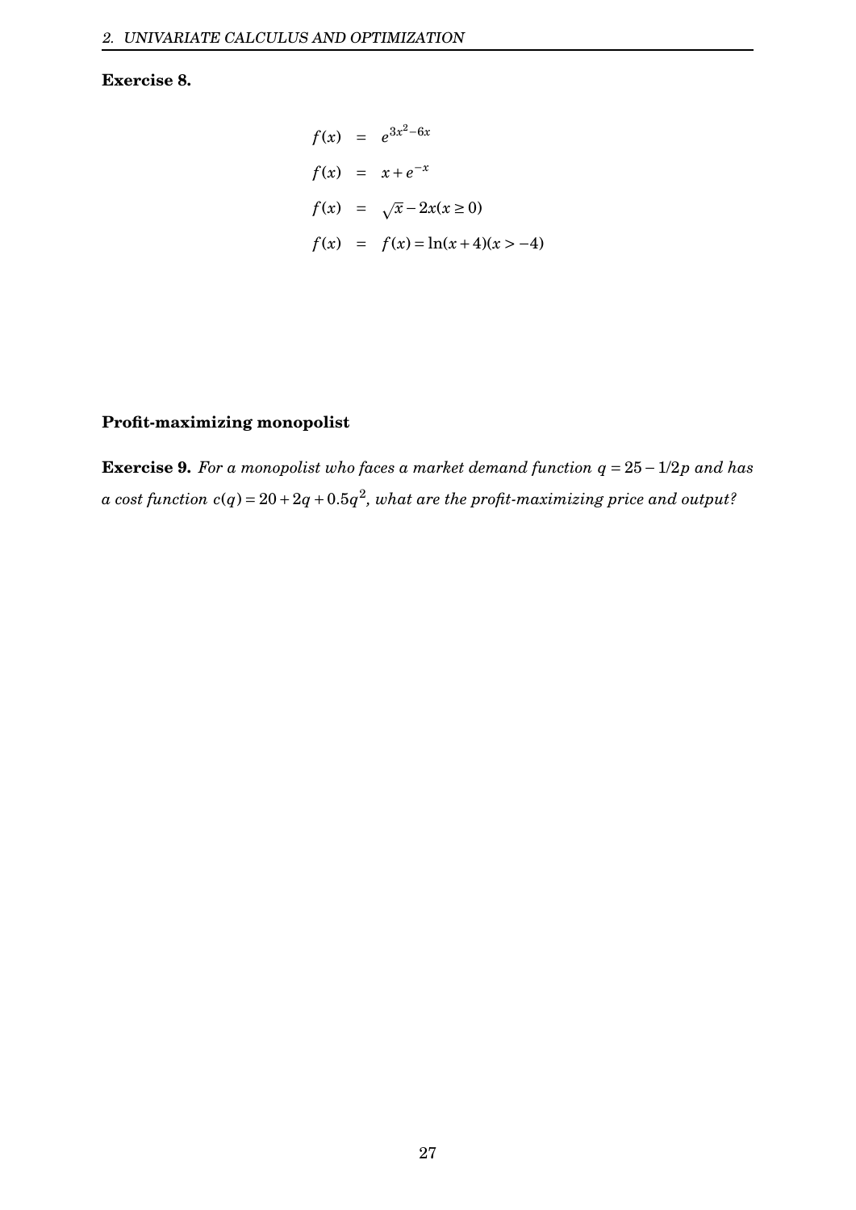**Exercise 8.**

$$
\begin{aligned}
f(x) &= e^{3x^2-6x} \\
f(x) &= x+e^{-x} \\
f(x) &= \sqrt{x}-2x(x \geq 0) \\
f(x) &= f(x)=\ln(x+4)(x>-4)
\end{aligned}
$$

**Profit-maximizing monopolist**

**Exercise 9.** *For a monopolist who faces a market demand function* $q = 25 - 1/2p$ *and has a cost function* $c(q) = 20 + 2q + 0.5q^2$*, what are the profit-maximizing price and output?*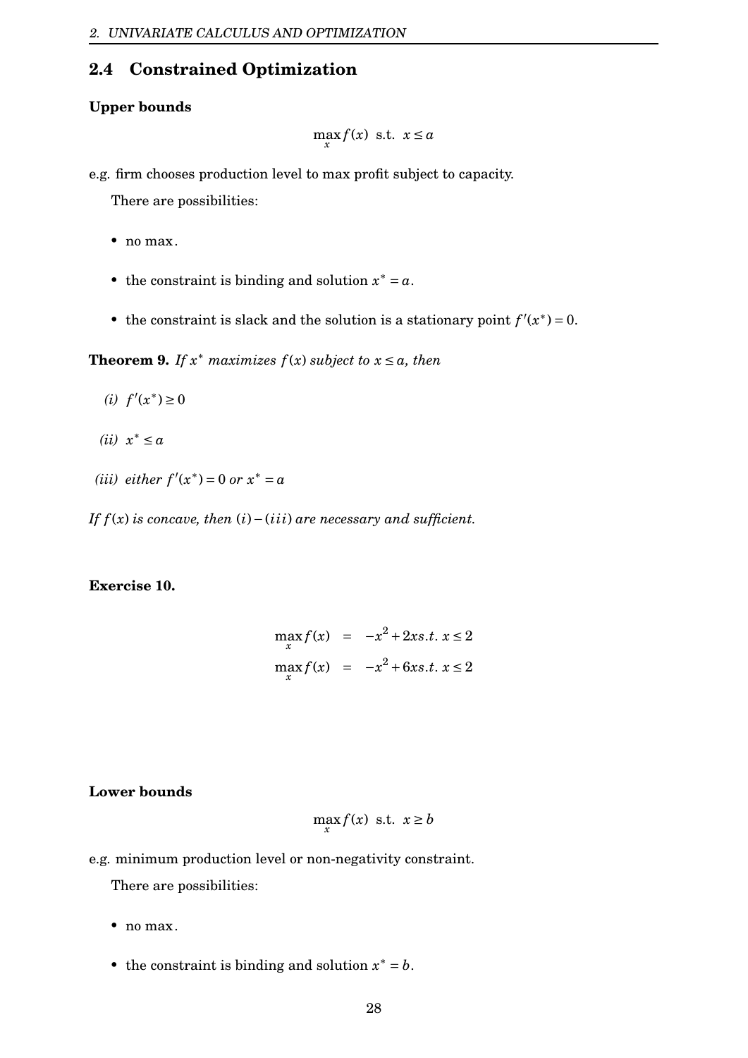## 2.4 Constrained Optimization

**Upper bounds**

$$\max_x f(x) \;\text{ s.t. }\; x \leq a$$

e.g. firm chooses production level to max profit subject to capacity.

There are possibilities:

- no max.
- the constraint is binding and solution $x^* = a$.
- the constraint is slack and the solution is a stationary point $f'(x^*) = 0$.

**Theorem 9.** *If $x^*$ maximizes $f(x)$ subject to $x \leq a$, then*

*(i)* $f'(x^*) \geq 0$

*(ii)* $x^* \leq a$

*(iii) either* $f'(x^*) = 0$ *or* $x^* = a$

*If $f(x)$ is concave, then $(i)-(iii)$ are necessary and sufficient.*

**Exercise 10.**

$$\begin{aligned}
\max_x f(x) &= -x^2 + 2x s.t.\; x \leq 2 \\
\max_x f(x) &= -x^2 + 6x s.t.\; x \leq 2
\end{aligned}$$

**Lower bounds**

$$\max_x f(x) \;\text{ s.t. }\; x \geq b$$

e.g. minimum production level or non-negativity constraint.

There are possibilities:

- no max.
- the constraint is binding and solution $x^* = b$.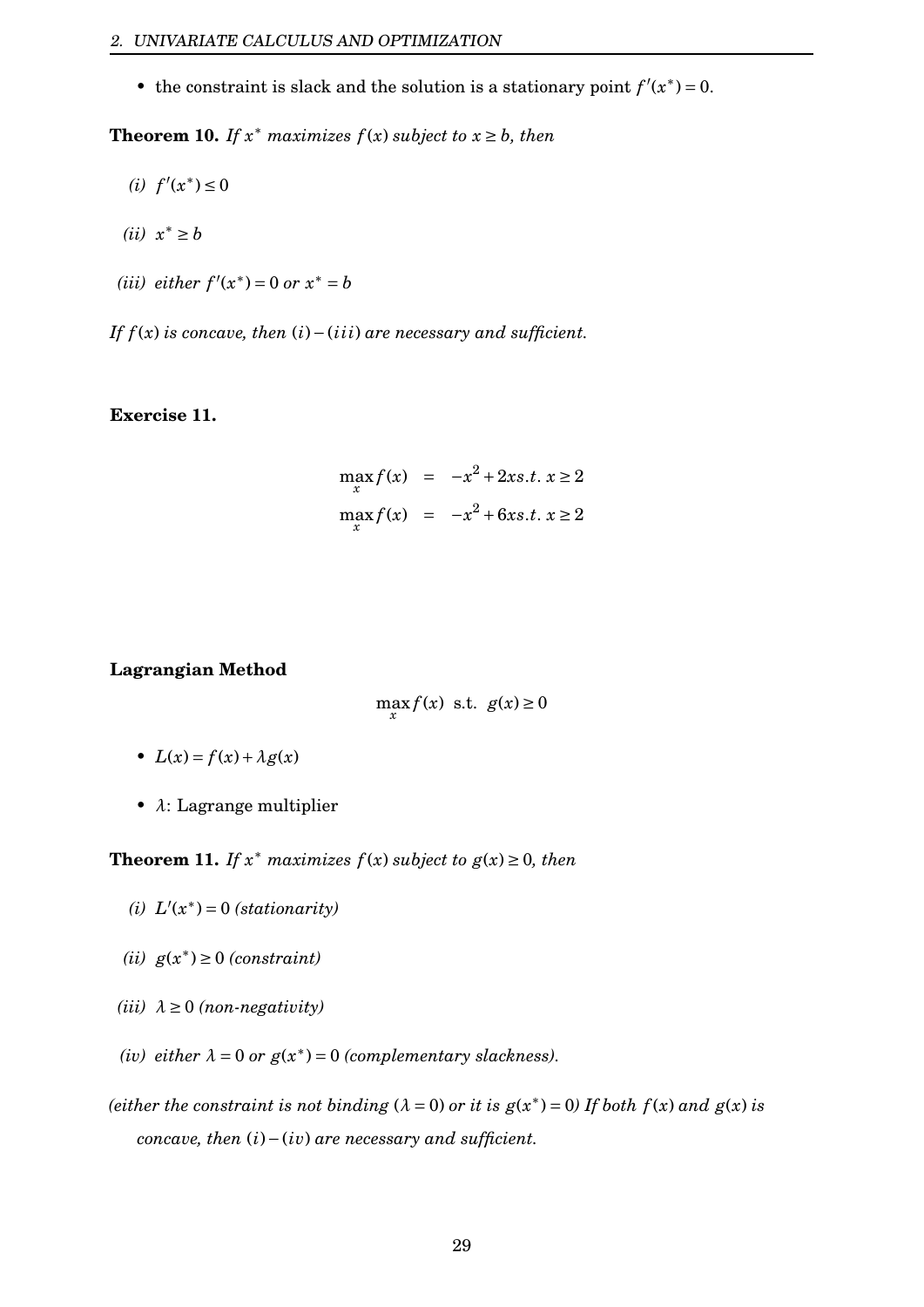- the constraint is slack and the solution is a stationary point $f'(x^*) = 0$.

**Theorem 10.** *If $x^*$ maximizes $f(x)$ subject to $x \geq b$, then*

*(i)* $f'(x^*) \leq 0$

*(ii)* $x^* \geq b$

*(iii) either* $f'(x^*) = 0$ *or* $x^* = b$

*If $f(x)$ is concave, then $(i)-(iii)$ are necessary and sufficient.*

**Exercise 11.**

$$\max_x f(x) = -x^2 + 2x s.t.\ x \geq 2$$
$$\max_x f(x) = -x^2 + 6x s.t.\ x \geq 2$$

**Lagrangian Method**

$$\max_x f(x) \text{ s.t. } g(x) \geq 0$$

- $L(x) = f(x) + \lambda g(x)$
- $\lambda$: Lagrange multiplier

**Theorem 11.** *If $x^*$ maximizes $f(x)$ subject to $g(x) \geq 0$, then*

*(i)* $L'(x^*) = 0$ *(stationarity)*

*(ii)* $g(x^*) \geq 0$ *(constraint)*

*(iii)* $\lambda \geq 0$ *(non-negativity)*

*(iv) either* $\lambda = 0$ *or* $g(x^*) = 0$ *(complementary slackness).*

*(either the constraint is not binding ($\lambda = 0$) or it is $g(x^*) = 0$) If both $f(x)$ and $g(x)$ is concave, then $(i)-(iv)$ are necessary and sufficient.*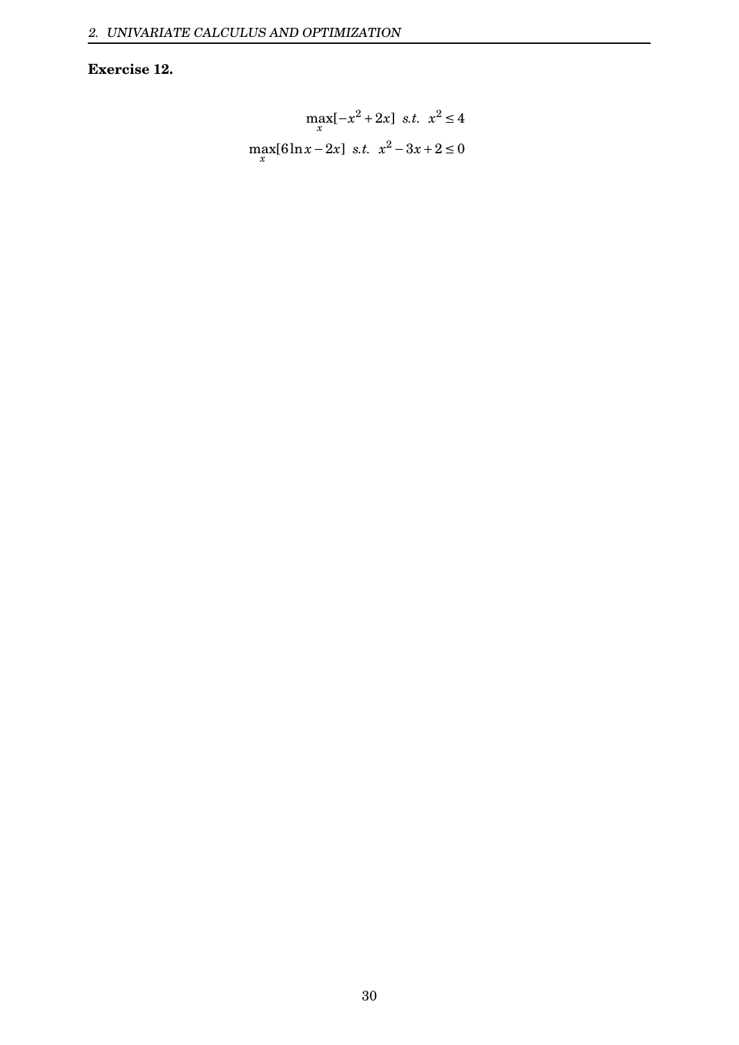**Exercise 12.**

$$\max_x[-x^2+2x] \;\; s.t. \;\; x^2 \leq 4$$

$$\max_x[6\ln x - 2x] \;\; s.t. \;\; x^2 - 3x + 2 \leq 0$$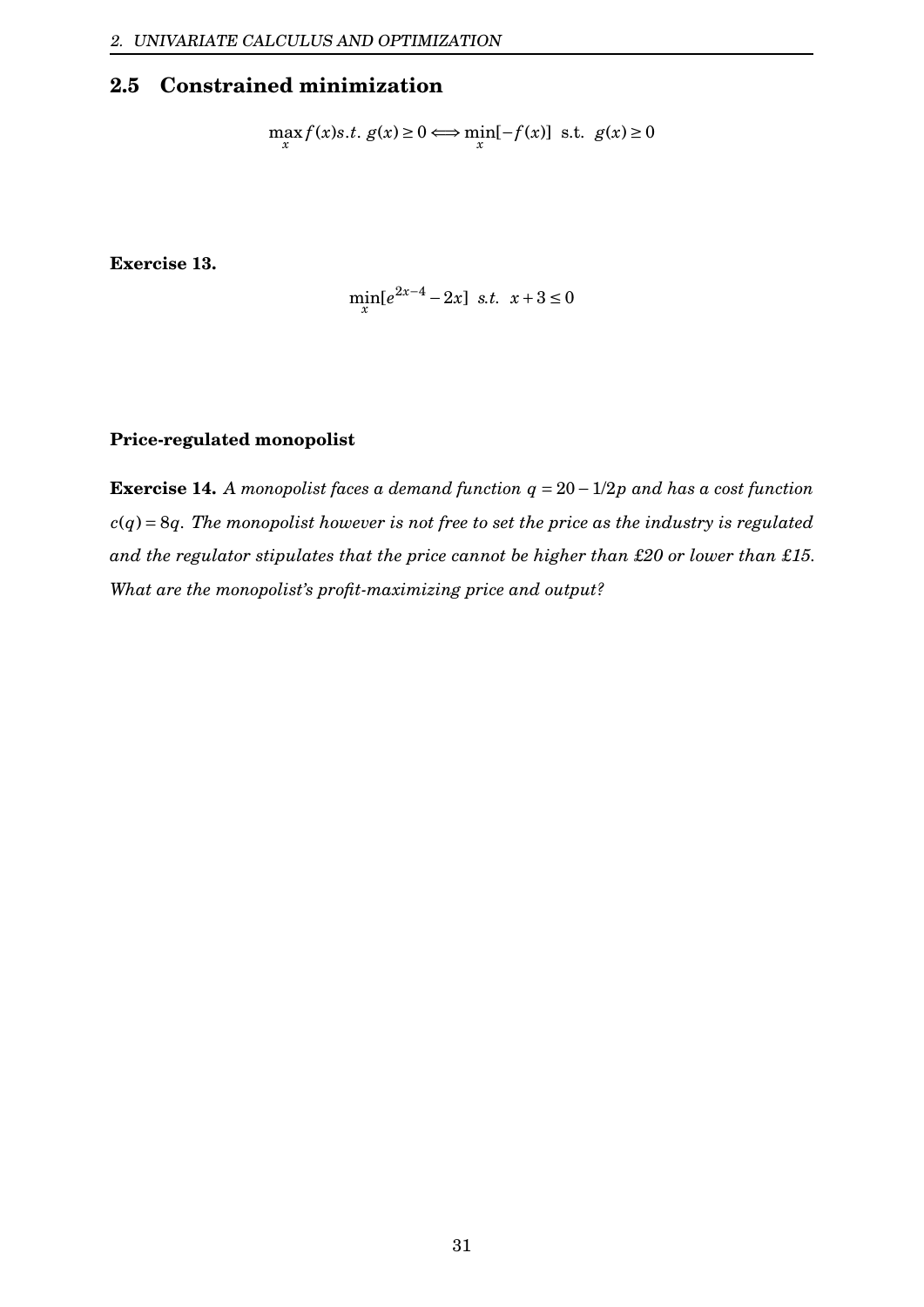## 2.5 Constrained minimization

$$\max_x f(x) s.t.\ g(x) \geq 0 \Longleftrightarrow \min_x[-f(x)] \text{ s.t. } g(x) \geq 0$$

**Exercise 13.**

$$\min_x[e^{2x-4} - 2x] \ \ s.t. \ \ x + 3 \leq 0$$

**Price-regulated monopolist**

**Exercise 14.** *A monopolist faces a demand function $q = 20 - 1/2p$ and has a cost function $c(q) = 8q$. The monopolist however is not free to set the price as the industry is regulated and the regulator stipulates that the price cannot be higher than £20 or lower than £15. What are the monopolist's profit-maximizing price and output?*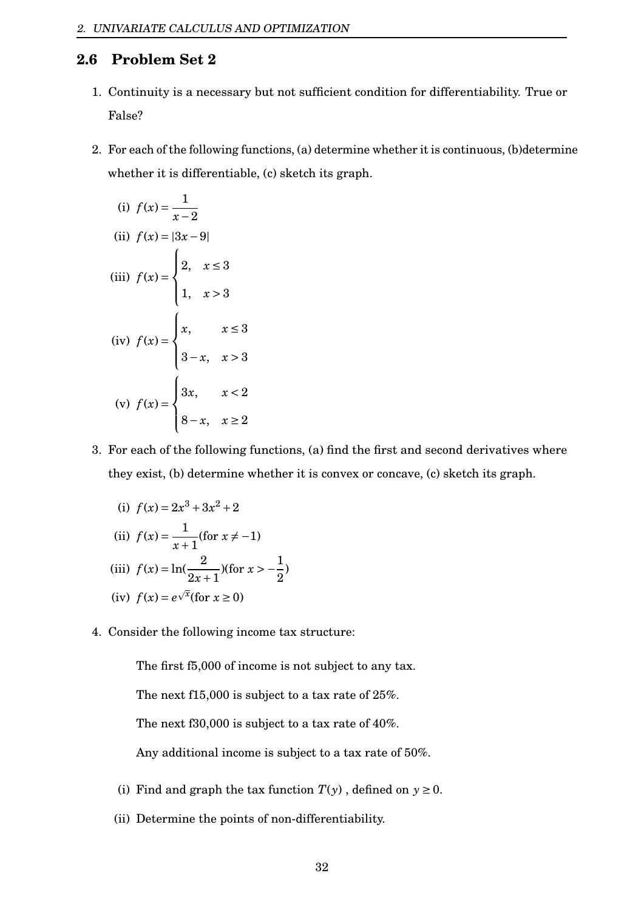## 2.6 Problem Set 2

1. Continuity is a necessary but not sufficient condition for differentiability. True or False?

2. For each of the following functions, (a) determine whether it is continuous, (b)determine whether it is differentiable, (c) sketch its graph.

   (i) $f(x) = \dfrac{1}{x-2}$

   (ii) $f(x) = |3x - 9|$

   (iii) $f(x) = \begin{cases} 2, & x \leq 3 \\ 1, & x > 3 \end{cases}$

   (iv) $f(x) = \begin{cases} x, & x \leq 3 \\ 3-x, & x > 3 \end{cases}$

   (v) $f(x) = \begin{cases} 3x, & x < 2 \\ 8-x, & x \geq 2 \end{cases}$

3. For each of the following functions, (a) find the first and second derivatives where they exist, (b) determine whether it is convex or concave, (c) sketch its graph.

   (i) $f(x) = 2x^3 + 3x^2 + 2$

   (ii) $f(x) = \dfrac{1}{x+1}$(for $x \neq -1$)

   (iii) $f(x) = \ln(\dfrac{2}{2x+1})$(for $x > -\dfrac{1}{2}$)

   (iv) $f(x) = e^{\sqrt{x}}$(for $x \geq 0$)

4. Consider the following income tax structure:

   The first f5,000 of income is not subject to any tax.

   The next f15,000 is subject to a tax rate of 25%.

   The next f30,000 is subject to a tax rate of 40%.

   Any additional income is subject to a tax rate of 50%.

   (i) Find and graph the tax function $T(y)$ , defined on $y \geq 0$.

   (ii) Determine the points of non-differentiability.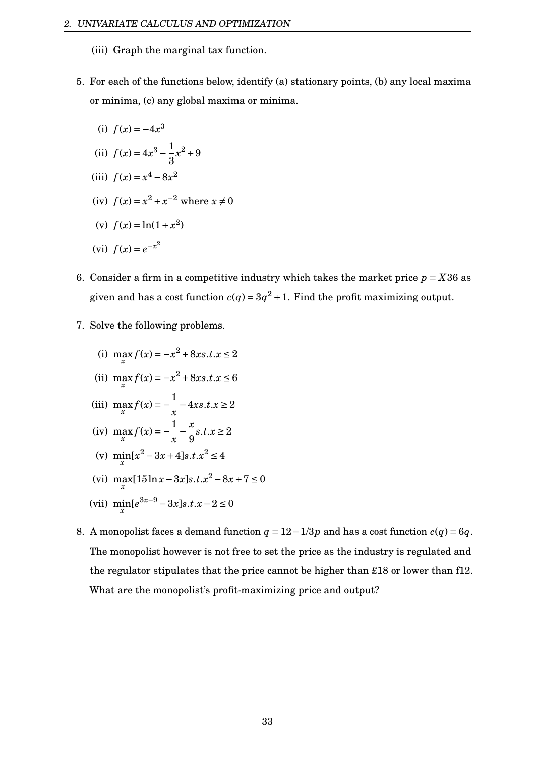(iii) Graph the marginal tax function.

5. For each of the functions below, identify (a) stationary points, (b) any local maxima or minima, (c) any global maxima or minima.

   (i) $f(x) = -4x^3$

   (ii) $f(x) = 4x^3 - \frac{1}{3}x^2 + 9$

   (iii) $f(x) = x^4 - 8x^2$

   (iv) $f(x) = x^2 + x^{-2}$ where $x \neq 0$

   (v) $f(x) = \ln(1 + x^2)$

   (vi) $f(x) = e^{-x^2}$

6. Consider a firm in a competitive industry which takes the market price $p = X36$ as given and has a cost function $c(q) = 3q^2 + 1$. Find the profit maximizing output.

7. Solve the following problems.

   (i) $\max_x f(x) = -x^2 + 8x s.t. x \leq 2$

   (ii) $\max_x f(x) = -x^2 + 8x s.t. x \leq 6$

   (iii) $\max_x f(x) = -\frac{1}{x} - 4x s.t. x \geq 2$

   (iv) $\max_x f(x) = -\frac{1}{x} - \frac{x}{9} s.t. x \geq 2$

   (v) $\min_x [x^2 - 3x + 4] s.t. x^2 \leq 4$

   (vi) $\max_x [15 \ln x - 3x] s.t. x^2 - 8x + 7 \leq 0$

   (vii) $\min_x [e^{3x-9} - 3x] s.t. x - 2 \leq 0$

8. A monopolist faces a demand function $q = 12 - 1/3p$ and has a cost function $c(q) = 6q$. The monopolist however is not free to set the price as the industry is regulated and the regulator stipulates that the price cannot be higher than £18 or lower than f12. What are the monopolist's profit-maximizing price and output?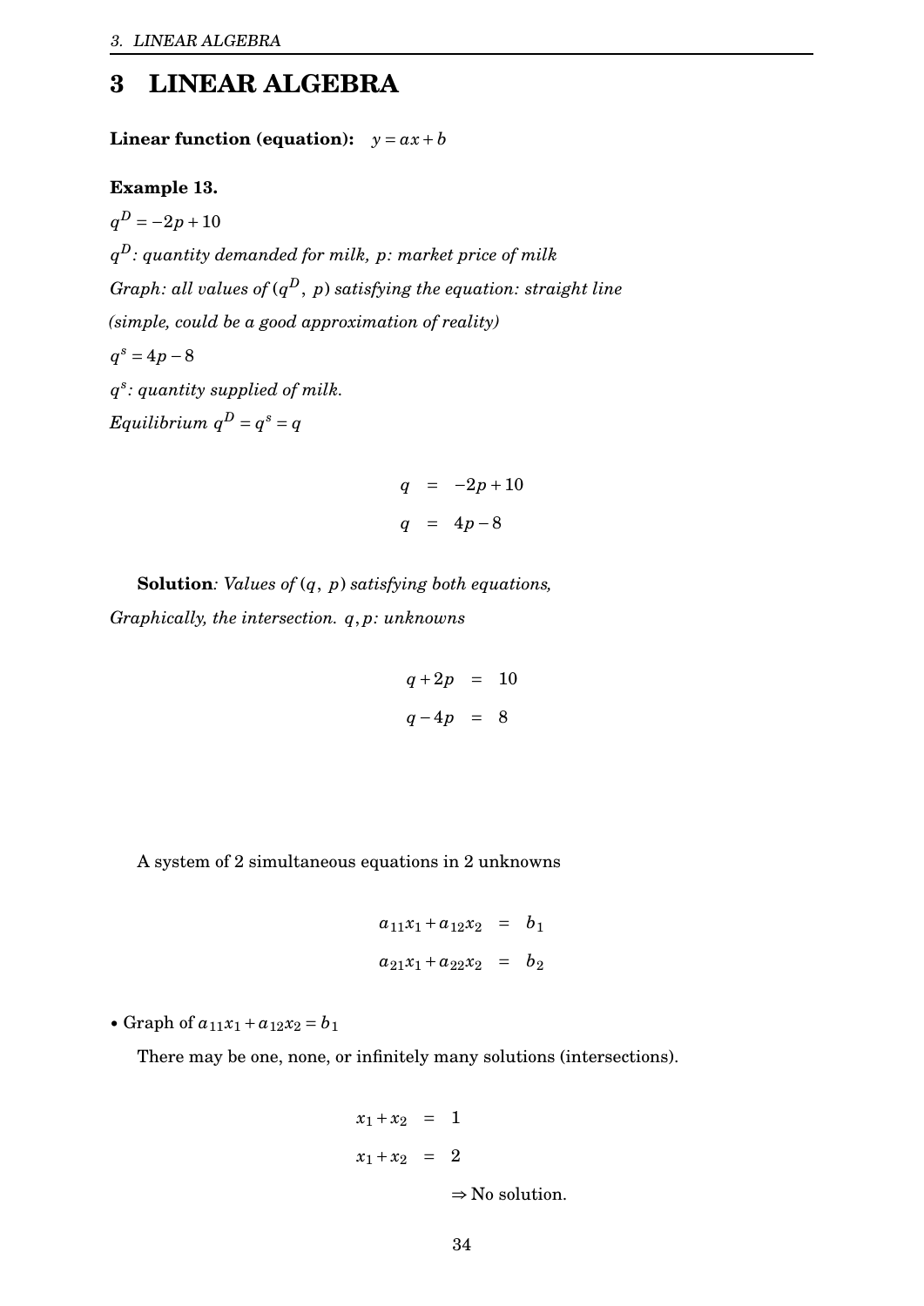# 3 LINEAR ALGEBRA

**Linear function (equation):** $y = ax + b$

**Example 13.**

$q^D = -2p + 10$

*$q^D$: quantity demanded for milk, $p$: market price of milk*

*Graph: all values of $(q^D, p)$ satisfying the equation: straight line*

*(simple, could be a good approximation of reality)*

$q^s = 4p - 8$

*$q^s$: quantity supplied of milk.*

*Equilibrium* $q^D = q^s = q$

$$\begin{aligned} q &= -2p + 10 \\ q &= 4p - 8 \end{aligned}$$

**Solution***: Values of $(q, p)$ satisfying both equations,*

*Graphically, the intersection. $q, p$: unknowns*

$$\begin{aligned} q + 2p &= 10 \\ q - 4p &= 8 \end{aligned}$$

A system of 2 simultaneous equations in 2 unknowns

$$\begin{aligned} a_{11}x_1 + a_{12}x_2 &= b_1 \\ a_{21}x_1 + a_{22}x_2 &= b_2 \end{aligned}$$

- Graph of $a_{11}x_1 + a_{12}x_2 = b_1$

There may be one, none, or infinitely many solutions (intersections).

$$\begin{aligned} x_1 + x_2 &= 1 \\ x_1 + x_2 &= 2 \end{aligned}$$

$\Rightarrow$ No solution.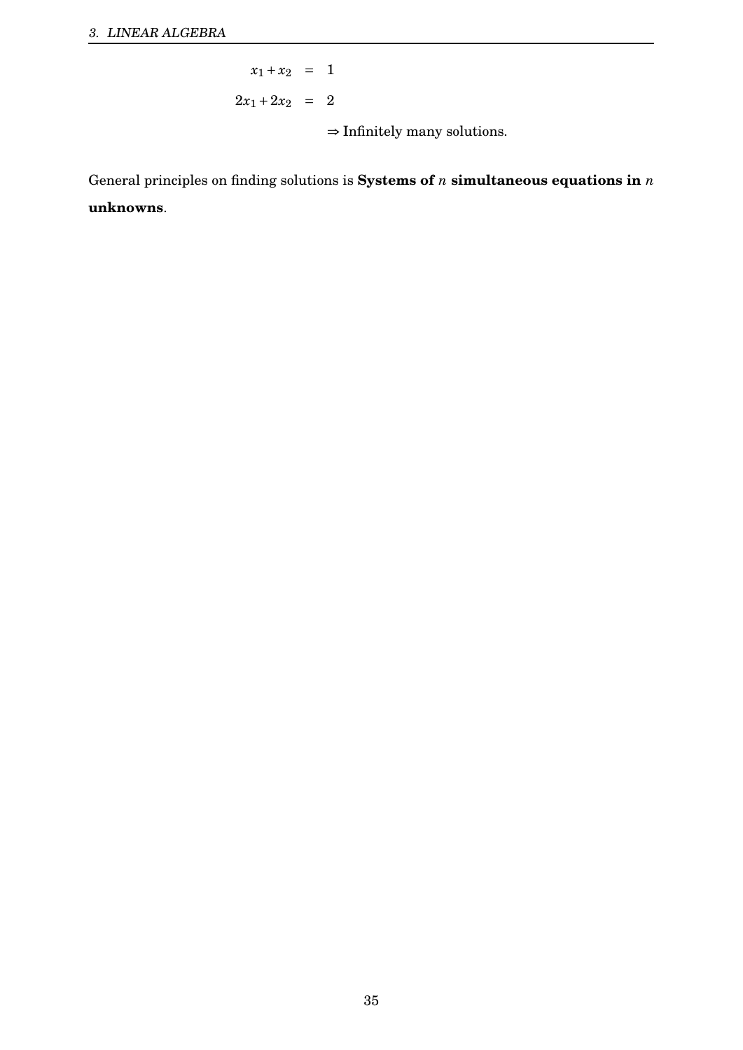$$
\begin{aligned}
x_1 + x_2 &= 1 \\
2x_1 + 2x_2 &= 2
\end{aligned}
$$

$\Rightarrow$ Infinitely many solutions.

General principles on finding solutions is **Systems of $n$ simultaneous equations in $n$ unknowns**.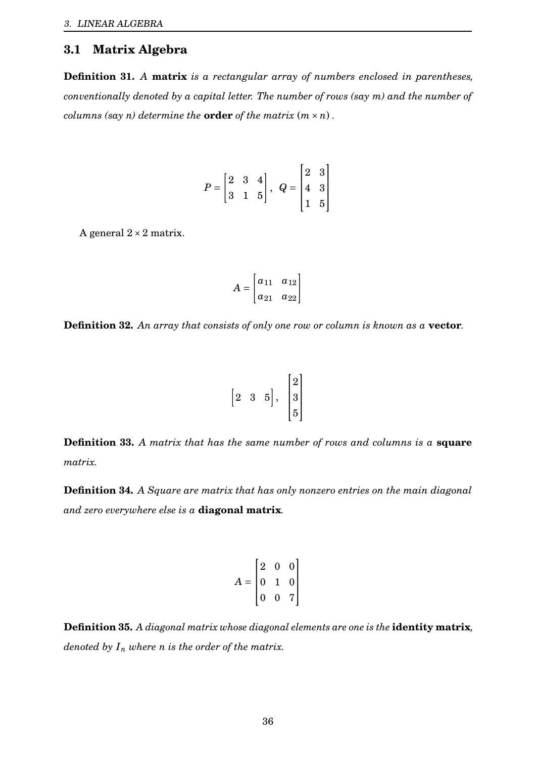## 3.1 Matrix Algebra

**Definition 31.** *A* **matrix** *is a rectangular array of numbers enclosed in parentheses, conventionally denoted by a capital letter. The number of rows (say m) and the number of columns (say n) determine the* **order** *of the matrix* $(m \times n)$ *.*

$$P = \begin{bmatrix} 2 & 3 & 4 \\ 3 & 1 & 5 \end{bmatrix}, \quad Q = \begin{bmatrix} 2 & 3 \\ 4 & 3 \\ 1 & 5 \end{bmatrix}$$

A general $2 \times 2$ matrix.

$$A = \begin{bmatrix} a_{11} & a_{12} \\ a_{21} & a_{22} \end{bmatrix}$$

**Definition 32.** *An array that consists of only one row or column is known as a* **vector**.

$$\begin{bmatrix} 2 & 3 & 5 \end{bmatrix}, \quad \begin{bmatrix} 2 \\ 3 \\ 5 \end{bmatrix}$$

**Definition 33.** *A matrix that has the same number of rows and columns is a* **square** *matrix.*

**Definition 34.** *A Square are matrix that has only nonzero entries on the main diagonal and zero everywhere else is a* **diagonal matrix**.

$$A = \begin{bmatrix} 2 & 0 & 0 \\ 0 & 1 & 0 \\ 0 & 0 & 7 \end{bmatrix}$$

**Definition 35.** *A diagonal matrix whose diagonal elements are one is the* **identity matrix**, *denoted by* $I_n$ *where n is the order of the matrix.*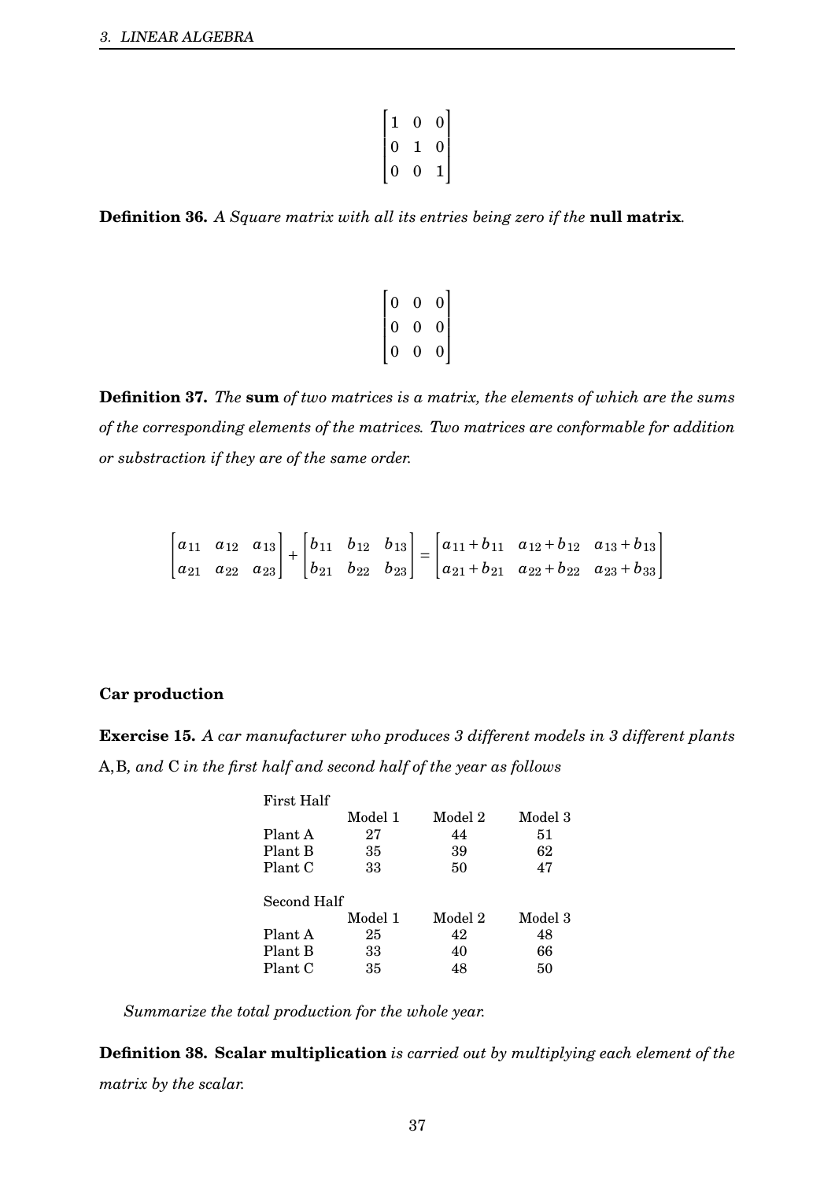$$\begin{bmatrix} 1 & 0 & 0 \\ 0 & 1 & 0 \\ 0 & 0 & 1 \end{bmatrix}$$

**Definition 36.** *A Square matrix with all its entries being zero if the* **null matrix***.*

$$\begin{bmatrix} 0 & 0 & 0 \\ 0 & 0 & 0 \\ 0 & 0 & 0 \end{bmatrix}$$

**Definition 37.** *The* **sum** *of two matrices is a matrix, the elements of which are the sums of the corresponding elements of the matrices. Two matrices are conformable for addition or substraction if they are of the same order.*

$$\begin{bmatrix} a_{11} & a_{12} & a_{13} \\ a_{21} & a_{22} & a_{23} \end{bmatrix} + \begin{bmatrix} b_{11} & b_{12} & b_{13} \\ b_{21} & b_{22} & b_{23} \end{bmatrix} = \begin{bmatrix} a_{11}+b_{11} & a_{12}+b_{12} & a_{13}+b_{13} \\ a_{21}+b_{21} & a_{22}+b_{22} & a_{23}+b_{33} \end{bmatrix}$$

**Car production**

**Exercise 15.** *A car manufacturer who produces 3 different models in 3 different plants* A, B*, and* C *in the first half and second half of the year as follows*

First Half

| | Model 1 | Model 2 | Model 3 |
|---|---|---|---|
| Plant A | 27 | 44 | 51 |
| Plant B | 35 | 39 | 62 |
| Plant C | 33 | 50 | 47 |

Second Half

| | Model 1 | Model 2 | Model 3 |
|---|---|---|---|
| Plant A | 25 | 42 | 48 |
| Plant B | 33 | 40 | 66 |
| Plant C | 35 | 48 | 50 |

*Summarize the total production for the whole year.*

**Definition 38.** **Scalar multiplication** *is carried out by multiplying each element of the matrix by the scalar.*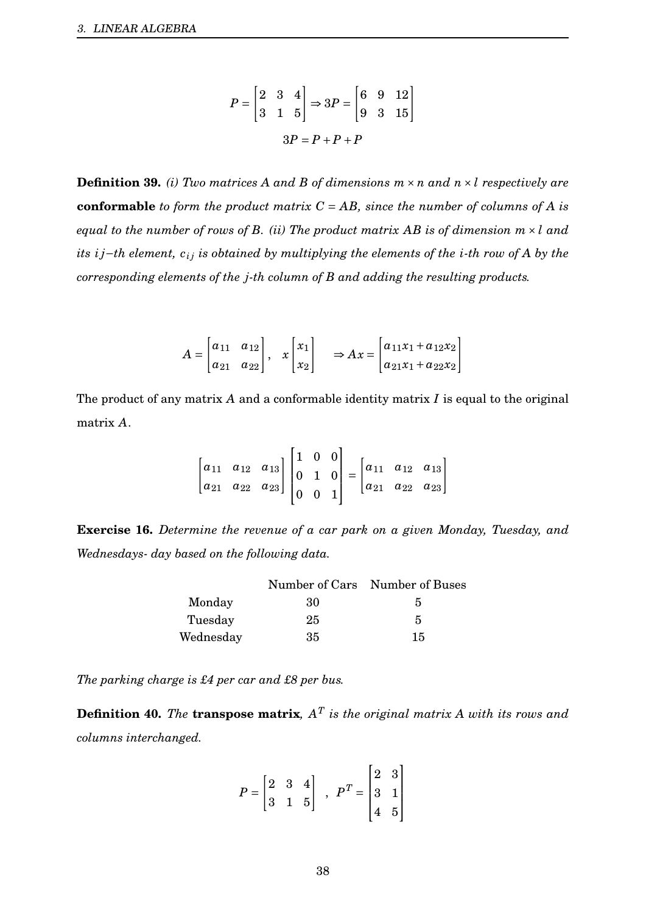$$P = \begin{bmatrix} 2 & 3 & 4 \\ 3 & 1 & 5 \end{bmatrix} \Rightarrow 3P = \begin{bmatrix} 6 & 9 & 12 \\ 9 & 3 & 15 \end{bmatrix}$$

$$3P = P + P + P$$

**Definition 39.** *(i) Two matrices $A$ and $B$ of dimensions $m \times n$ and $n \times l$ respectively are* **conformable** *to form the product matrix $C = AB$, since the number of columns of $A$ is equal to the number of rows of $B$. (ii) The product matrix $AB$ is of dimension $m \times l$ and its $ij$–th element, $c_{ij}$ is obtained by multiplying the elements of the $i$-th row of $A$ by the corresponding elements of the $j$-th column of $B$ and adding the resulting products.*

$$A = \begin{bmatrix} a_{11} & a_{12} \\ a_{21} & a_{22} \end{bmatrix}, \quad x \begin{bmatrix} x_1 \\ x_2 \end{bmatrix} \quad \Rightarrow Ax = \begin{bmatrix} a_{11}x_1 + a_{12}x_2 \\ a_{21}x_1 + a_{22}x_2 \end{bmatrix}$$

The product of any matrix $A$ and a conformable identity matrix $I$ is equal to the original matrix $A$.

$$\begin{bmatrix} a_{11} & a_{12} & a_{13} \\ a_{21} & a_{22} & a_{23} \end{bmatrix} \begin{bmatrix} 1 & 0 & 0 \\ 0 & 1 & 0 \\ 0 & 0 & 1 \end{bmatrix} = \begin{bmatrix} a_{11} & a_{12} & a_{13} \\ a_{21} & a_{22} & a_{23} \end{bmatrix}$$

**Exercise 16.** *Determine the revenue of a car park on a given Monday, Tuesday, and Wednesdays- day based on the following data.*

| | Number of Cars | Number of Buses |
|---|---|---|
| Monday | 30 | 5 |
| Tuesday | 25 | 5 |
| Wednesday | 35 | 15 |

*The parking charge is £4 per car and £8 per bus.*

**Definition 40.** *The* **transpose matrix***, $A^T$ is the original matrix $A$ with its rows and columns interchanged.*

$$P = \begin{bmatrix} 2 & 3 & 4 \\ 3 & 1 & 5 \end{bmatrix} \quad , \quad P^T = \begin{bmatrix} 2 & 3 \\ 3 & 1 \\ 4 & 5 \end{bmatrix}$$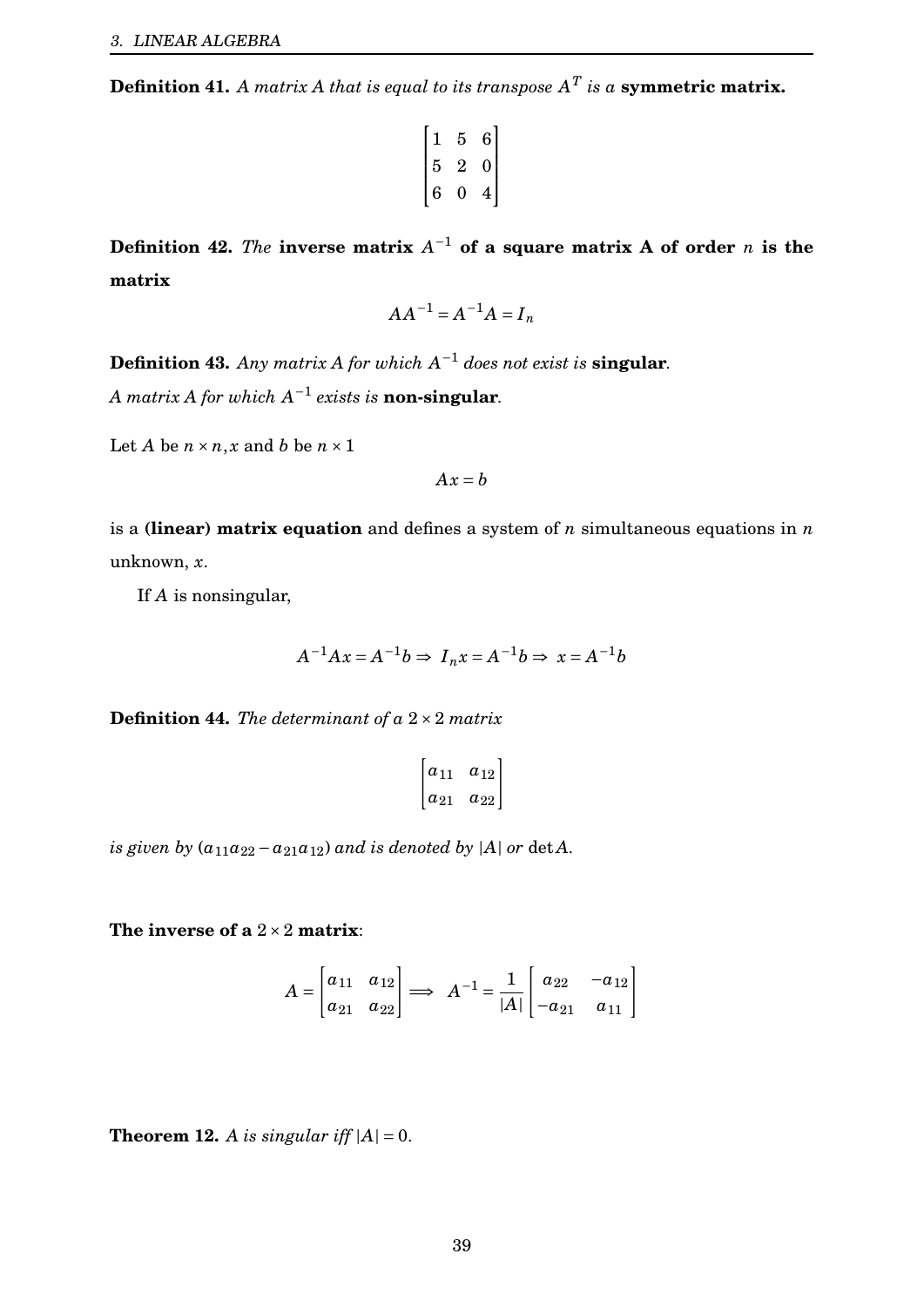**Definition 41.** *A matrix A that is equal to its transpose $A^T$ is a* **symmetric matrix.**

$$\begin{bmatrix} 1 & 5 & 6 \\ 5 & 2 & 0 \\ 6 & 0 & 4 \end{bmatrix}$$

**Definition 42.** *The* **inverse matrix $A^{-1}$ of a square matrix A of order $n$ is the matrix**

$$AA^{-1} = A^{-1}A = I_n$$

**Definition 43.** *Any matrix A for which $A^{-1}$ does not exist is* **singular**.
*A matrix A for which $A^{-1}$ exists is* **non-singular**.

Let $A$ be $n \times n, x$ and $b$ be $n \times 1$

$$Ax = b$$

is a **(linear) matrix equation** and defines a system of $n$ simultaneous equations in $n$ unknown, $x$.

If $A$ is nonsingular,

$$A^{-1}Ax = A^{-1}b \Rightarrow I_n x = A^{-1}b \Rightarrow x = A^{-1}b$$

**Definition 44.** *The determinant of a $2 \times 2$ matrix*

$$\begin{bmatrix} a_{11} & a_{12} \\ a_{21} & a_{22} \end{bmatrix}$$

*is given by $(a_{11}a_{22} - a_{21}a_{12})$ and is denoted by $|A|$ or $\det A$.*

**The inverse of a $2 \times 2$ matrix**:

$$A = \begin{bmatrix} a_{11} & a_{12} \\ a_{21} & a_{22} \end{bmatrix} \implies A^{-1} = \frac{1}{|A|} \begin{bmatrix} a_{22} & -a_{12} \\ -a_{21} & a_{11} \end{bmatrix}$$

**Theorem 12.** *A is singular iff $|A| = 0$.*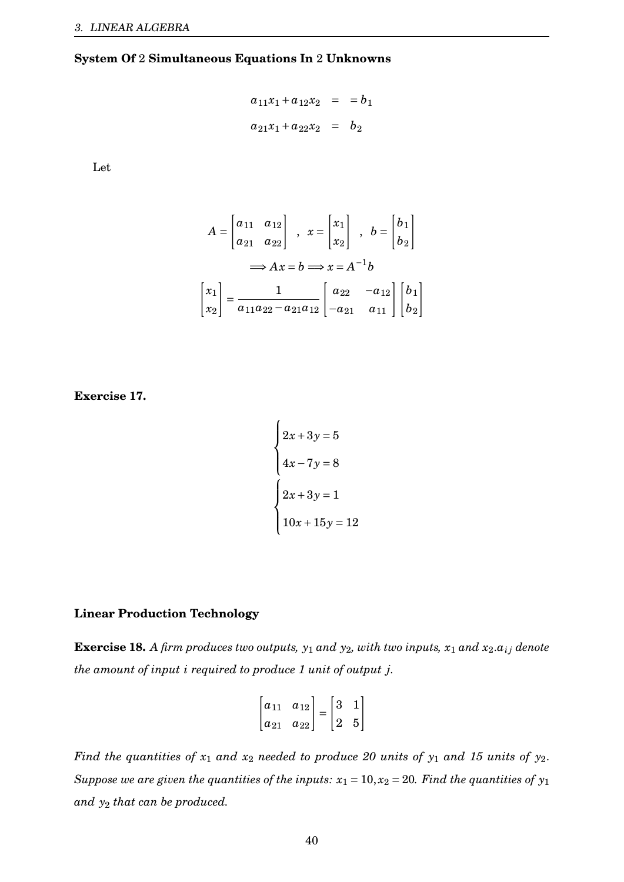**System Of 2 Simultaneous Equations In 2 Unknowns**

$$\begin{aligned} a_{11}x_1 + a_{12}x_2 &= = b_1 \\ a_{21}x_1 + a_{22}x_2 &= b_2 \end{aligned}$$

Let

$$A = \begin{bmatrix} a_{11} & a_{12} \\ a_{21} & a_{22} \end{bmatrix} \quad , \quad x = \begin{bmatrix} x_1 \\ x_2 \end{bmatrix} \quad , \quad b = \begin{bmatrix} b_1 \\ b_2 \end{bmatrix}$$

$$\Longrightarrow Ax = b \Longrightarrow x = A^{-1}b$$

$$\begin{bmatrix} x_1 \\ x_2 \end{bmatrix} = \frac{1}{a_{11}a_{22} - a_{21}a_{12}} \begin{bmatrix} a_{22} & -a_{12} \\ -a_{21} & a_{11} \end{bmatrix} \begin{bmatrix} b_1 \\ b_2 \end{bmatrix}$$

**Exercise 17.**

$$\begin{cases} 2x + 3y = 5 \\ 4x - 7y = 8 \end{cases}$$

$$\begin{cases} 2x + 3y = 1 \\ 10x + 15y = 12 \end{cases}$$

**Linear Production Technology**

**Exercise 18.** *A firm produces two outputs, $y_1$ and $y_2$, with two inputs, $x_1$ and $x_2$.$a_{ij}$ denote the amount of input $i$ required to produce 1 unit of output $j$.*

$$\begin{bmatrix} a_{11} & a_{12} \\ a_{21} & a_{22} \end{bmatrix} = \begin{bmatrix} 3 & 1 \\ 2 & 5 \end{bmatrix}$$

*Find the quantities of $x_1$ and $x_2$ needed to produce 20 units of $y_1$ and 15 units of $y_2$. Suppose we are given the quantities of the inputs: $x_1 = 10, x_2 = 20$. Find the quantities of $y_1$ and $y_2$ that can be produced.*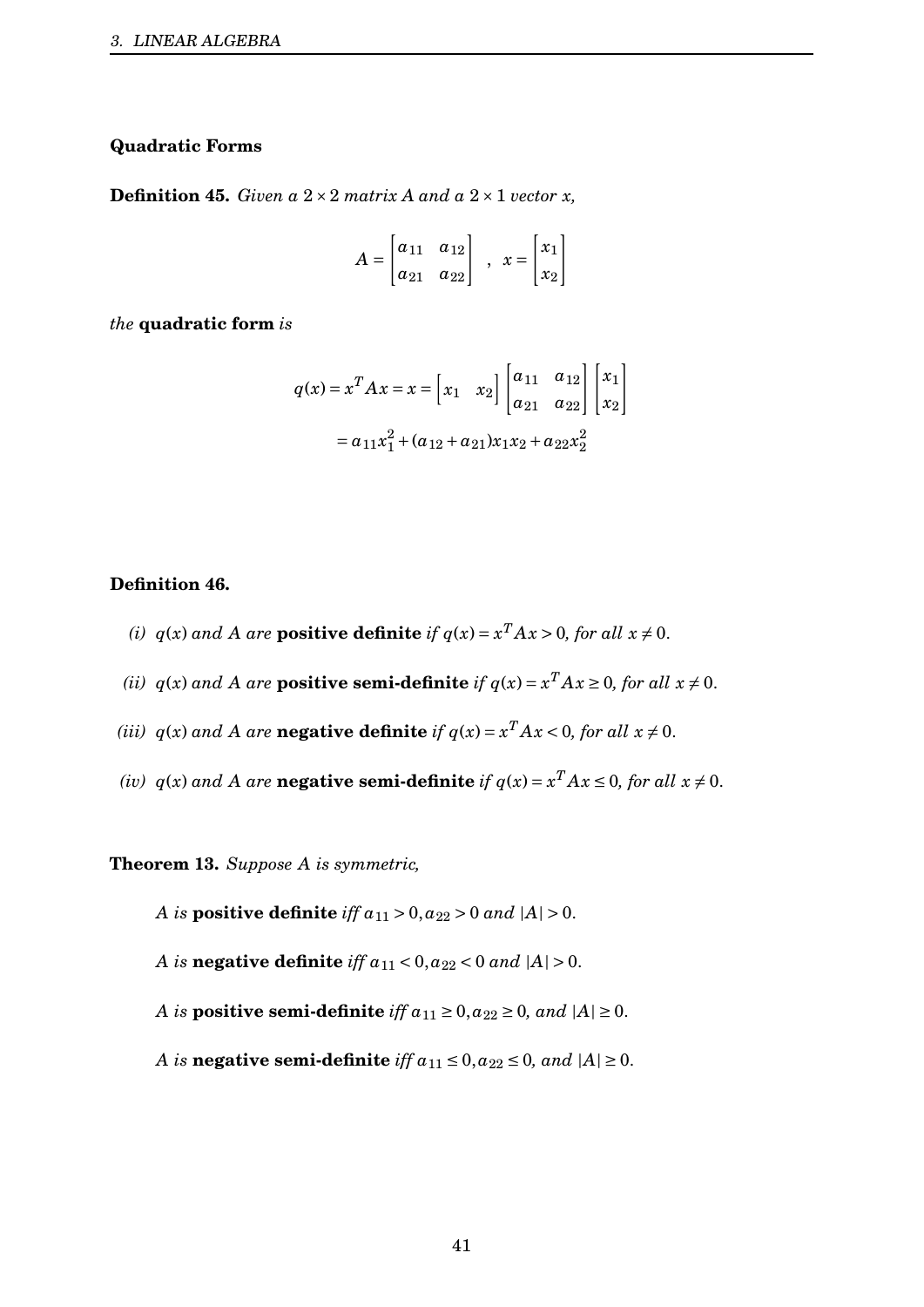**Quadratic Forms**

**Definition 45.** *Given a $2 \times 2$ matrix $A$ and a $2 \times 1$ vector $x$,*

$$A = \begin{bmatrix} a_{11} & a_{12} \\ a_{21} & a_{22} \end{bmatrix} \quad , \quad x = \begin{bmatrix} x_1 \\ x_2 \end{bmatrix}$$

*the* **quadratic form** *is*

$$q(x) = x^T A x = x = \begin{bmatrix} x_1 & x_2 \end{bmatrix} \begin{bmatrix} a_{11} & a_{12} \\ a_{21} & a_{22} \end{bmatrix} \begin{bmatrix} x_1 \\ x_2 \end{bmatrix}$$

$$= a_{11}x_1^2 + (a_{12} + a_{21})x_1 x_2 + a_{22}x_2^2$$

**Definition 46.**

*(i)* $q(x)$ *and* $A$ *are* **positive definite** *if* $q(x) = x^T A x > 0$*, for all* $x \neq 0$.

*(ii)* $q(x)$ *and* $A$ *are* **positive semi-definite** *if* $q(x) = x^T A x \geq 0$*, for all* $x \neq 0$.

*(iii)* $q(x)$ *and* $A$ *are* **negative definite** *if* $q(x) = x^T A x < 0$*, for all* $x \neq 0$.

*(iv)* $q(x)$ *and* $A$ *are* **negative semi-definite** *if* $q(x) = x^T A x \leq 0$*, for all* $x \neq 0$.

**Theorem 13.** *Suppose $A$ is symmetric,*

$A$ *is* **positive definite** *iff* $a_{11} > 0, a_{22} > 0$ *and* $|A| > 0$.

$A$ *is* **negative definite** *iff* $a_{11} < 0, a_{22} < 0$ *and* $|A| > 0$.

$A$ *is* **positive semi-definite** *iff* $a_{11} \geq 0, a_{22} \geq 0$*, and* $|A| \geq 0$.

$A$ *is* **negative semi-definite** *iff* $a_{11} \leq 0, a_{22} \leq 0$*, and* $|A| \geq 0$.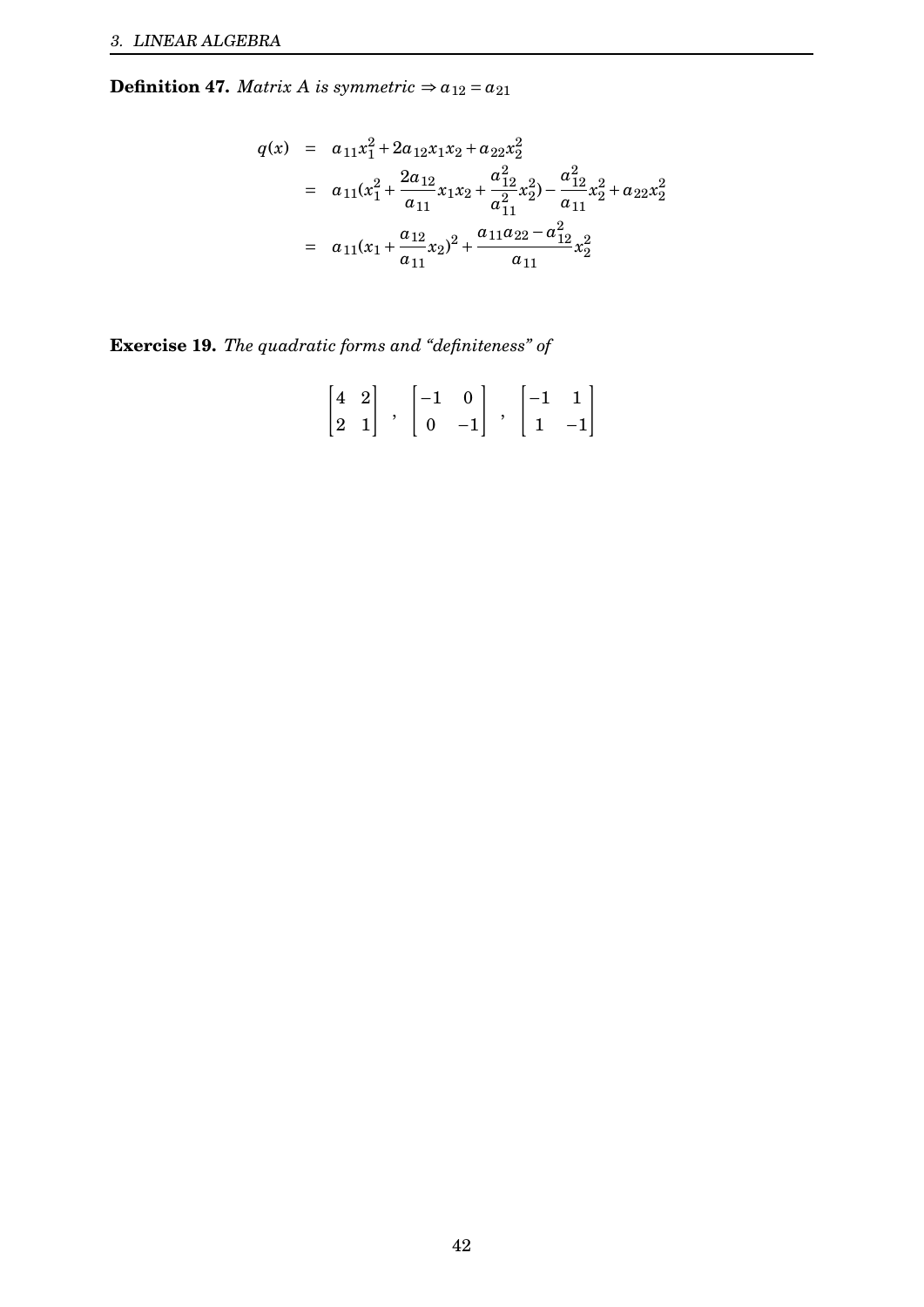**Definition 47.** *Matrix A is symmetric* $\Rightarrow a_{12} = a_{21}$

$$
\begin{aligned}
q(x) &= a_{11}x_1^2 + 2a_{12}x_1x_2 + a_{22}x_2^2 \\
&= a_{11}(x_1^2 + \frac{2a_{12}}{a_{11}}x_1x_2 + \frac{a_{12}^2}{a_{11}^2}x_2^2) - \frac{a_{12}^2}{a_{11}}x_2^2 + a_{22}x_2^2 \\
&= a_{11}(x_1 + \frac{a_{12}}{a_{11}}x_2)^2 + \frac{a_{11}a_{22} - a_{12}^2}{a_{11}}x_2^2
\end{aligned}
$$

**Exercise 19.** *The quadratic forms and "definiteness" of*

$$
\begin{bmatrix} 4 & 2 \\ 2 & 1 \end{bmatrix} \;,\; \begin{bmatrix} -1 & 0 \\ 0 & -1 \end{bmatrix} \;,\; \begin{bmatrix} -1 & 1 \\ 1 & -1 \end{bmatrix}
$$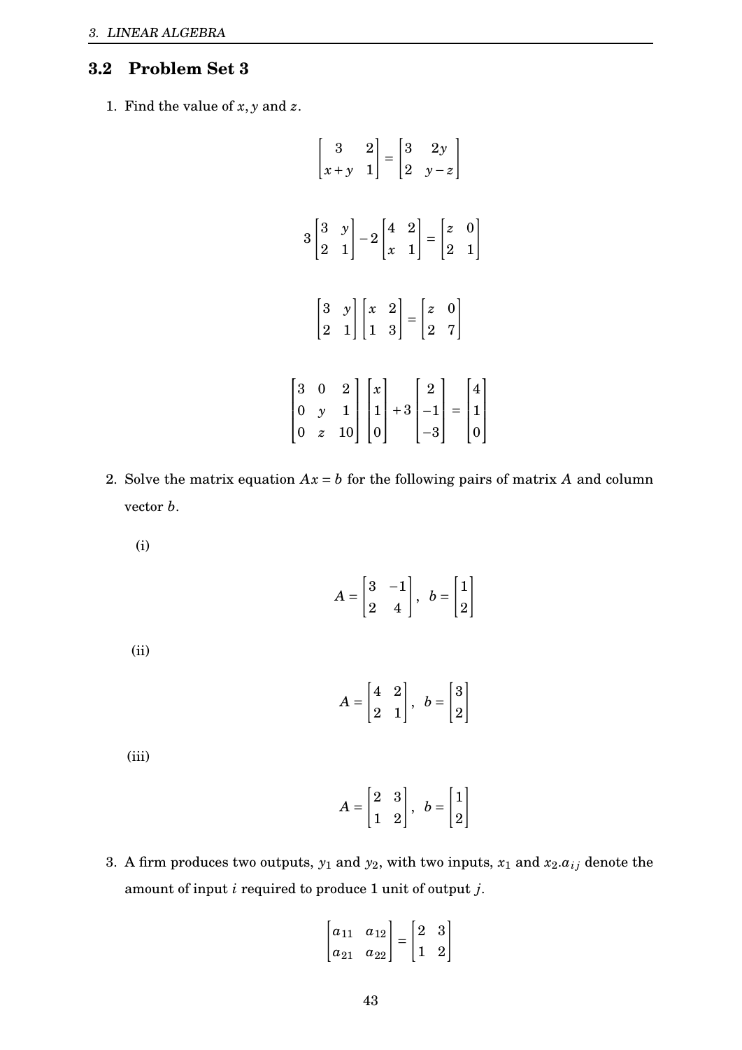## 3.2 Problem Set 3

1. Find the value of $x, y$ and $z$.

$$\begin{bmatrix} 3 & 2 \\ x+y & 1 \end{bmatrix} = \begin{bmatrix} 3 & 2y \\ 2 & y-z \end{bmatrix}$$

$$3\begin{bmatrix} 3 & y \\ 2 & 1 \end{bmatrix} - 2\begin{bmatrix} 4 & 2 \\ x & 1 \end{bmatrix} = \begin{bmatrix} z & 0 \\ 2 & 1 \end{bmatrix}$$

$$\begin{bmatrix} 3 & y \\ 2 & 1 \end{bmatrix}\begin{bmatrix} x & 2 \\ 1 & 3 \end{bmatrix} = \begin{bmatrix} z & 0 \\ 2 & 7 \end{bmatrix}$$

$$\begin{bmatrix} 3 & 0 & 2 \\ 0 & y & 1 \\ 0 & z & 10 \end{bmatrix}\begin{bmatrix} x \\ 1 \\ 0 \end{bmatrix} + 3\begin{bmatrix} 2 \\ -1 \\ -3 \end{bmatrix} = \begin{bmatrix} 4 \\ 1 \\ 0 \end{bmatrix}$$

2. Solve the matrix equation $Ax = b$ for the following pairs of matrix $A$ and column vector $b$.

   (i)

$$A = \begin{bmatrix} 3 & -1 \\ 2 & 4 \end{bmatrix}, \quad b = \begin{bmatrix} 1 \\ 2 \end{bmatrix}$$

   (ii)

$$A = \begin{bmatrix} 4 & 2 \\ 2 & 1 \end{bmatrix}, \quad b = \begin{bmatrix} 3 \\ 2 \end{bmatrix}$$

   (iii)

$$A = \begin{bmatrix} 2 & 3 \\ 1 & 2 \end{bmatrix}, \quad b = \begin{bmatrix} 1 \\ 2 \end{bmatrix}$$

3. A firm produces two outputs, $y_1$ and $y_2$, with two inputs, $x_1$ and $x_2$.$a_{ij}$ denote the amount of input $i$ required to produce 1 unit of output $j$.

$$\begin{bmatrix} a_{11} & a_{12} \\ a_{21} & a_{22} \end{bmatrix} = \begin{bmatrix} 2 & 3 \\ 1 & 2 \end{bmatrix}$$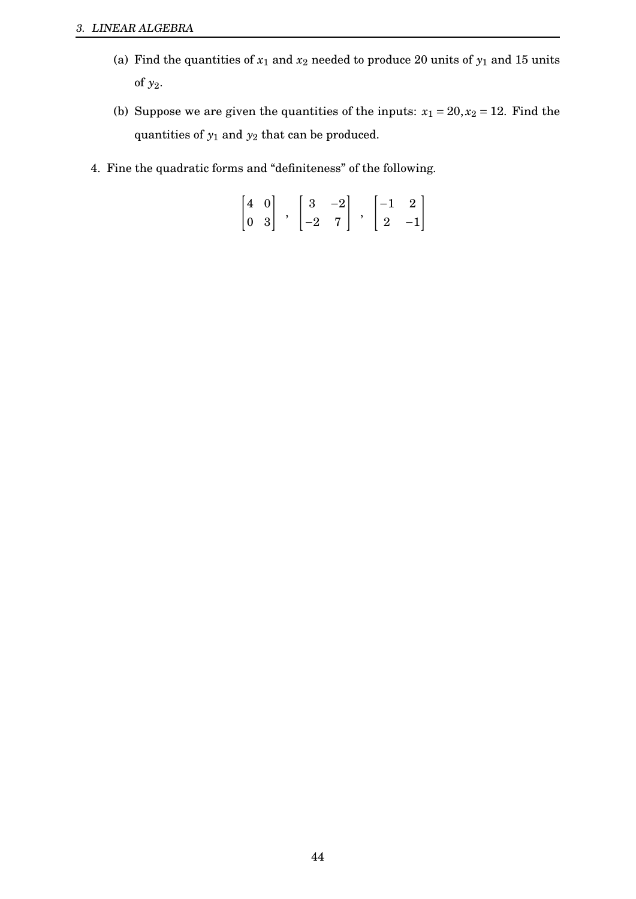(a) Find the quantities of $x_1$ and $x_2$ needed to produce 20 units of $y_1$ and 15 units of $y_2$.

(b) Suppose we are given the quantities of the inputs: $x_1 = 20, x_2 = 12$. Find the quantities of $y_1$ and $y_2$ that can be produced.

4. Fine the quadratic forms and "definiteness" of the following.

$$\begin{bmatrix} 4 & 0 \\ 0 & 3 \end{bmatrix} , \begin{bmatrix} 3 & -2 \\ -2 & 7 \end{bmatrix} , \begin{bmatrix} -1 & 2 \\ 2 & -1 \end{bmatrix}$$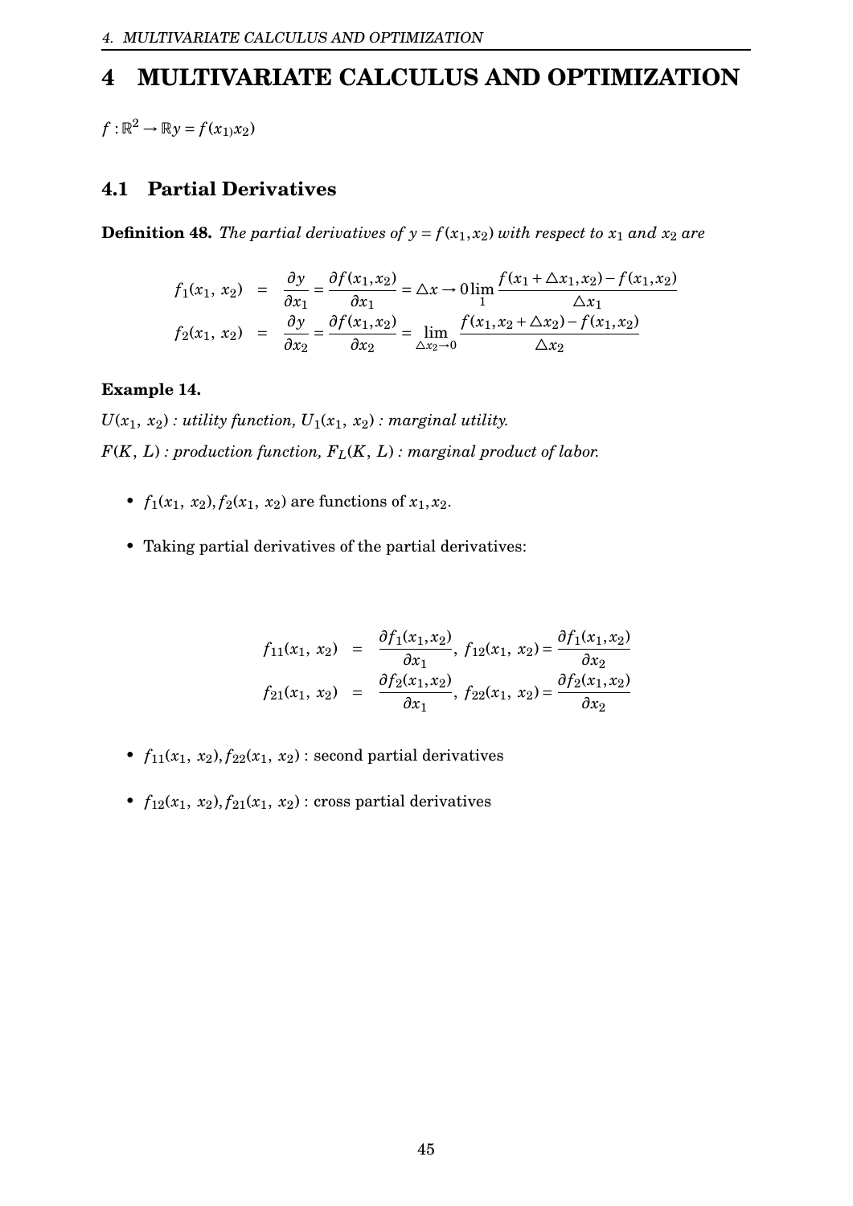# 4 MULTIVARIATE CALCULUS AND OPTIMIZATION

$f : \mathbb{R}^2 \to \mathbb{R} y = f(x_1 x_2)$

## 4.1 Partial Derivatives

**Definition 48.** *The partial derivatives of $y = f(x_1, x_2)$ with respect to $x_1$ and $x_2$ are*

$$
\begin{aligned}
f_1(x_1,\ x_2) &= \frac{\partial y}{\partial x_1} = \frac{\partial f(x_1, x_2)}{\partial x_1} = \triangle x \to 0 \lim_1 \frac{f(x_1 + \triangle x_1, x_2) - f(x_1, x_2)}{\triangle x_1} \\
f_2(x_1,\ x_2) &= \frac{\partial y}{\partial x_2} = \frac{\partial f(x_1, x_2)}{\partial x_2} = \lim_{\triangle x_2 \to 0} \frac{f(x_1, x_2 + \triangle x_2) - f(x_1, x_2)}{\triangle x_2}
\end{aligned}
$$

**Example 14.**

*$U(x_1,\ x_2)$ : utility function, $U_1(x_1,\ x_2)$ : marginal utility.*

*$F(K,\ L)$ : production function, $F_L(K,\ L)$ : marginal product of labor.*

- $f_1(x_1,\ x_2), f_2(x_1,\ x_2)$ are functions of $x_1, x_2$.
- Taking partial derivatives of the partial derivatives:

$$
\begin{aligned}
f_{11}(x_1,\ x_2) &= \frac{\partial f_1(x_1, x_2)}{\partial x_1},\ f_{12}(x_1,\ x_2) = \frac{\partial f_1(x_1, x_2)}{\partial x_2} \\
f_{21}(x_1,\ x_2) &= \frac{\partial f_2(x_1, x_2)}{\partial x_1},\ f_{22}(x_1,\ x_2) = \frac{\partial f_2(x_1, x_2)}{\partial x_2}
\end{aligned}
$$

- $f_{11}(x_1,\ x_2), f_{22}(x_1,\ x_2)$ : second partial derivatives
- $f_{12}(x_1,\ x_2), f_{21}(x_1,\ x_2)$ : cross partial derivatives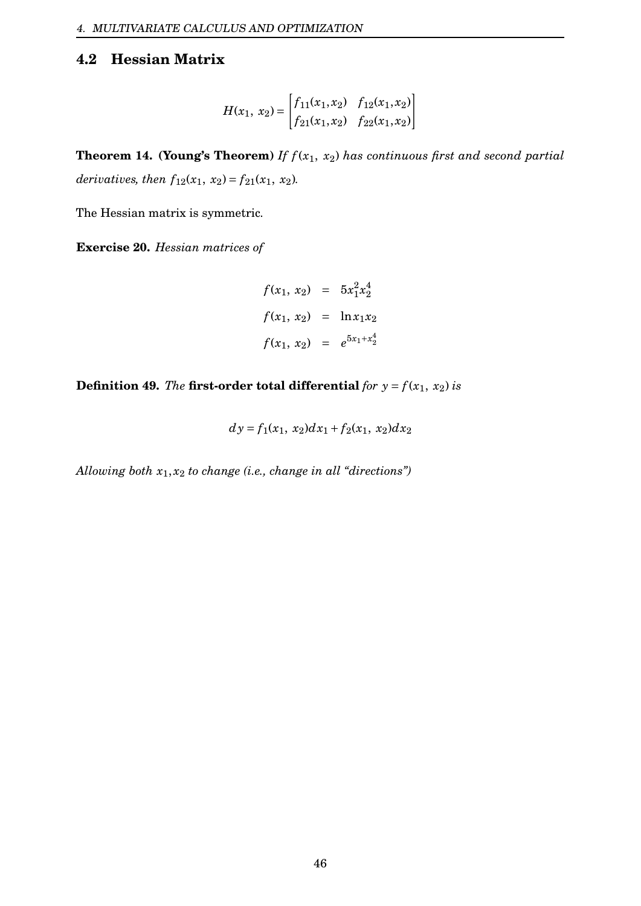## 4.2 Hessian Matrix

$$H(x_1,\ x_2) = \begin{bmatrix} f_{11}(x_1, x_2) & f_{12}(x_1, x_2) \\ f_{21}(x_1, x_2) & f_{22}(x_1, x_2) \end{bmatrix}$$

**Theorem 14. (Young's Theorem)** *If $f(x_1,\ x_2)$ has continuous first and second partial derivatives, then $f_{12}(x_1,\ x_2) = f_{21}(x_1,\ x_2)$.*

The Hessian matrix is symmetric.

**Exercise 20.** *Hessian matrices of*

$$\begin{aligned} f(x_1,\ x_2) &= 5x_1^2 x_2^4 \\ f(x_1,\ x_2) &= \ln x_1 x_2 \\ f(x_1,\ x_2) &= e^{5x_1 + x_2^4} \end{aligned}$$

**Definition 49.** *The* **first-order total differential** *for $y = f(x_1,\ x_2)$ is*

$$dy = f_1(x_1,\ x_2)dx_1 + f_2(x_1,\ x_2)dx_2$$

*Allowing both $x_1, x_2$ to change (i.e., change in all "directions")*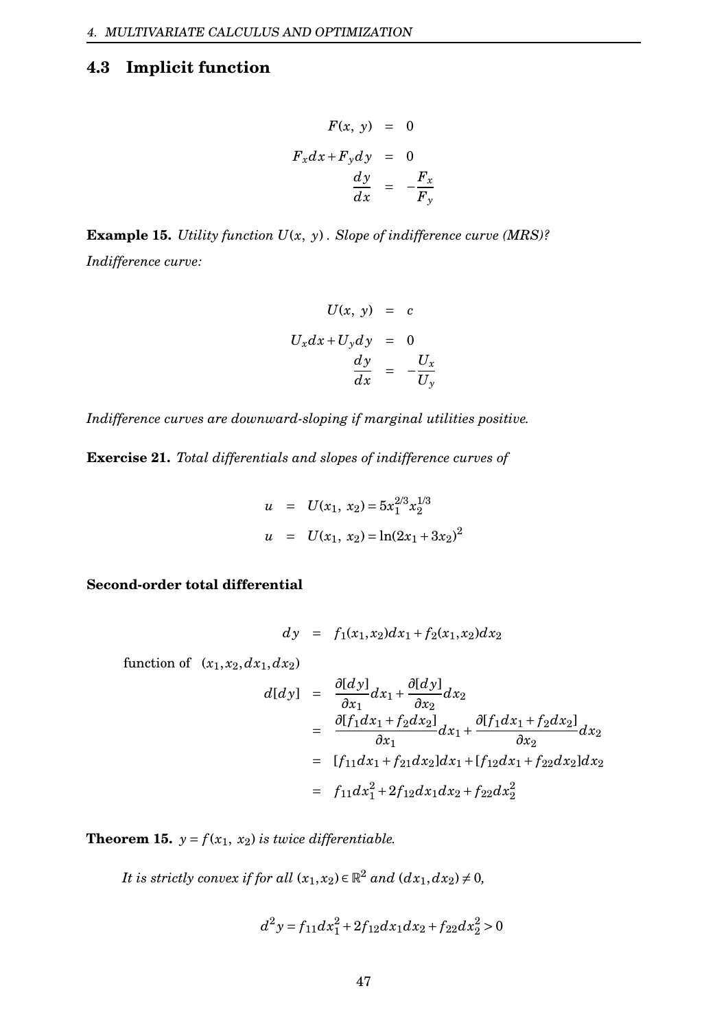## 4.3 Implicit function

$$
\begin{aligned}
F(x,\ y) &= 0 \\
F_x dx + F_y dy &= 0 \\
\frac{dy}{dx} &= -\frac{F_x}{F_y}
\end{aligned}
$$

**Example 15.** *Utility function $U(x,\ y)$. Slope of indifference curve (MRS)?*

*Indifference curve:*

$$
\begin{aligned}
U(x,\ y) &= c \\
U_x dx + U_y dy &= 0 \\
\frac{dy}{dx} &= -\frac{U_x}{U_y}
\end{aligned}
$$

*Indifference curves are downward-sloping if marginal utilities positive.*

**Exercise 21.** *Total differentials and slopes of indifference curves of*

$$
\begin{aligned}
u &= U(x_1,\ x_2) = 5x_1^{2/3}x_2^{1/3} \\
u &= U(x_1,\ x_2) = \ln(2x_1 + 3x_2)^2
\end{aligned}
$$

**Second-order total differential**

$$
dy = f_1(x_1,x_2)dx_1 + f_2(x_1,x_2)dx_2
$$

function of $(x_1,x_2,dx_1,dx_2)$

$$
\begin{aligned}
d[dy] &= \frac{\partial[dy]}{\partial x_1}dx_1 + \frac{\partial[dy]}{\partial x_2}dx_2 \\
&= \frac{\partial[f_1dx_1 + f_2dx_2]}{\partial x_1}dx_1 + \frac{\partial[f_1dx_1 + f_2dx_2]}{\partial x_2}dx_2 \\
&= [f_{11}dx_1 + f_{21}dx_2]dx_1 + [f_{12}dx_1 + f_{22}dx_2]dx_2 \\
&= f_{11}dx_1^2 + 2f_{12}dx_1dx_2 + f_{22}dx_2^2
\end{aligned}
$$

**Theorem 15.** *$y = f(x_1,\ x_2)$ is twice differentiable.*

*It is strictly convex if for all $(x_1,x_2) \in \mathbb{R}^2$ and $(dx_1,dx_2) \neq 0$,*

$$
d^2y = f_{11}dx_1^2 + 2f_{12}dx_1dx_2 + f_{22}dx_2^2 > 0
$$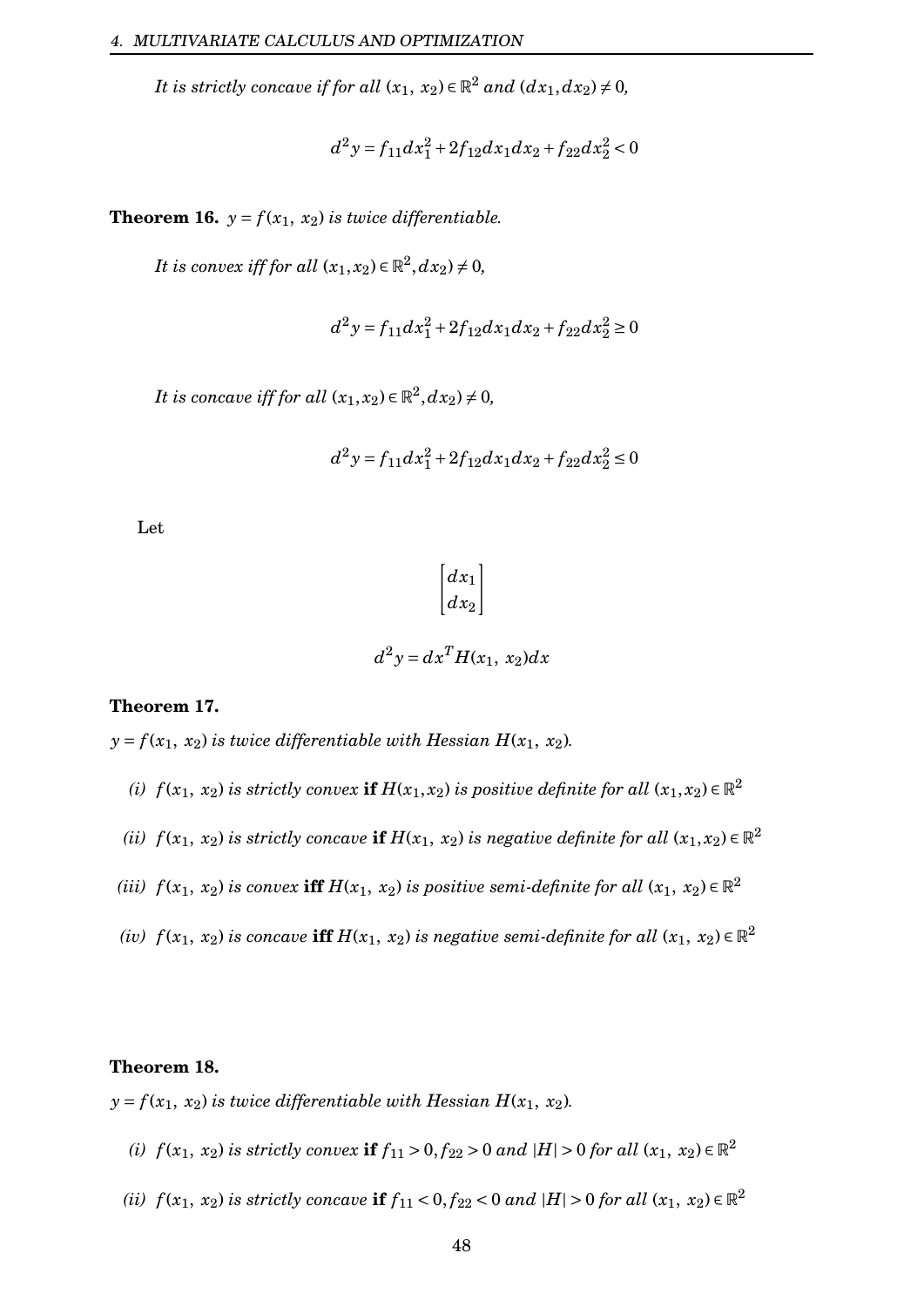*It is strictly concave if for all $(x_1,\ x_2) \in \mathbb{R}^2$ and $(dx_1, dx_2) \neq 0$,*

$$d^2y = f_{11}dx_1^2 + 2f_{12}dx_1dx_2 + f_{22}dx_2^2 < 0$$

**Theorem 16.** *$y = f(x_1,\ x_2)$ is twice differentiable.*

*It is convex iff for all $(x_1, x_2) \in \mathbb{R}^2, dx_2) \neq 0$,*

$$d^2y = f_{11}dx_1^2 + 2f_{12}dx_1dx_2 + f_{22}dx_2^2 \geq 0$$

*It is concave iff for all $(x_1, x_2) \in \mathbb{R}^2, dx_2) \neq 0$,*

$$d^2y = f_{11}dx_1^2 + 2f_{12}dx_1dx_2 + f_{22}dx_2^2 \leq 0$$

Let

$$\begin{bmatrix} dx_1 \\ dx_2 \end{bmatrix}$$

$$d^2y = dx^T H(x_1,\ x_2)dx$$

**Theorem 17.**

*$y = f(x_1,\ x_2)$ is twice differentiable with Hessian $H(x_1,\ x_2)$.*

- *(i) $f(x_1,\ x_2)$ is strictly convex* **if** *$H(x_1, x_2)$ is positive definite for all $(x_1, x_2) \in \mathbb{R}^2$*
- *(ii) $f(x_1,\ x_2)$ is strictly concave* **if** *$H(x_1,\ x_2)$ is negative definite for all $(x_1, x_2) \in \mathbb{R}^2$*
- *(iii) $f(x_1,\ x_2)$ is convex* **iff** *$H(x_1,\ x_2)$ is positive semi-definite for all $(x_1,\ x_2) \in \mathbb{R}^2$*
- *(iv) $f(x_1,\ x_2)$ is concave* **iff** *$H(x_1,\ x_2)$ is negative semi-definite for all $(x_1,\ x_2) \in \mathbb{R}^2$*

**Theorem 18.**

*$y = f(x_1,\ x_2)$ is twice differentiable with Hessian $H(x_1,\ x_2)$.*

- *(i) $f(x_1,\ x_2)$ is strictly convex* **if** *$f_{11} > 0, f_{22} > 0$ and $|H| > 0$ for all $(x_1,\ x_2) \in \mathbb{R}^2$*
- *(ii) $f(x_1,\ x_2)$ is strictly concave* **if** *$f_{11} < 0, f_{22} < 0$ and $|H| > 0$ for all $(x_1,\ x_2) \in \mathbb{R}^2$*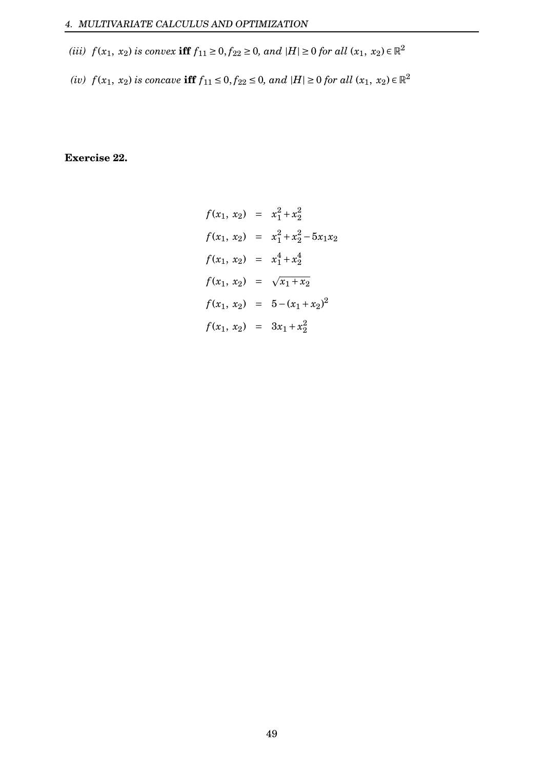*(iii)* $f(x_1,\ x_2)$ *is convex* **iff** $f_{11} \geq 0, f_{22} \geq 0$, *and* $|H| \geq 0$ *for all* $(x_1,\ x_2) \in \mathbb{R}^2$

*(iv)* $f(x_1,\ x_2)$ *is concave* **iff** $f_{11} \leq 0, f_{22} \leq 0$, *and* $|H| \geq 0$ *for all* $(x_1,\ x_2) \in \mathbb{R}^2$

**Exercise 22.**

$$
\begin{aligned}
f(x_1,\ x_2) &= x_1^2 + x_2^2 \\
f(x_1,\ x_2) &= x_1^2 + x_2^2 - 5x_1x_2 \\
f(x_1,\ x_2) &= x_1^4 + x_2^4 \\
f(x_1,\ x_2) &= \sqrt{x_1 + x_2} \\
f(x_1,\ x_2) &= 5 - (x_1 + x_2)^2 \\
f(x_1,\ x_2) &= 3x_1 + x_2^2
\end{aligned}
$$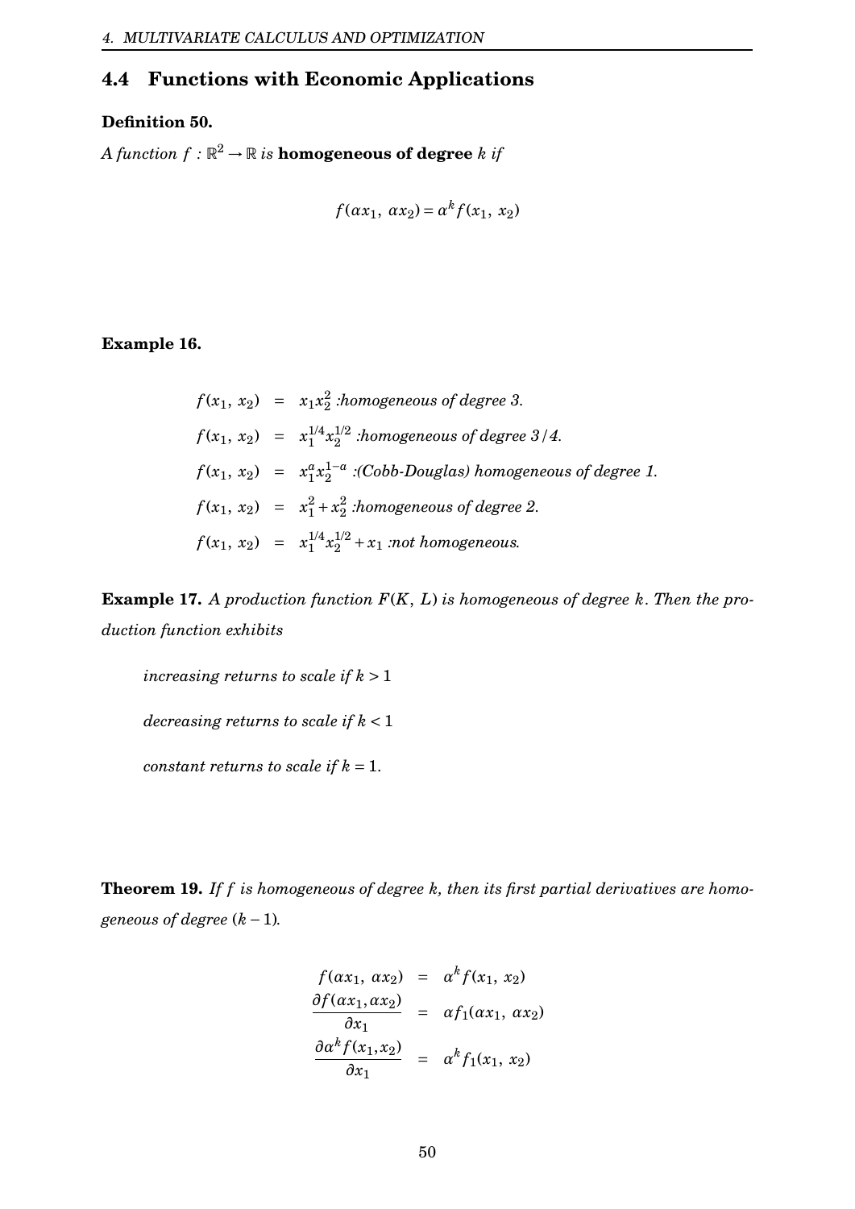## 4.4 Functions with Economic Applications

**Definition 50.**

*A function $f : \mathbb{R}^2 \to \mathbb{R}$ is* **homogeneous of degree** *$k$ if*

$$f(\alpha x_1,\ \alpha x_2) = \alpha^k f(x_1,\ x_2)$$

**Example 16.**

$$
\begin{aligned}
f(x_1,\ x_2) &= x_1 x_2^2 \text{ :homogeneous of degree 3.} \\
f(x_1,\ x_2) &= x_1^{1/4} x_2^{1/2} \text{ :homogeneous of degree 3/4.} \\
f(x_1,\ x_2) &= x_1^{a} x_2^{1-a} \text{ :(Cobb-Douglas) homogeneous of degree 1.} \\
f(x_1,\ x_2) &= x_1^2 + x_2^2 \text{ :homogeneous of degree 2.} \\
f(x_1,\ x_2) &= x_1^{1/4} x_2^{1/2} + x_1 \text{ :not homogeneous.}
\end{aligned}
$$

**Example 17.** *A production function $F(K,\ L)$ is homogeneous of degree $k$. Then the production function exhibits*

*increasing returns to scale if $k > 1$*

*decreasing returns to scale if $k < 1$*

*constant returns to scale if $k = 1$.*

**Theorem 19.** *If $f$ is homogeneous of degree $k$, then its first partial derivatives are homogeneous of degree $(k-1)$.*

$$
\begin{aligned}
f(\alpha x_1,\ \alpha x_2) &= \alpha^k f(x_1,\ x_2) \\
\frac{\partial f(\alpha x_1, \alpha x_2)}{\partial x_1} &= \alpha f_1(\alpha x_1,\ \alpha x_2) \\
\frac{\partial \alpha^k f(x_1, x_2)}{\partial x_1} &= \alpha^k f_1(x_1,\ x_2)
\end{aligned}
$$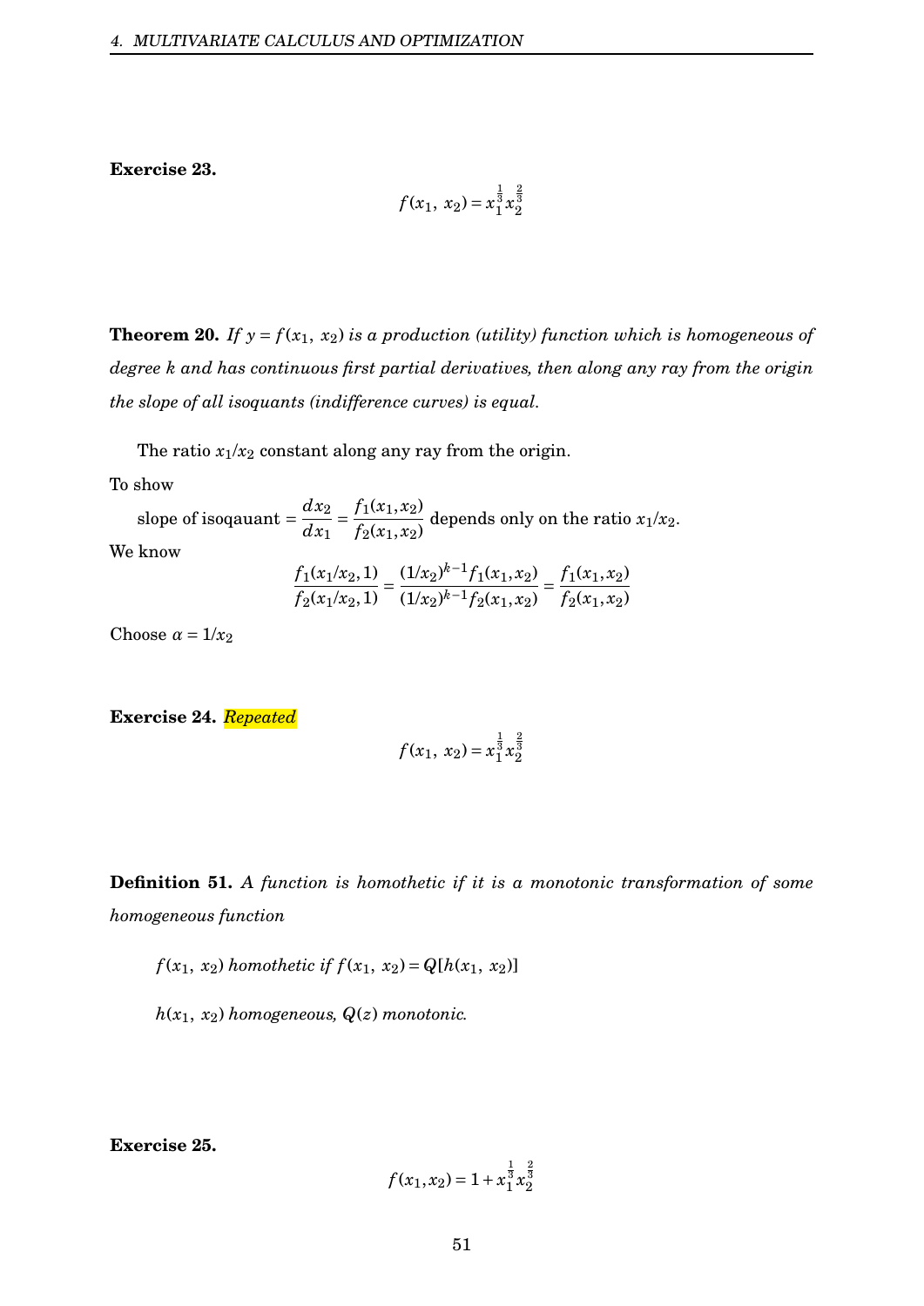**Exercise 23.**

$$f(x_1,\ x_2) = x_1^{\frac{1}{3}} x_2^{\frac{2}{3}}$$

**Theorem 20.** *If $y = f(x_1,\ x_2)$ is a production (utility) function which is homogeneous of degree $k$ and has continuous first partial derivatives, then along any ray from the origin the slope of all isoquants (indifference curves) is equal.*

The ratio $x_1/x_2$ constant along any ray from the origin.

To show

slope of isoqauant $= \dfrac{dx_2}{dx_1} = \dfrac{f_1(x_1,x_2)}{f_2(x_1,x_2)}$ depends only on the ratio $x_1/x_2$.

We know

$$\frac{f_1(x_1/x_2,1)}{f_2(x_1/x_2,1)} = \frac{(1/x_2)^{k-1} f_1(x_1,x_2)}{(1/x_2)^{k-1} f_2(x_1,x_2)} = \frac{f_1(x_1,x_2)}{f_2(x_1,x_2)}$$

Choose $\alpha = 1/x_2$

**Exercise 24.** *Repeated*

$$f(x_1,\ x_2) = x_1^{\frac{1}{3}} x_2^{\frac{2}{3}}$$

**Definition 51.** *A function is homothetic if it is a monotonic transformation of some homogeneous function*

*$f(x_1,\ x_2)$ homothetic if $f(x_1,\ x_2) = Q[h(x_1,\ x_2)]$*

*$h(x_1,\ x_2)$ homogeneous, $Q(z)$ monotonic.*

**Exercise 25.**

$$f(x_1,x_2) = 1 + x_1^{\frac{1}{3}} x_2^{\frac{2}{3}}$$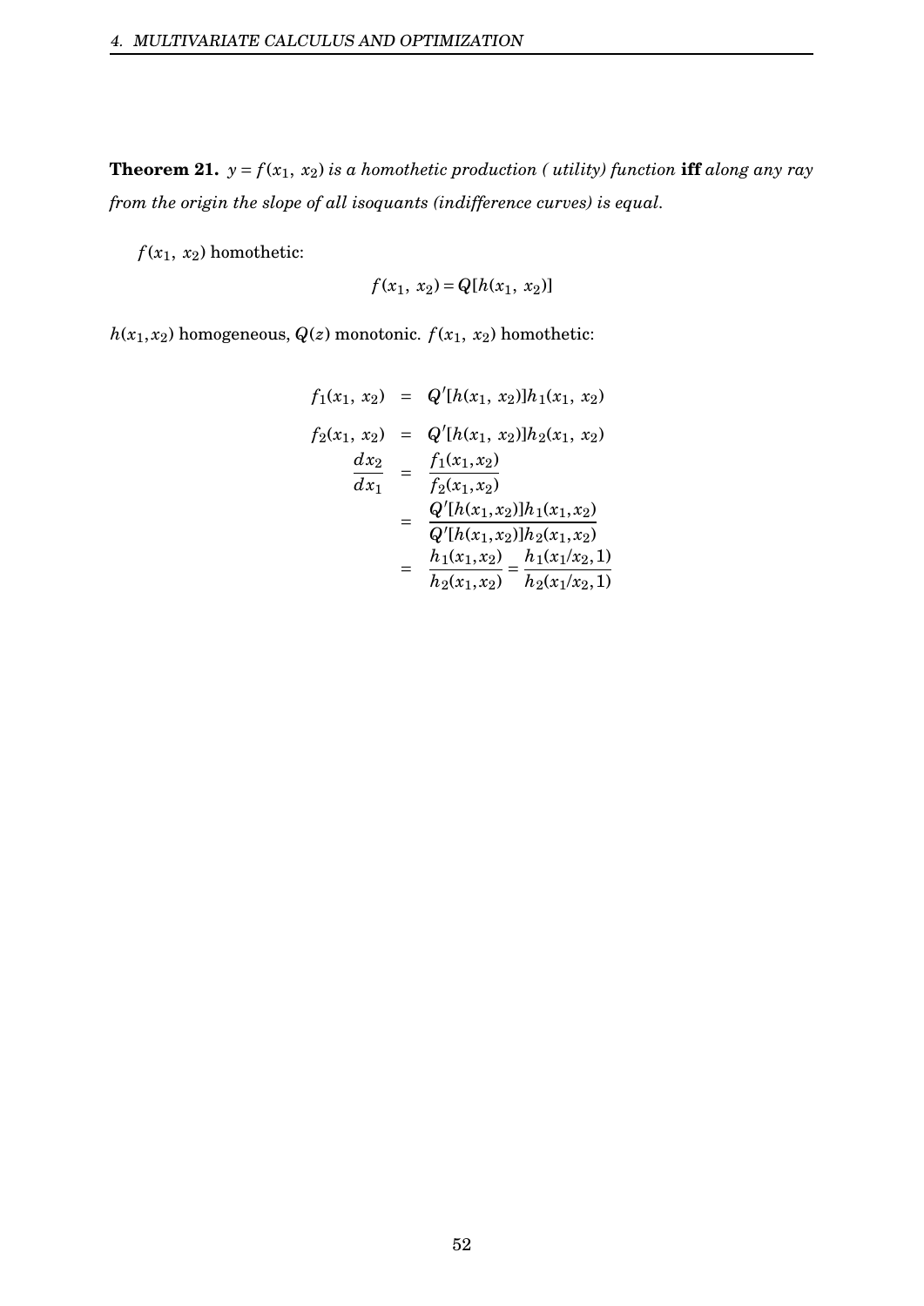**Theorem 21.** *$y = f(x_1, x_2)$ is a homothetic production ( utility) function* **iff** *along any ray from the origin the slope of all isoquants (indifference curves) is equal.*

$f(x_1, x_2)$ homothetic:

$$f(x_1, x_2) = Q[h(x_1, x_2)]$$

$h(x_1,x_2)$ homogeneous, $Q(z)$ monotonic. $f(x_1, x_2)$ homothetic:

$$\begin{aligned}
f_1(x_1, x_2) &= Q'[h(x_1, x_2)]h_1(x_1, x_2) \\
f_2(x_1, x_2) &= Q'[h(x_1, x_2)]h_2(x_1, x_2) \\
\frac{dx_2}{dx_1} &= \frac{f_1(x_1,x_2)}{f_2(x_1,x_2)} \\
&= \frac{Q'[h(x_1,x_2)]h_1(x_1,x_2)}{Q'[h(x_1,x_2)]h_2(x_1,x_2)} \\
&= \frac{h_1(x_1,x_2)}{h_2(x_1,x_2)} = \frac{h_1(x_1/x_2,1)}{h_2(x_1/x_2,1)}
\end{aligned}$$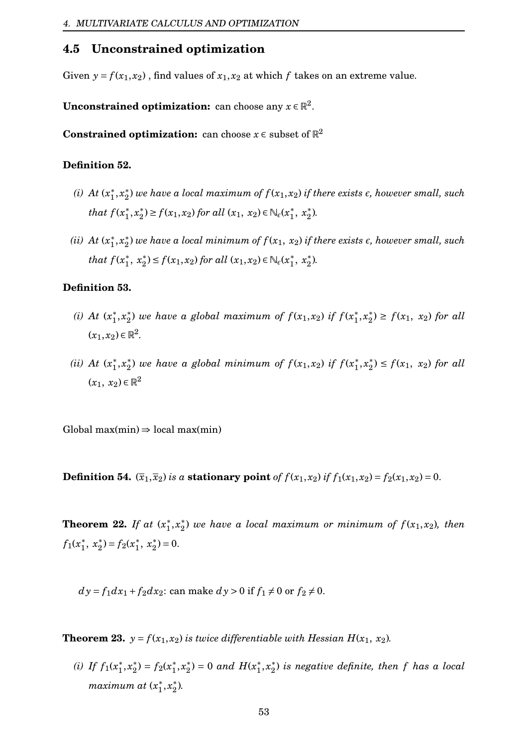## 4.5 Unconstrained optimization

Given $y = f(x_1, x_2)$ , find values of $x_1, x_2$ at which $f$ takes on an extreme value.

**Unconstrained optimization:** can choose any $x \in \mathbb{R}^2$.

**Constrained optimization:** can choose $x \in$ subset of $\mathbb{R}^2$

**Definition 52.**

*(i) At $(x_1^*, x_2^*)$ we have a local maximum of $f(x_1, x_2)$ if there exists $\epsilon$, however small, such that $f(x_1^*, x_2^*) \geq f(x_1, x_2)$ for all $(x_1,\ x_2) \in \mathbb{N}_\epsilon(x_1^*,\ x_2^*)$.*

*(ii) At $(x_1^*, x_2^*)$ we have a local minimum of $f(x_1,\ x_2)$ if there exists $\epsilon$, however small, such that $f(x_1^*,\ x_2^*) \leq f(x_1, x_2)$ for all $(x_1, x_2) \in \mathbb{N}_\epsilon(x_1^*,\ x_2^*)$.*

**Definition 53.**

*(i) At $(x_1^*, x_2^*)$ we have a global maximum of $f(x_1, x_2)$ if $f(x_1^*, x_2^*) \geq f(x_1,\ x_2)$ for all $(x_1, x_2) \in \mathbb{R}^2$.*

*(ii) At $(x_1^*, x_2^*)$ we have a global minimum of $f(x_1, x_2)$ if $f(x_1^*, x_2^*) \leq f(x_1,\ x_2)$ for all $(x_1,\ x_2) \in \mathbb{R}^2$*

Global max(min) $\Rightarrow$ local max(min)

**Definition 54.** *$(\bar{x}_1, \bar{x}_2)$ is a* **stationary point** *of $f(x_1, x_2)$ if $f_1(x_1, x_2) = f_2(x_1, x_2) = 0$.*

**Theorem 22.** *If at $(x_1^*, x_2^*)$ we have a local maximum or minimum of $f(x_1, x_2)$, then $f_1(x_1^*,\ x_2^*) = f_2(x_1^*,\ x_2^*) = 0$.*

$dy = f_1 dx_1 + f_2 dx_2$: can make $dy > 0$ if $f_1 \neq 0$ or $f_2 \neq 0$.

**Theorem 23.** *$y = f(x_1, x_2)$ is twice differentiable with Hessian $H(x_1,\ x_2)$.*

*(i) If $f_1(x_1^*, x_2^*) = f_2(x_1^*, x_2^*) = 0$ and $H(x_1^*, x_2^*)$ is negative definite, then $f$ has a local maximum at $(x_1^*, x_2^*)$.*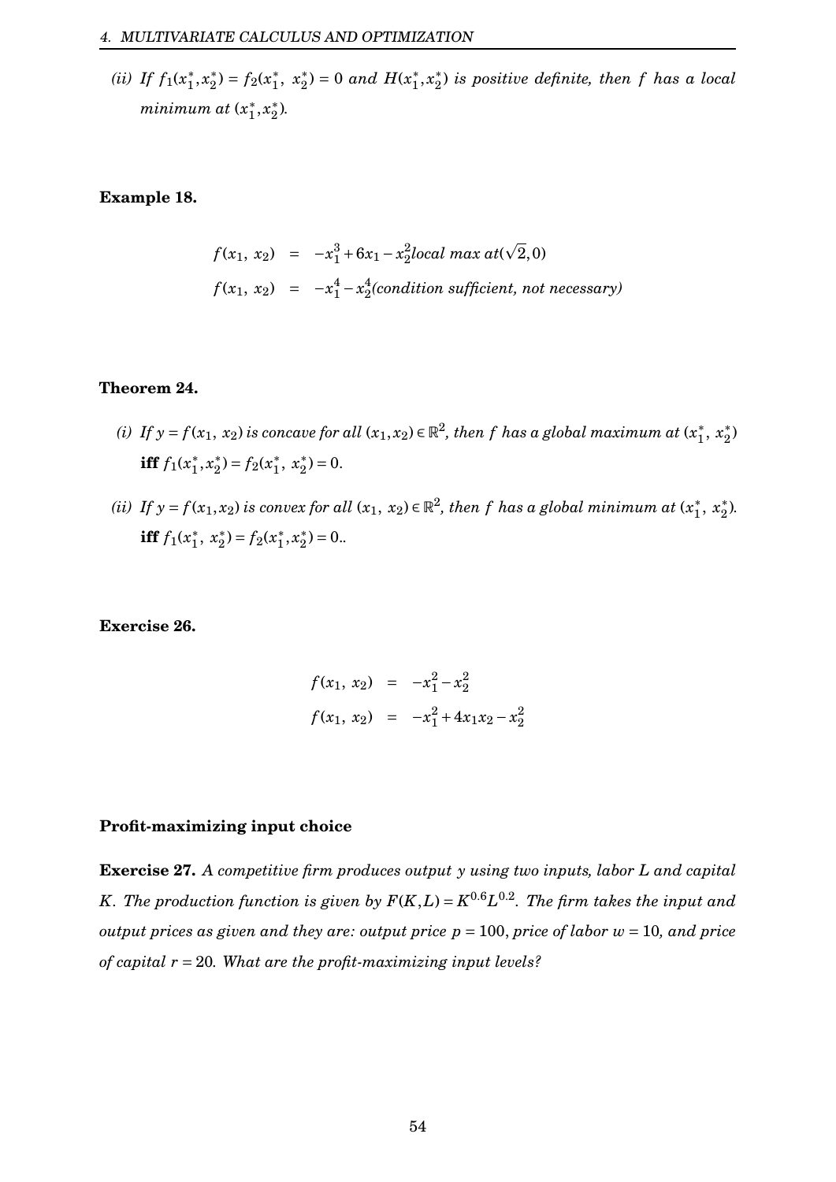*(ii) If $f_1(x_1^*, x_2^*) = f_2(x_1^*,\ x_2^*) = 0$ and $H(x_1^*, x_2^*)$ is positive definite, then $f$ has a local minimum at $(x_1^*, x_2^*)$.*

**Example 18.**

$$
\begin{aligned}
f(x_1,\ x_2) &= -x_1^3 + 6x_1 - x_2^2 \textit{local max at}(\sqrt{2}, 0) \\
f(x_1,\ x_2) &= -x_1^4 - x_2^4 \textit{(condition sufficient, not necessary)}
\end{aligned}
$$

**Theorem 24.**

*(i) If $y = f(x_1,\ x_2)$ is concave for all $(x_1, x_2) \in \mathbb{R}^2$, then $f$ has a global maximum at $(x_1^*,\ x_2^*)$* **iff** $f_1(x_1^*, x_2^*) = f_2(x_1^*,\ x_2^*) = 0$.

*(ii) If $y = f(x_1, x_2)$ is convex for all $(x_1,\ x_2) \in \mathbb{R}^2$, then $f$ has a global minimum at $(x_1^*,\ x_2^*)$.* **iff** $f_1(x_1^*,\ x_2^*) = f_2(x_1^*, x_2^*) = 0$..

**Exercise 26.**

$$
\begin{aligned}
f(x_1,\ x_2) &= -x_1^2 - x_2^2 \\
f(x_1,\ x_2) &= -x_1^2 + 4x_1x_2 - x_2^2
\end{aligned}
$$

**Profit-maximizing input choice**

**Exercise 27.** *A competitive firm produces output $y$ using two inputs, labor $L$ and capital $K$. The production function is given by $F(K,L) = K^{0.6}L^{0.2}$. The firm takes the input and output prices as given and they are: output price $p = 100$, price of labor $w = 10$, and price of capital $r = 20$. What are the profit-maximizing input levels?*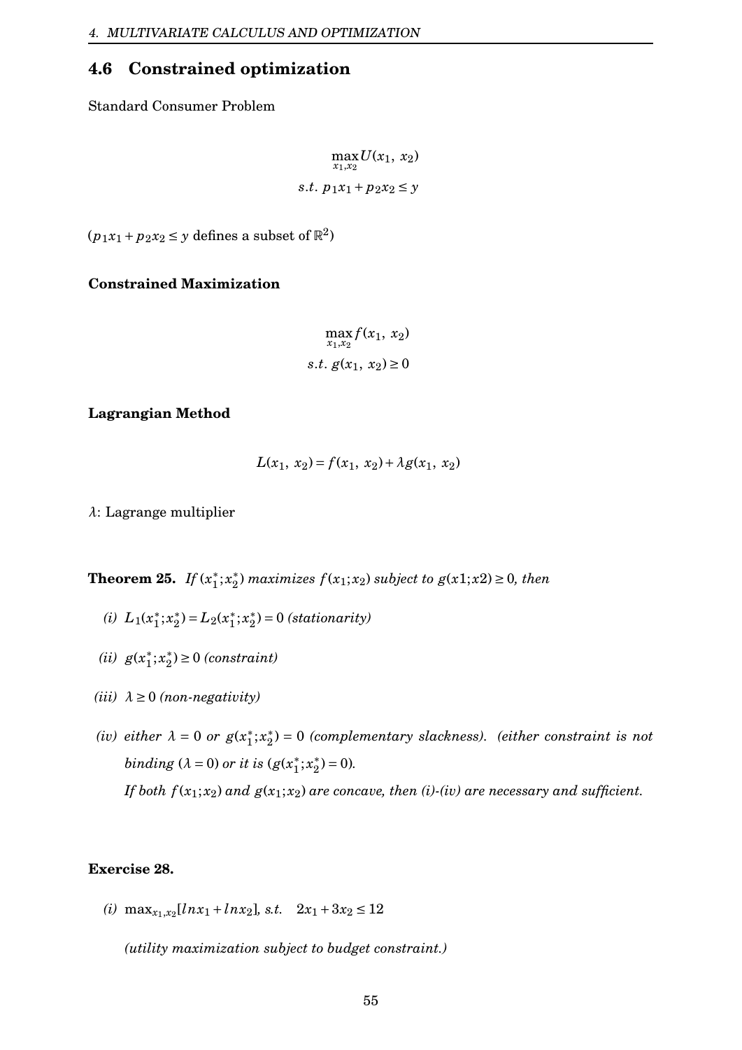## 4.6 Constrained optimization

Standard Consumer Problem

$$\max_{x_1, x_2} U(x_1,\ x_2)$$

$$s.t.\ p_1x_1 + p_2x_2 \leq y$$

($p_1x_1 + p_2x_2 \leq y$ defines a subset of $\mathbb{R}^2$)

**Constrained Maximization**

$$\max_{x_1, x_2} f(x_1,\ x_2)$$

$$s.t.\ g(x_1,\ x_2) \geq 0$$

**Lagrangian Method**

$$L(x_1,\ x_2) = f(x_1,\ x_2) + \lambda g(x_1,\ x_2)$$

$\lambda$: Lagrange multiplier

**Theorem 25.** *If $(x_1^*; x_2^*)$ maximizes $f(x_1; x_2)$ subject to $g(x1; x2) \geq 0$, then*

*(i)* $L_1(x_1^*; x_2^*) = L_2(x_1^*; x_2^*) = 0$ *(stationarity)*

*(ii)* $g(x_1^*; x_2^*) \geq 0$ *(constraint)*

*(iii)* $\lambda \geq 0$ *(non-negativity)*

*(iv) either* $\lambda = 0$ *or* $g(x_1^*; x_2^*) = 0$ *(complementary slackness). (either constraint is not binding* $(\lambda = 0)$ *or it is* $(g(x_1^*; x_2^*) = 0)$*.*

*If both $f(x_1; x_2)$ and $g(x_1; x_2)$ are concave, then (i)-(iv) are necessary and sufficient.*

**Exercise 28.**

*(i)* $\max_{x_1, x_2}[ln x_1 + ln x_2]$*, s.t.* $\quad 2x_1 + 3x_2 \leq 12$

*(utility maximization subject to budget constraint.)*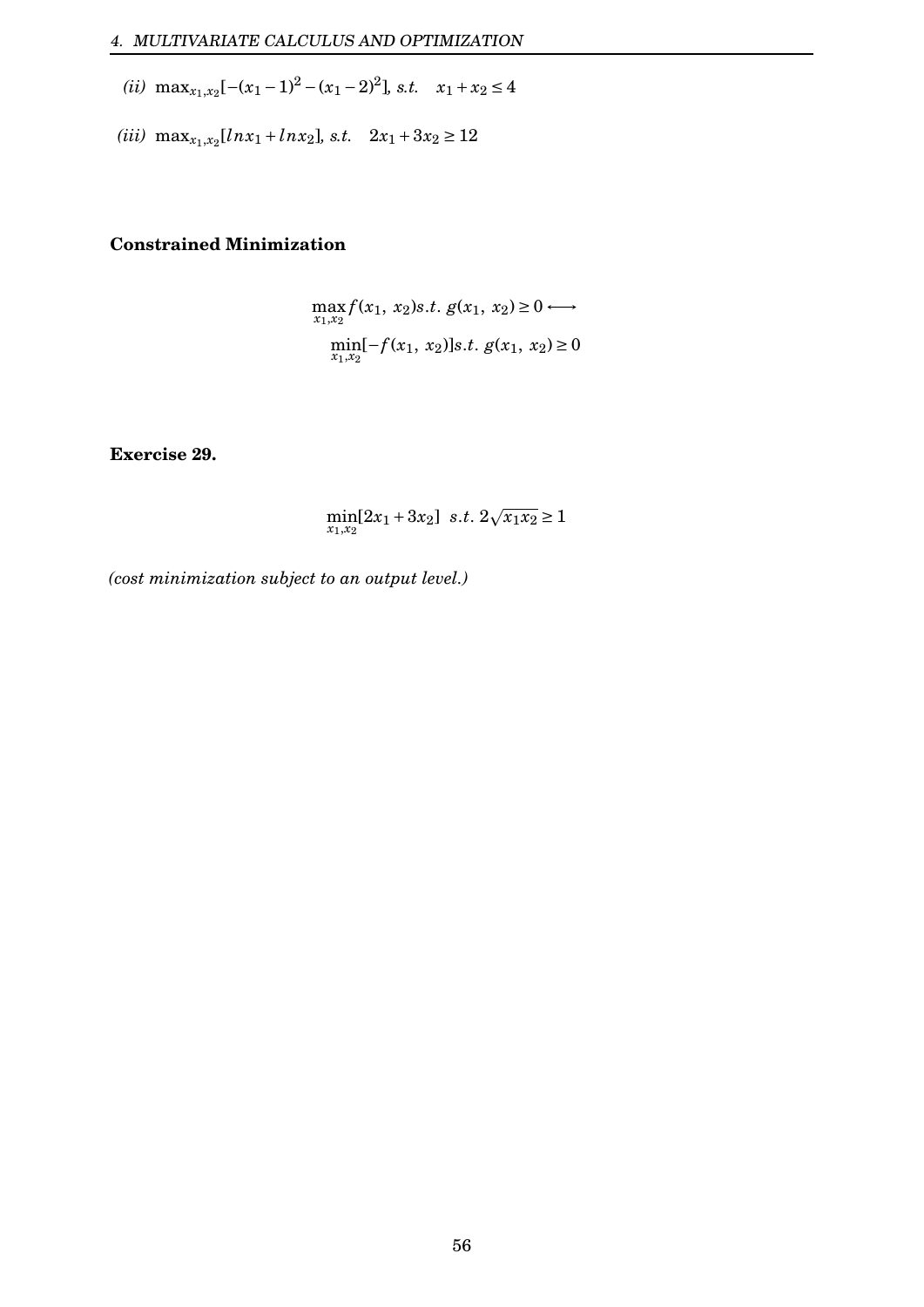*(ii)* $\max_{x_1,x_2}[-(x_1-1)^2-(x_1-2)^2]$, *s.t.* $x_1+x_2 \leq 4$

*(iii)* $\max_{x_1,x_2}[lnx_1+lnx_2]$, *s.t.* $2x_1+3x_2 \geq 12$

**Constrained Minimization**

$$\max_{x_1,x_2} f(x_1,\ x_2) s.t.\ g(x_1,\ x_2) \geq 0 \longleftrightarrow$$
$$\min_{x_1,x_2}[-f(x_1,\ x_2)] s.t.\ g(x_1,\ x_2) \geq 0$$

**Exercise 29.**

$$\min_{x_1,x_2}[2x_1+3x_2]\ \ s.t.\ 2\sqrt{x_1x_2} \geq 1$$

*(cost minimization subject to an output level.)*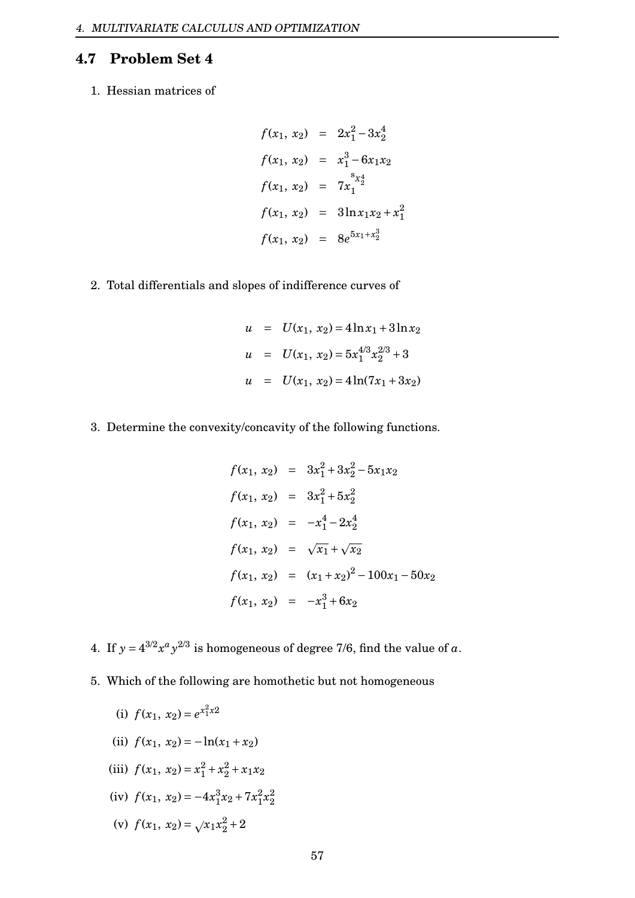## 4.7 Problem Set 4

1. Hessian matrices of

$$
\begin{aligned}
f(x_1,\ x_2) &= 2x_1^2 - 3x_2^4 \\
f(x_1,\ x_2) &= x_1^3 - 6x_1x_2 \\
f(x_1,\ x_2) &= 7x_1^{{}^{s}x_2^4} \\
f(x_1,\ x_2) &= 3\ln x_1x_2 + x_1^2 \\
f(x_1,\ x_2) &= 8e^{5x_1 + x_2^3}
\end{aligned}
$$

2. Total differentials and slopes of indifference curves of

$$
\begin{aligned}
u &= U(x_1,\ x_2) = 4\ln x_1 + 3\ln x_2 \\
u &= U(x_1,\ x_2) = 5x_1^{4/3}x_2^{2/3} + 3 \\
u &= U(x_1,\ x_2) = 4\ln(7x_1 + 3x_2)
\end{aligned}
$$

3. Determine the convexity/concavity of the following functions.

$$
\begin{aligned}
f(x_1,\ x_2) &= 3x_1^2 + 3x_2^2 - 5x_1x_2 \\
f(x_1,\ x_2) &= 3x_1^2 + 5x_2^2 \\
f(x_1,\ x_2) &= -x_1^4 - 2x_2^4 \\
f(x_1,\ x_2) &= \sqrt{x_1} + \sqrt{x_2} \\
f(x_1,\ x_2) &= (x_1 + x_2)^2 - 100x_1 - 50x_2 \\
f(x_1,\ x_2) &= -x_1^3 + 6x_2
\end{aligned}
$$

4. If $y = 4^{3/2}x^a y^{2/3}$ is homogeneous of degree 7/6, find the value of $a$.

5. Which of the following are homothetic but not homogeneous

   (i) $f(x_1,\ x_2) = e^{x_1^2 x2}$

   (ii) $f(x_1,\ x_2) = -\ln(x_1 + x_2)$

   (iii) $f(x_1,\ x_2) = x_1^2 + x_2^2 + x_1x_2$

   (iv) $f(x_1,\ x_2) = -4x_1^3x_2 + 7x_1^2x_2^2$

   (v) $f(x_1,\ x_2) = \sqrt{x_1x_2^2} + 2$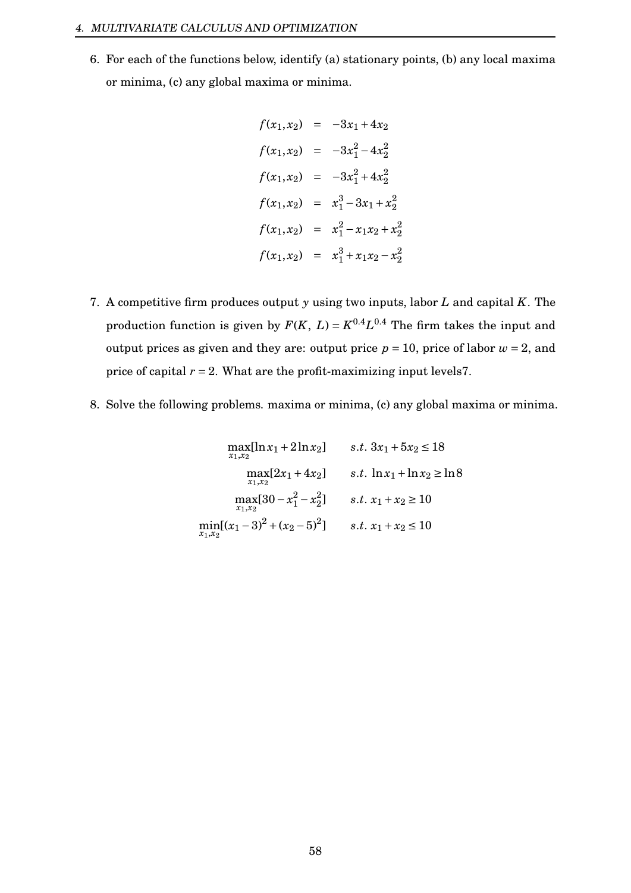6. For each of the functions below, identify (a) stationary points, (b) any local maxima or minima, (c) any global maxima or minima.

$$
\begin{aligned}
f(x_1, x_2) &= -3x_1 + 4x_2 \\
f(x_1, x_2) &= -3x_1^2 - 4x_2^2 \\
f(x_1, x_2) &= -3x_1^2 + 4x_2^2 \\
f(x_1, x_2) &= x_1^3 - 3x_1 + x_2^2 \\
f(x_1, x_2) &= x_1^2 - x_1 x_2 + x_2^2 \\
f(x_1, x_2) &= x_1^3 + x_1 x_2 - x_2^2
\end{aligned}
$$

7. A competitive firm produces output $y$ using two inputs, labor $L$ and capital $K$. The production function is given by $F(K, L) = K^{0.4} L^{0.4}$ The firm takes the input and output prices as given and they are: output price $p = 10$, price of labor $w = 2$, and price of capital $r = 2$. What are the profit-maximizing input levels7.

8. Solve the following problems. maxima or minima, (c) any global maxima or minima.

$$
\begin{aligned}
&\max_{x_1, x_2} [\ln x_1 + 2 \ln x_2] && s.t.\ 3x_1 + 5x_2 \leq 18 \\
&\max_{x_1, x_2} [2x_1 + 4x_2] && s.t.\ \ln x_1 + \ln x_2 \geq \ln 8 \\
&\max_{x_1, x_2} [30 - x_1^2 - x_2^2] && s.t.\ x_1 + x_2 \geq 10 \\
&\min_{x_1, x_2} [(x_1 - 3)^2 + (x_2 - 5)^2] && s.t.\ x_1 + x_2 \leq 10
\end{aligned}
$$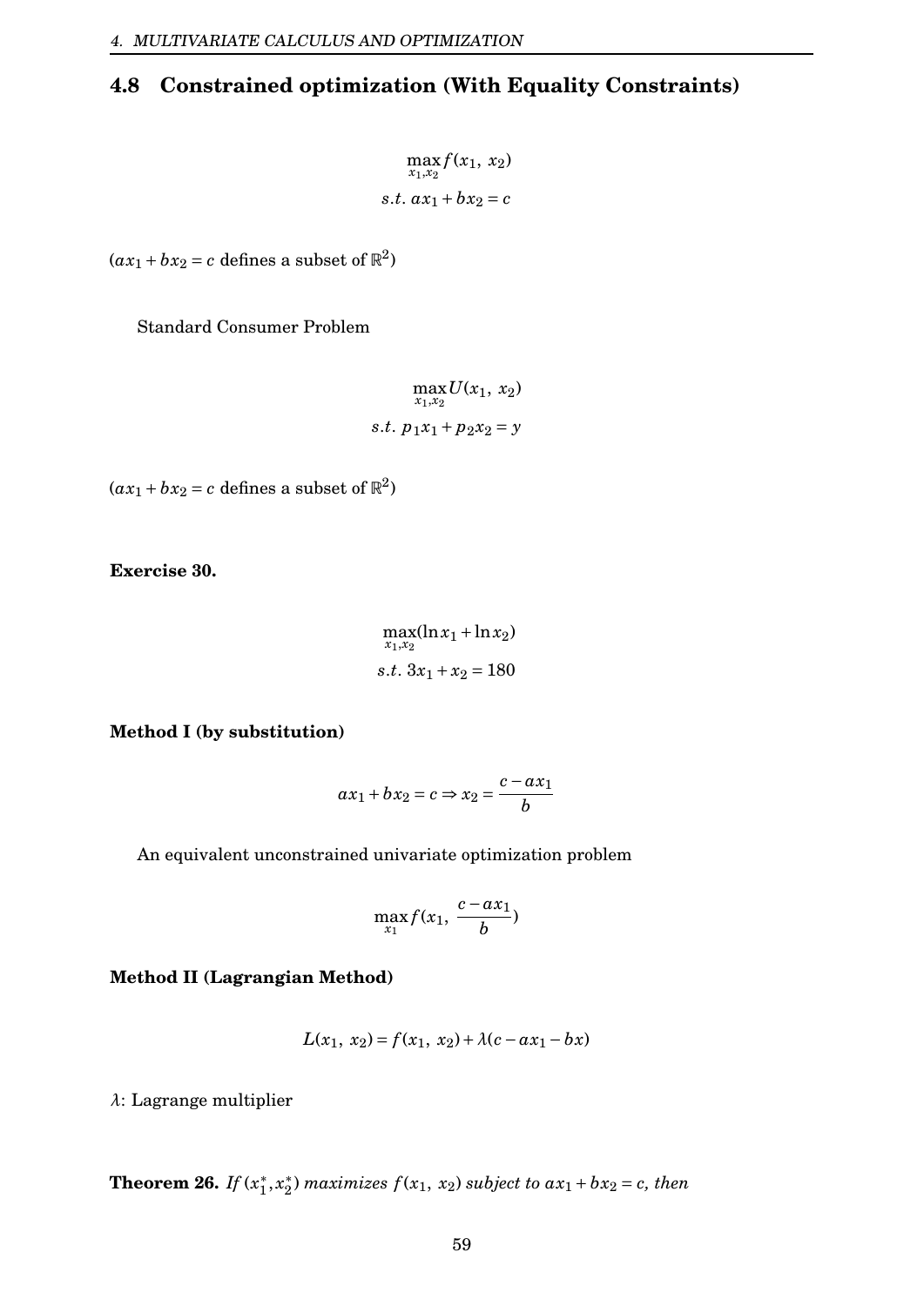## 4.8 Constrained optimization (With Equality Constraints)

$$\max_{x_1,x_2} f(x_1,\ x_2)$$
$$s.t.\ ax_1 + bx_2 = c$$

($ax_1 + bx_2 = c$ defines a subset of $\mathbb{R}^2$)

Standard Consumer Problem

$$\max_{x_1,x_2} U(x_1,\ x_2)$$
$$s.t.\ p_1x_1 + p_2x_2 = y$$

($ax_1 + bx_2 = c$ defines a subset of $\mathbb{R}^2$)

**Exercise 30.**

$$\max_{x_1,x_2} (\ln x_1 + \ln x_2)$$
$$s.t.\ 3x_1 + x_2 = 180$$

**Method I (by substitution)**

$$ax_1 + bx_2 = c \Rightarrow x_2 = \frac{c - ax_1}{b}$$

An equivalent unconstrained univariate optimization problem

$$\max_{x_1} f(x_1,\ \frac{c - ax_1}{b})$$

**Method II (Lagrangian Method)**

$$L(x_1,\ x_2) = f(x_1,\ x_2) + \lambda(c - ax_1 - bx)$$

$\lambda$: Lagrange multiplier

**Theorem 26.** *If $(x_1^*, x_2^*)$ maximizes $f(x_1,\ x_2)$ subject to $ax_1 + bx_2 = c$, then*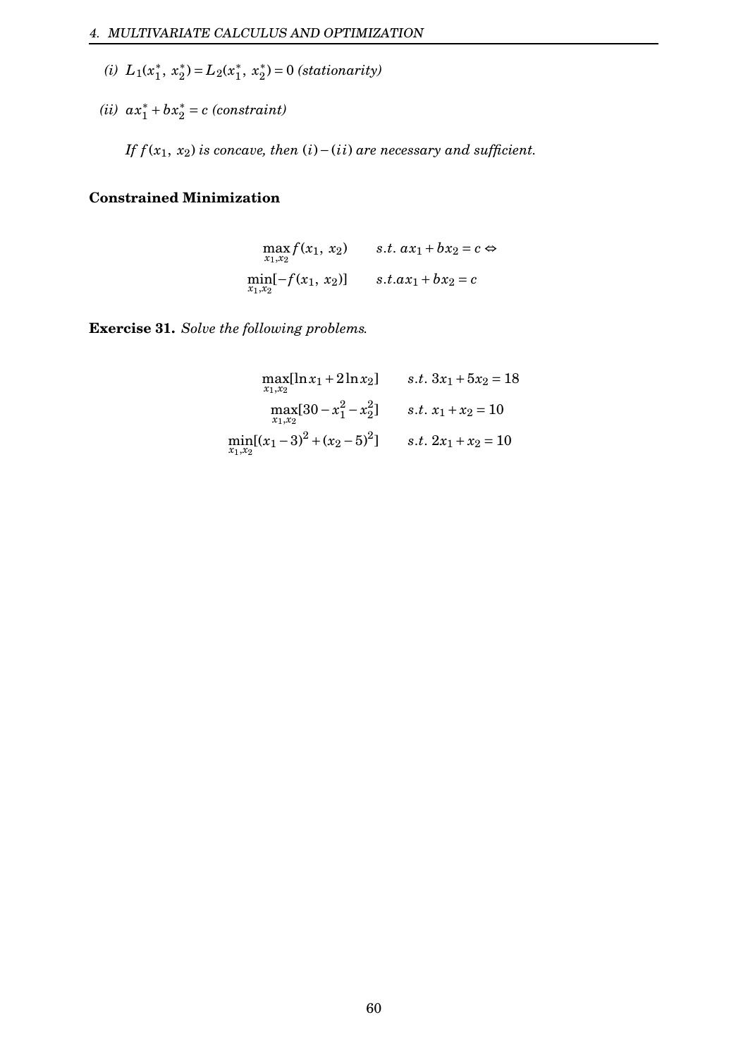*(i)* $L_1(x_1^*, x_2^*) = L_2(x_1^*, x_2^*) = 0$ *(stationarity)*

*(ii)* $ax_1^* + bx_2^* = c$ *(constraint)*

*If $f(x_1, x_2)$ is concave, then $(i)-(ii)$ are necessary and sufficient.*

### Constrained Minimization

$$\max_{x_1,x_2} f(x_1, x_2) \qquad s.t.\ ax_1 + bx_2 = c \Leftrightarrow$$

$$\min_{x_1,x_2}[-f(x_1, x_2)] \qquad s.t. ax_1 + bx_2 = c$$

**Exercise 31.** *Solve the following problems.*

$$\max_{x_1,x_2}[\ln x_1 + 2\ln x_2] \qquad s.t.\ 3x_1 + 5x_2 = 18$$

$$\max_{x_1,x_2}[30 - x_1^2 - x_2^2] \qquad s.t.\ x_1 + x_2 = 10$$

$$\min_{x_1,x_2}[(x_1-3)^2 + (x_2-5)^2] \qquad s.t.\ 2x_1 + x_2 = 10$$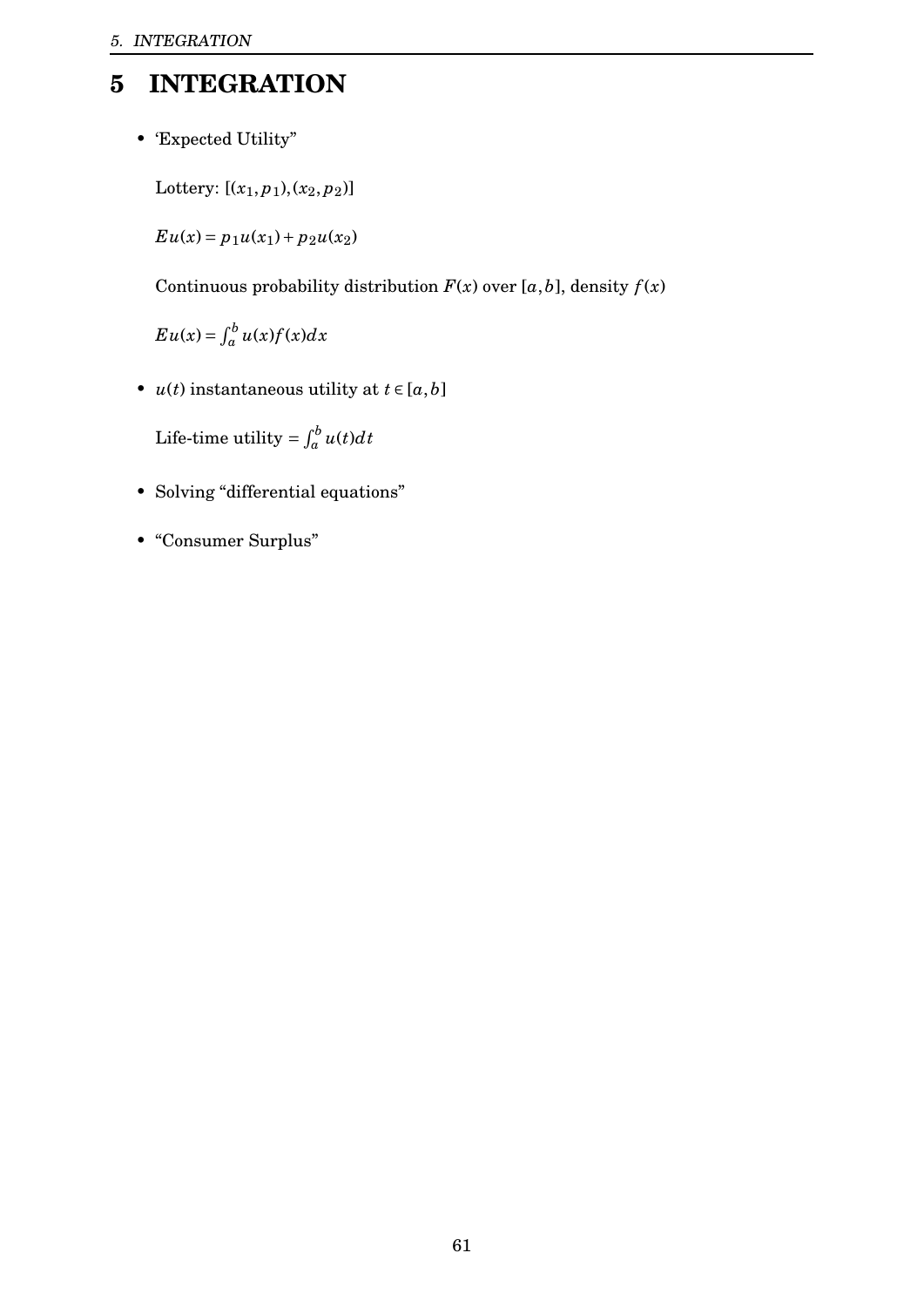# 5 INTEGRATION

- 'Expected Utility"

  Lottery: $[(x_1, p_1), (x_2, p_2)]$

  $Eu(x) = p_1 u(x_1) + p_2 u(x_2)$

  Continuous probability distribution $F(x)$ over $[a, b]$, density $f(x)$

  $Eu(x) = \int_a^b u(x) f(x) dx$

- $u(t)$ instantaneous utility at $t \in [a, b]$

  Life-time utility $= \int_a^b u(t) dt$

- Solving "differential equations"

- "Consumer Surplus"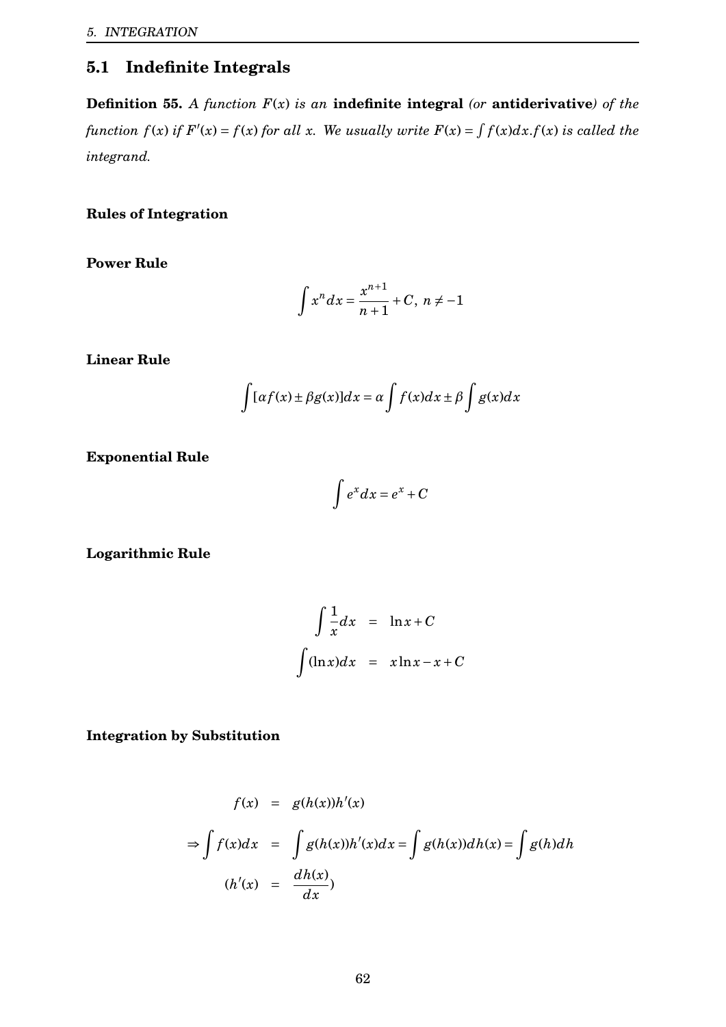## 5.1 Indefinite Integrals

**Definition 55.** *A function $F(x)$ is an* **indefinite integral** *(or* **antiderivative***) of the function $f(x)$ if $F'(x) = f(x)$ for all $x$. We usually write $F(x) = \int f(x)dx$.$f(x)$ is called the integrand.*

**Rules of Integration**

**Power Rule**

$$\int x^n dx = \frac{x^{n+1}}{n+1} + C, \; n \neq -1$$

**Linear Rule**

$$\int [\alpha f(x) \pm \beta g(x)] dx = \alpha \int f(x) dx \pm \beta \int g(x) dx$$

**Exponential Rule**

$$\int e^x dx = e^x + C$$

**Logarithmic Rule**

$$\begin{aligned} \int \frac{1}{x} dx &= \ln x + C \\ \int (\ln x) dx &= x \ln x - x + C \end{aligned}$$

**Integration by Substitution**

$$\begin{aligned} f(x) &= g(h(x))h'(x) \\ \Rightarrow \int f(x)dx &= \int g(h(x))h'(x)dx = \int g(h(x))dh(x) = \int g(h)dh \\ (h'(x) &= \frac{dh(x)}{dx}) \end{aligned}$$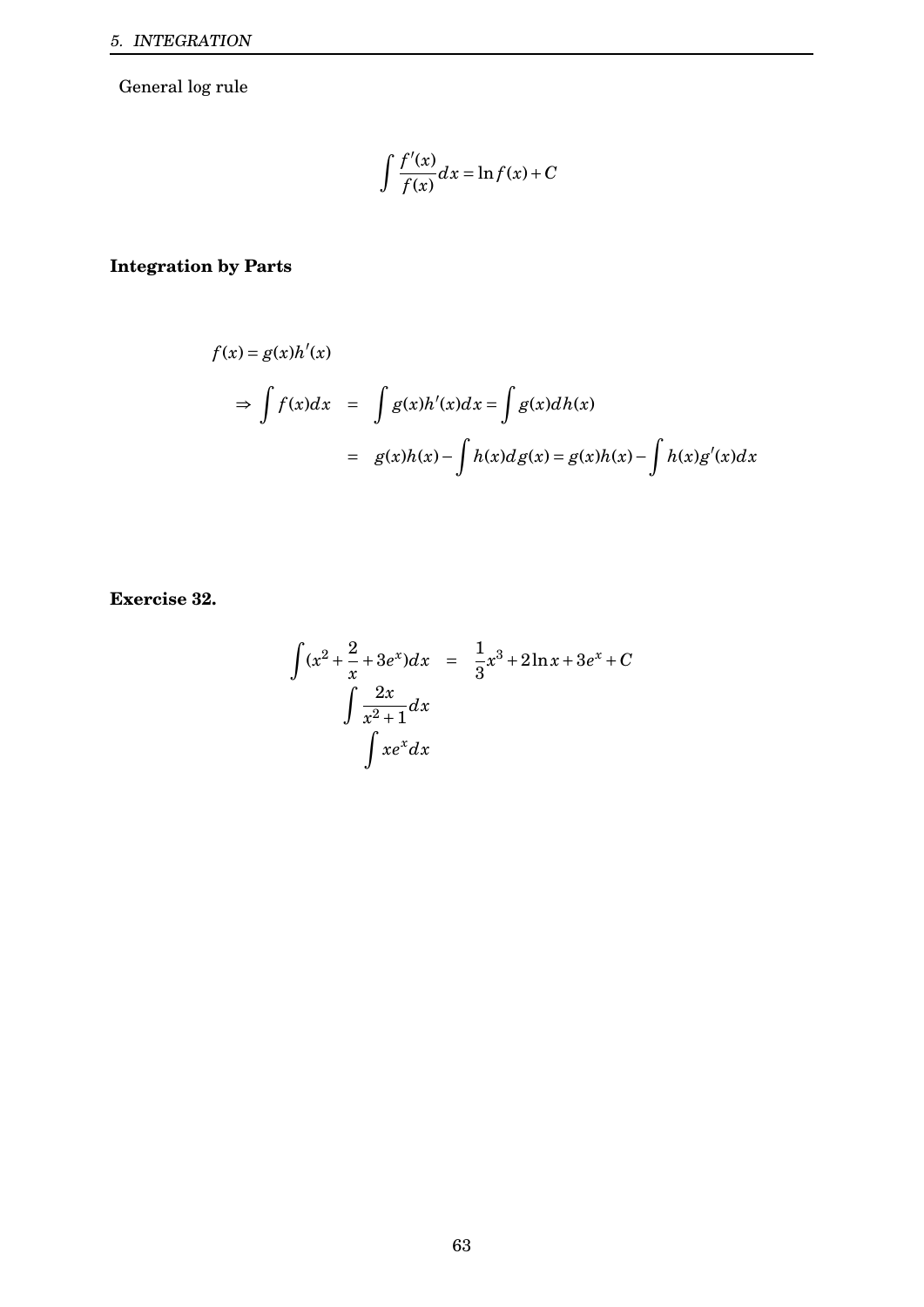General log rule

$$\int \frac{f'(x)}{f(x)} dx = \ln f(x) + C$$

**Integration by Parts**

$$f(x) = g(x)h'(x)$$

$$\begin{aligned} \Rightarrow \int f(x)dx &= \int g(x)h'(x)dx = \int g(x)dh(x) \\ &= g(x)h(x) - \int h(x)dg(x) = g(x)h(x) - \int h(x)g'(x)dx \end{aligned}$$

**Exercise 32.**

$$\begin{aligned} \int (x^2 + \frac{2}{x} + 3e^x)dx &= \frac{1}{3}x^3 + 2\ln x + 3e^x + C \\ \int \frac{2x}{x^2+1}dx & \\ \int xe^x dx & \end{aligned}$$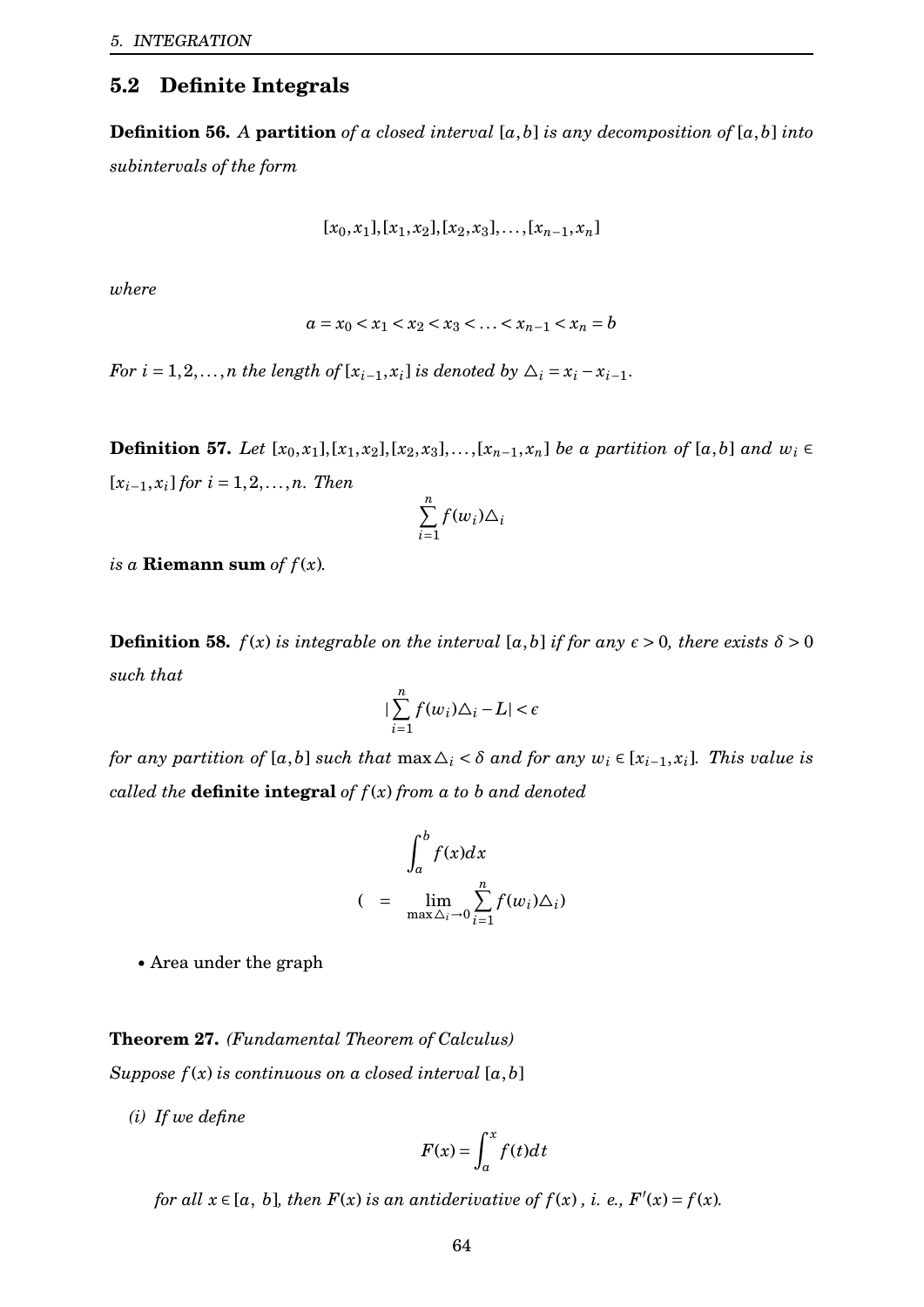## 5.2 Definite Integrals

**Definition 56.** *A* **partition** *of a closed interval* $[a,b]$ *is any decomposition of* $[a,b]$ *into subintervals of the form*

$$[x_0,x_1],[x_1,x_2],[x_2,x_3],\ldots,[x_{n-1},x_n]$$

*where*

$$a = x_0 < x_1 < x_2 < x_3 < \ldots < x_{n-1} < x_n = b$$

*For* $i = 1,2,\ldots,n$ *the length of* $[x_{i-1},x_i]$ *is denoted by* $\triangle_i = x_i - x_{i-1}$.

**Definition 57.** *Let* $[x_0,x_1],[x_1,x_2],[x_2,x_3],\ldots,[x_{n-1},x_n]$ *be a partition of* $[a,b]$ *and* $w_i \in [x_{i-1},x_i]$ *for* $i = 1,2,\ldots,n$*. Then*

$$\sum_{i=1}^{n} f(w_i)\triangle_i$$

*is a* **Riemann sum** *of* $f(x)$*.*

**Definition 58.** $f(x)$ *is integrable on the interval* $[a,b]$ *if for any* $\epsilon > 0$*, there exists* $\delta > 0$ *such that*

$$|\sum_{i=1}^{n} f(w_i)\triangle_i - L| < \epsilon$$

*for any partition of* $[a,b]$ *such that* $\max\triangle_i < \delta$ *and for any* $w_i \in [x_{i-1},x_i]$*. This value is called the* **definite integral** *of* $f(x)$ *from* $a$ *to* $b$ *and denoted*

$$\int_a^b f(x)dx$$

$$( \quad = \quad \lim_{\max\triangle_i \to 0} \sum_{i=1}^{n} f(w_i)\triangle_i)$$

- Area under the graph

**Theorem 27.** *(Fundamental Theorem of Calculus)*
*Suppose* $f(x)$ *is continuous on a closed interval* $[a,b]$

*(i) If we define*

$$F(x) = \int_a^x f(t)dt$$

*for all* $x \in [a,\ b]$*, then* $F(x)$ *is an antiderivative of* $f(x)$ *, i. e.,* $F'(x) = f(x)$*.*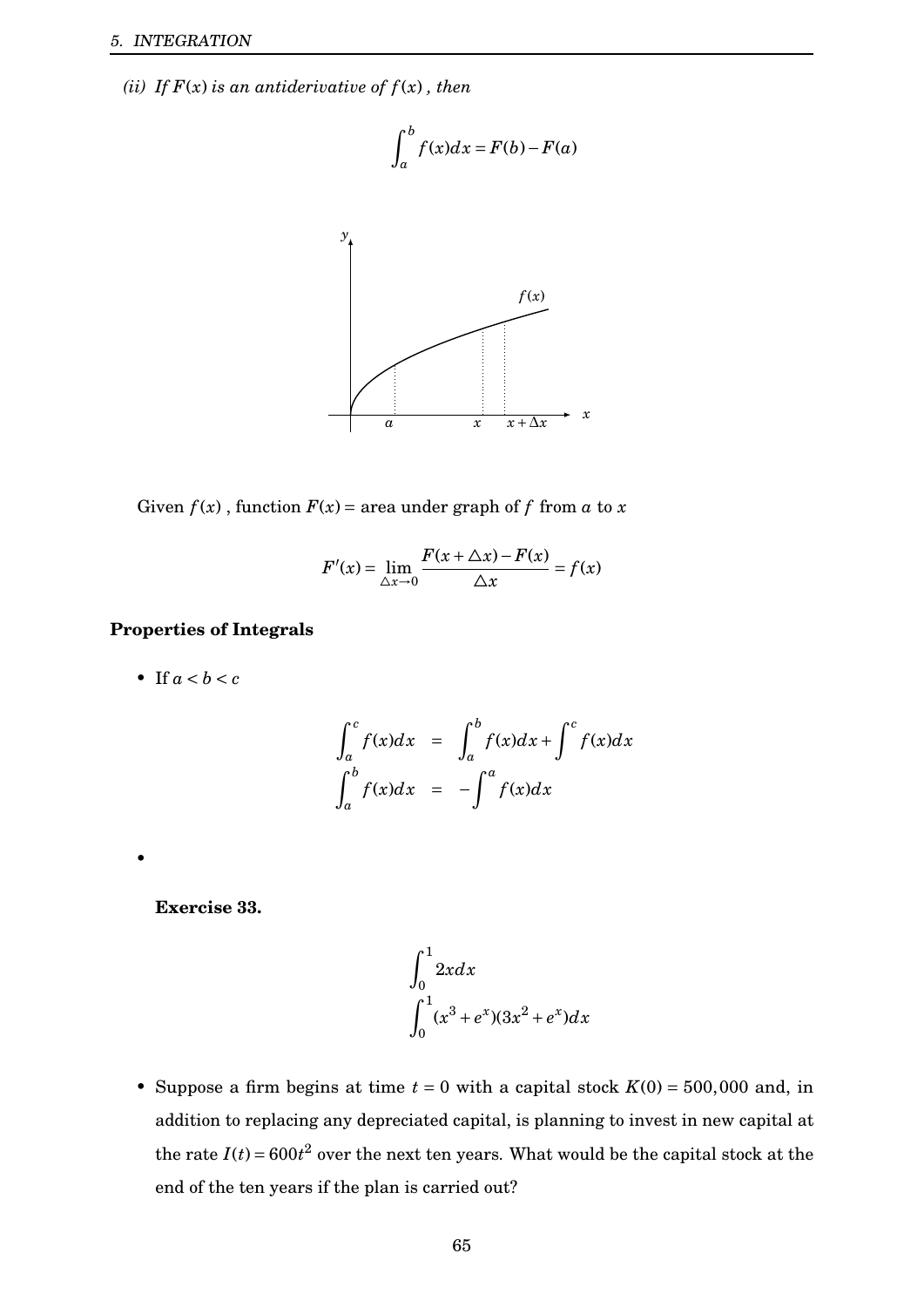*(ii) If $F(x)$ is an antiderivative of $f(x)$, then*

$$\int_a^b f(x)dx = F(b) - F(a)$$

Given $f(x)$, function $F(x)$ = area under graph of $f$ from $a$ to $x$

$$F'(x) = \lim_{\triangle x \to 0} \frac{F(x + \triangle x) - F(x)}{\triangle x} = f(x)$$

**Properties of Integrals**

- If $a < b < c$

$$\begin{aligned} \int_a^c f(x)dx &= \int_a^b f(x)dx + \int^c f(x)dx \\ \int_a^b f(x)dx &= -\int^a f(x)dx \end{aligned}$$

- 

**Exercise 33.**

$$\int_0^1 2x dx$$
$$\int_0^1 (x^3 + e^x)(3x^2 + e^x)dx$$

- Suppose a firm begins at time $t = 0$ with a capital stock $K(0) = 500,000$ and, in addition to replacing any depreciated capital, is planning to invest in new capital at the rate $I(t) = 600t^2$ over the next ten years. What would be the capital stock at the end of the ten years if the plan is carried out?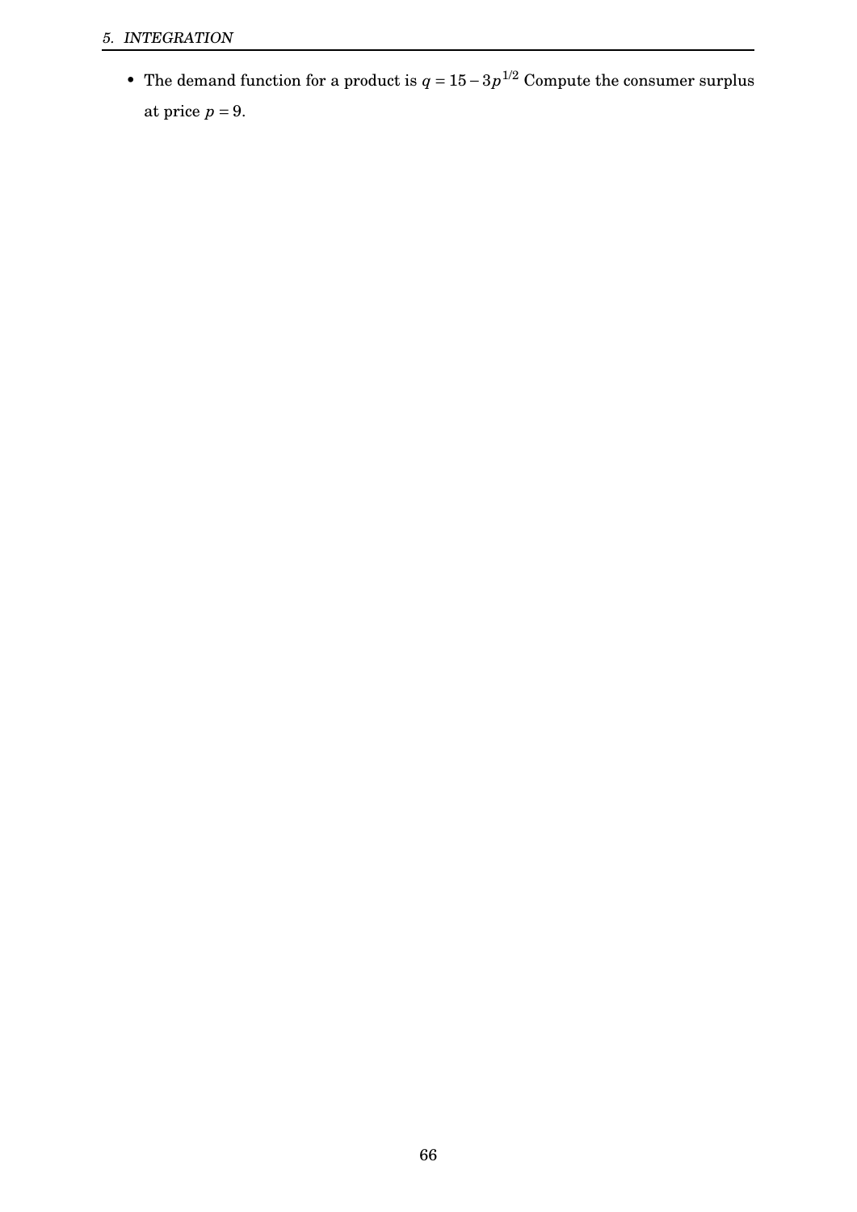- The demand function for a product is $q = 15 - 3p^{1/2}$ Compute the consumer surplus at price $p = 9$.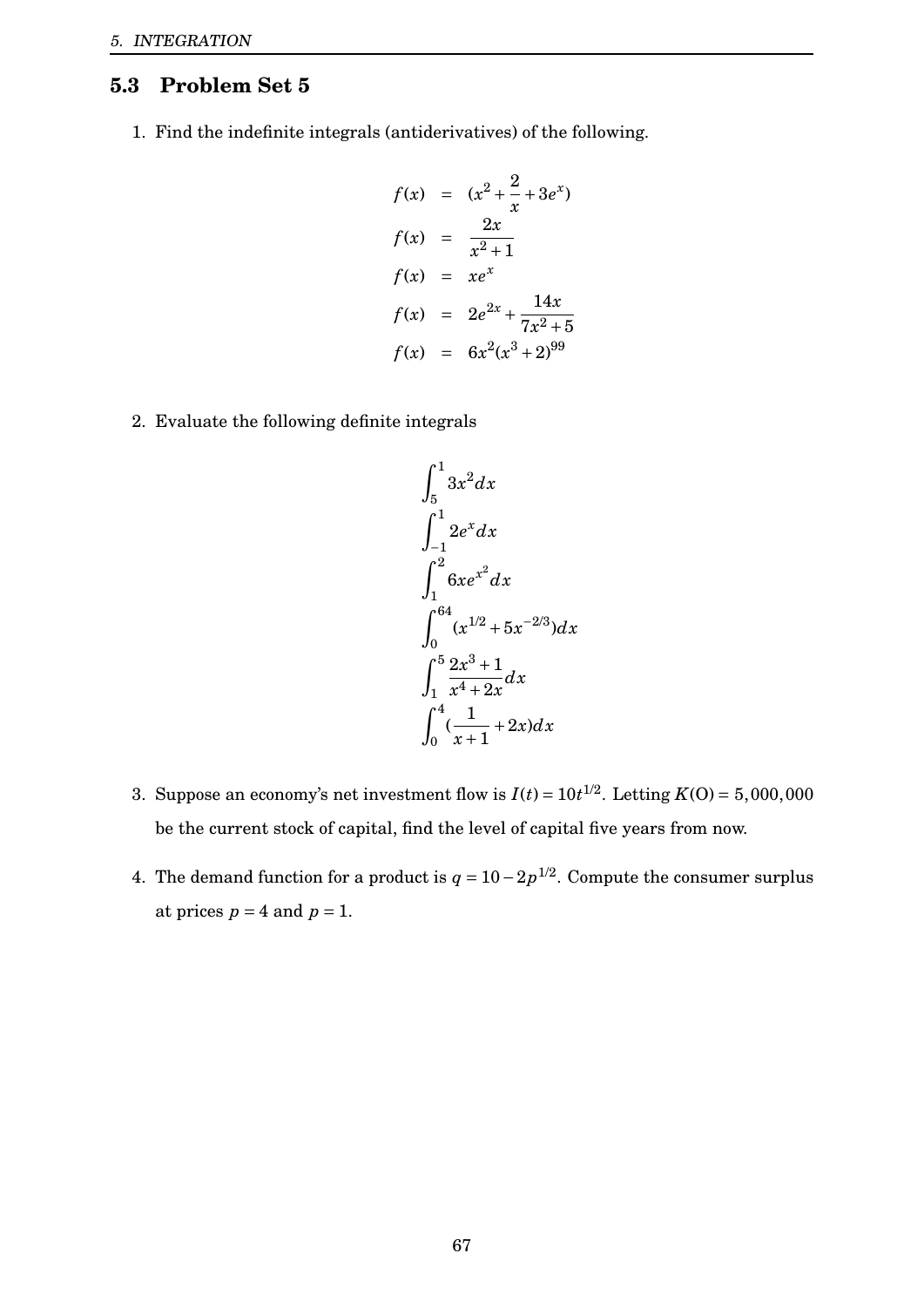## 5.3 Problem Set 5

1. Find the indefinite integrals (antiderivatives) of the following.

$$
\begin{aligned}
f(x) &= (x^2 + \frac{2}{x} + 3e^x) \\
f(x) &= \frac{2x}{x^2+1} \\
f(x) &= xe^x \\
f(x) &= 2e^{2x} + \frac{14x}{7x^2+5} \\
f(x) &= 6x^2(x^3+2)^{99}
\end{aligned}
$$

2. Evaluate the following definite integrals

$$
\int_5^1 3x^2 dx
$$

$$
\int_{-1}^1 2e^x dx
$$

$$
\int_1^2 6xe^{x^2} dx
$$

$$
\int_0^{64} (x^{1/2} + 5x^{-2/3}) dx
$$

$$
\int_1^5 \frac{2x^3+1}{x^4+2x} dx
$$

$$
\int_0^4 (\frac{1}{x+1} + 2x) dx
$$

3. Suppose an economy's net investment flow is $I(t) = 10t^{1/2}$. Letting $K(\text{O}) = 5{,}000{,}000$ be the current stock of capital, find the level of capital five years from now.

4. The demand function for a product is $q = 10 - 2p^{1/2}$. Compute the consumer surplus at prices $p = 4$ and $p = 1$.